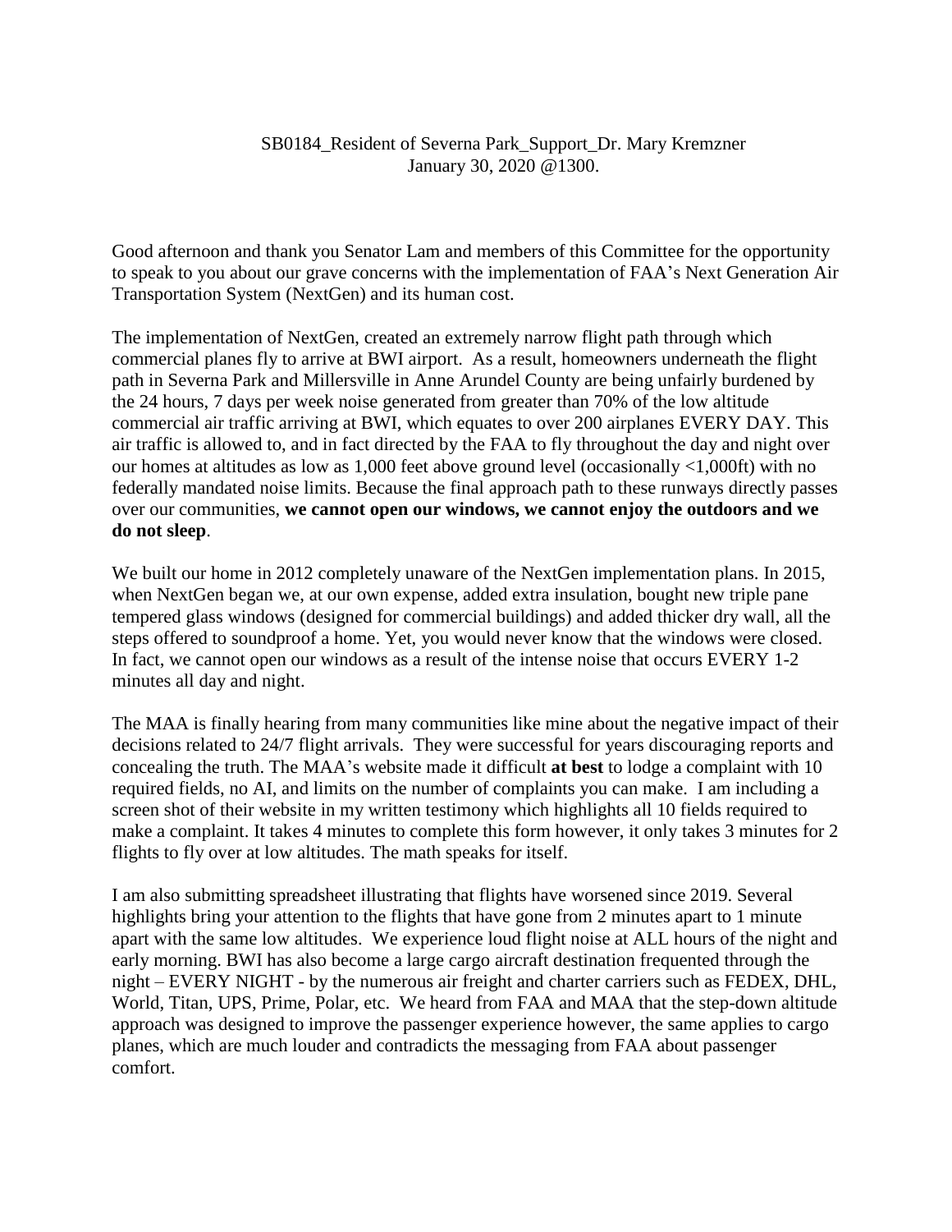SB0184_Resident of Severna Park_Support_Dr. Mary Kremzner
January 30, 2020 @1300.

Good afternoon and thank you Senator Lam and members of this Committee for the opportunity to speak to you about our grave concerns with the implementation of FAA's Next Generation Air Transportation System (NextGen) and its human cost.

The implementation of NextGen, created an extremely narrow flight path through which commercial planes fly to arrive at BWI airport. As a result, homeowners underneath the flight path in Severna Park and Millersville in Anne Arundel County are being unfairly burdened by the 24 hours, 7 days per week noise generated from greater than 70% of the low altitude commercial air traffic arriving at BWI, which equates to over 200 airplanes EVERY DAY. This air traffic is allowed to, and in fact directed by the FAA to fly throughout the day and night over our homes at altitudes as low as 1,000 feet above ground level (occasionally <1,000ft) with no federally mandated noise limits. Because the final approach path to these runways directly passes over our communities, **we cannot open our windows, we cannot enjoy the outdoors and we do not sleep**.

We built our home in 2012 completely unaware of the NextGen implementation plans. In 2015, when NextGen began we, at our own expense, added extra insulation, bought new triple pane tempered glass windows (designed for commercial buildings) and added thicker dry wall, all the steps offered to soundproof a home. Yet, you would never know that the windows were closed. In fact, we cannot open our windows as a result of the intense noise that occurs EVERY 1-2 minutes all day and night.

The MAA is finally hearing from many communities like mine about the negative impact of their decisions related to 24/7 flight arrivals. They were successful for years discouraging reports and concealing the truth. The MAA's website made it difficult **at best** to lodge a complaint with 10 required fields, no AI, and limits on the number of complaints you can make. I am including a screen shot of their website in my written testimony which highlights all 10 fields required to make a complaint. It takes 4 minutes to complete this form however, it only takes 3 minutes for 2 flights to fly over at low altitudes. The math speaks for itself.

I am also submitting spreadsheet illustrating that flights have worsened since 2019. Several highlights bring your attention to the flights that have gone from 2 minutes apart to 1 minute apart with the same low altitudes. We experience loud flight noise at ALL hours of the night and early morning. BWI has also become a large cargo aircraft destination frequented through the night – EVERY NIGHT - by the numerous air freight and charter carriers such as FEDEX, DHL, World, Titan, UPS, Prime, Polar, etc. We heard from FAA and MAA that the step-down altitude approach was designed to improve the passenger experience however, the same applies to cargo planes, which are much louder and contradicts the messaging from FAA about passenger comfort.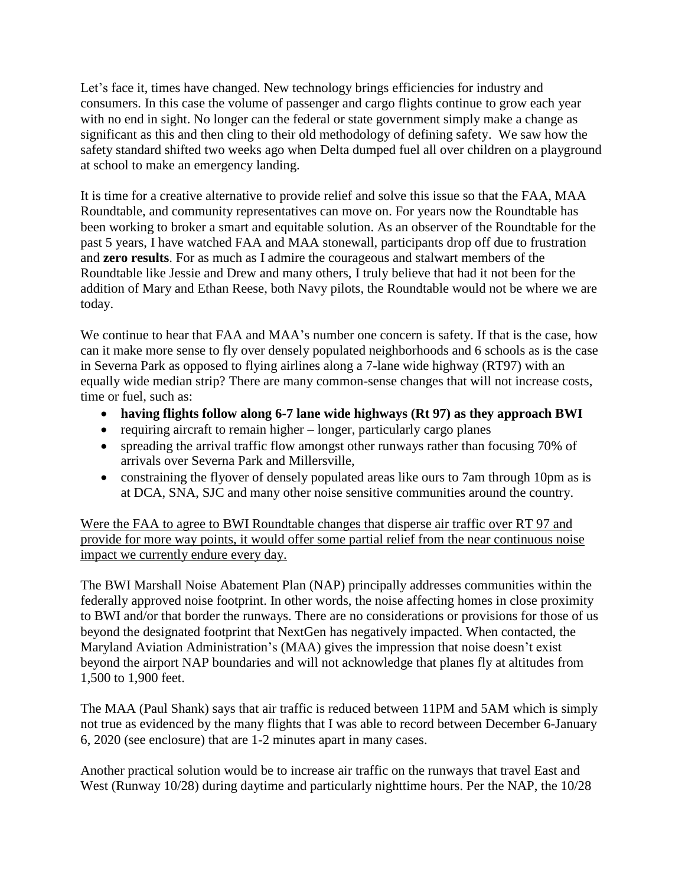Let's face it, times have changed. New technology brings efficiencies for industry and consumers. In this case the volume of passenger and cargo flights continue to grow each year with no end in sight. No longer can the federal or state government simply make a change as significant as this and then cling to their old methodology of defining safety. We saw how the safety standard shifted two weeks ago when Delta dumped fuel all over children on a playground at school to make an emergency landing.

It is time for a creative alternative to provide relief and solve this issue so that the FAA, MAA Roundtable, and community representatives can move on. For years now the Roundtable has been working to broker a smart and equitable solution. As an observer of the Roundtable for the past 5 years, I have watched FAA and MAA stonewall, participants drop off due to frustration and **zero results**. For as much as I admire the courageous and stalwart members of the Roundtable like Jessie and Drew and many others, I truly believe that had it not been for the addition of Mary and Ethan Reese, both Navy pilots, the Roundtable would not be where we are today.

We continue to hear that FAA and MAA's number one concern is safety. If that is the case, how can it make more sense to fly over densely populated neighborhoods and 6 schools as is the case in Severna Park as opposed to flying airlines along a 7-lane wide highway (RT97) with an equally wide median strip? There are many common-sense changes that will not increase costs, time or fuel, such as:

- **having flights follow along 6-7 lane wide highways (Rt 97) as they approach BWI**
- requiring aircraft to remain higher – longer, particularly cargo planes
- spreading the arrival traffic flow amongst other runways rather than focusing 70% of arrivals over Severna Park and Millersville,
- constraining the flyover of densely populated areas like ours to 7am through 10pm as is at DCA, SNA, SJC and many other noise sensitive communities around the country.

<u>Were the FAA to agree to BWI Roundtable changes that disperse air traffic over RT 97 and provide for more way points, it would offer some partial relief from the near continuous noise impact we currently endure every day.</u>

The BWI Marshall Noise Abatement Plan (NAP) principally addresses communities within the federally approved noise footprint. In other words, the noise affecting homes in close proximity to BWI and/or that border the runways. There are no considerations or provisions for those of us beyond the designated footprint that NextGen has negatively impacted. When contacted, the Maryland Aviation Administration's (MAA) gives the impression that noise doesn't exist beyond the airport NAP boundaries and will not acknowledge that planes fly at altitudes from 1,500 to 1,900 feet.

The MAA (Paul Shank) says that air traffic is reduced between 11PM and 5AM which is simply not true as evidenced by the many flights that I was able to record between December 6-January 6, 2020 (see enclosure) that are 1-2 minutes apart in many cases.

Another practical solution would be to increase air traffic on the runways that travel East and West (Runway 10/28) during daytime and particularly nighttime hours. Per the NAP, the 10/28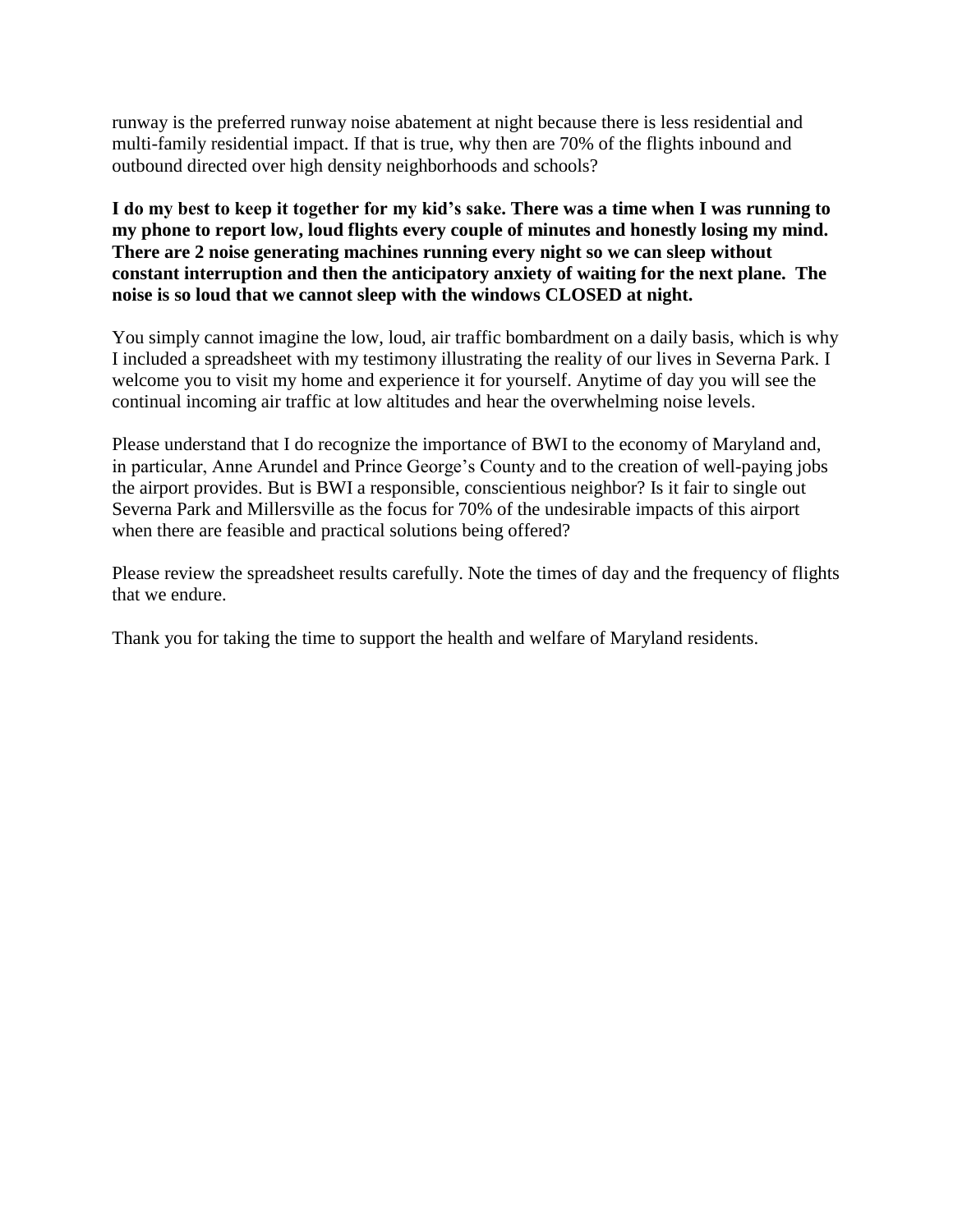runway is the preferred runway noise abatement at night because there is less residential and multi-family residential impact. If that is true, why then are 70% of the flights inbound and outbound directed over high density neighborhoods and schools?

**I do my best to keep it together for my kid's sake. There was a time when I was running to my phone to report low, loud flights every couple of minutes and honestly losing my mind. There are 2 noise generating machines running every night so we can sleep without constant interruption and then the anticipatory anxiety of waiting for the next plane. The noise is so loud that we cannot sleep with the windows CLOSED at night.**

You simply cannot imagine the low, loud, air traffic bombardment on a daily basis, which is why I included a spreadsheet with my testimony illustrating the reality of our lives in Severna Park. I welcome you to visit my home and experience it for yourself. Anytime of day you will see the continual incoming air traffic at low altitudes and hear the overwhelming noise levels.

Please understand that I do recognize the importance of BWI to the economy of Maryland and, in particular, Anne Arundel and Prince George's County and to the creation of well-paying jobs the airport provides. But is BWI a responsible, conscientious neighbor? Is it fair to single out Severna Park and Millersville as the focus for 70% of the undesirable impacts of this airport when there are feasible and practical solutions being offered?

Please review the spreadsheet results carefully. Note the times of day and the frequency of flights that we endure.

Thank you for taking the time to support the health and welfare of Maryland residents.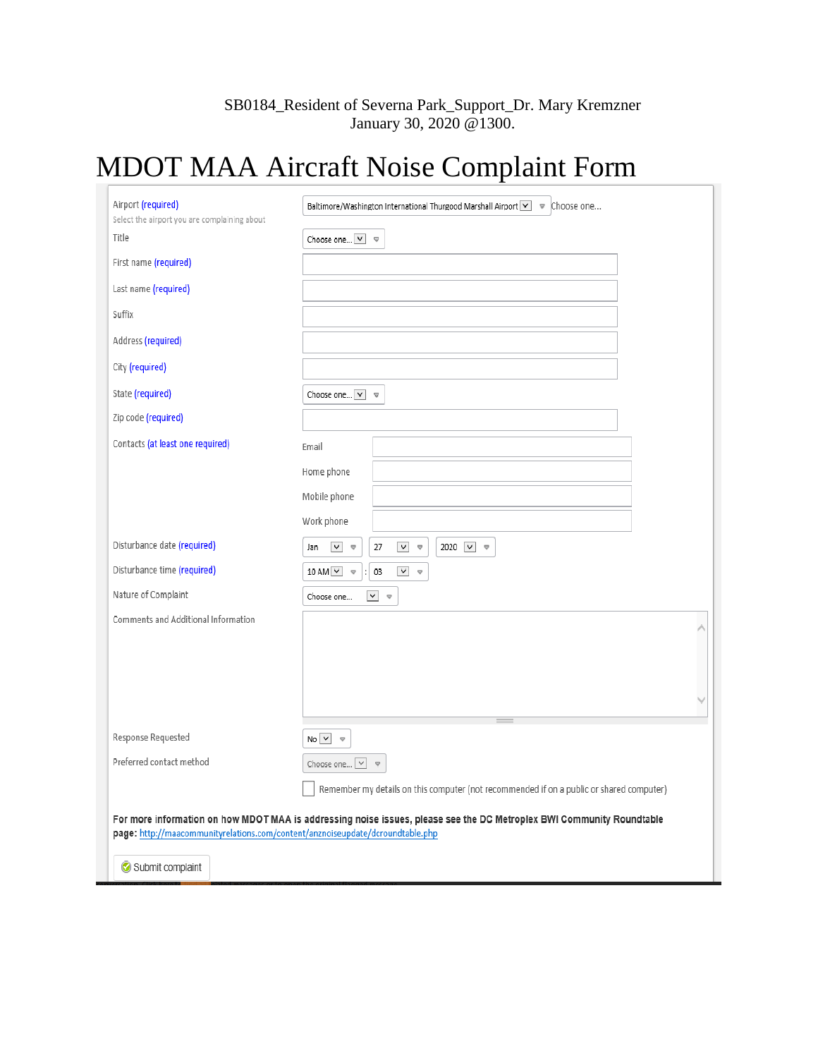SB0184_Resident of Severna Park_Support_Dr. Mary Kremzner
January 30, 2020 @1300.

# MDOT MAA Aircraft Noise Complaint Form

| | |
|---|---|
| Airport (required)<br>Select the airport you are complaining about | Baltimore/Washington International Thurgood Marshall Airport ▼ Choose one... |
| Title | Choose one... ▼ |
| First name (required) | |
| Last name (required) | |
| Suffix | |
| Address (required) | |
| City (required) | |
| State (required) | Choose one... ▼ |
| Zip code (required) | |
| Contacts (at least one required) | Email |
| | Home phone |
| | Mobile phone |
| | Work phone |
| Disturbance date (required) | Jan ▼ 27 ▼ 2020 ▼ |
| Disturbance time (required) | 10 AM ▼ : 03 ▼ |
| Nature of Complaint | Choose one... ▼ |
| Comments and Additional Information | |
| Response Requested | No ▼ |
| Preferred contact method | Choose one... ▼ |
| | ☐ Remember my details on this computer (not recommended if on a public or shared computer) |

**For more information on how MDOT MAA is addressing noise issues, please see the DC Metroplex BWI Community Roundtable page:** http://maacommunityrelations.com/content/anznoiseupdate/dcroundtable.php

Submit complaint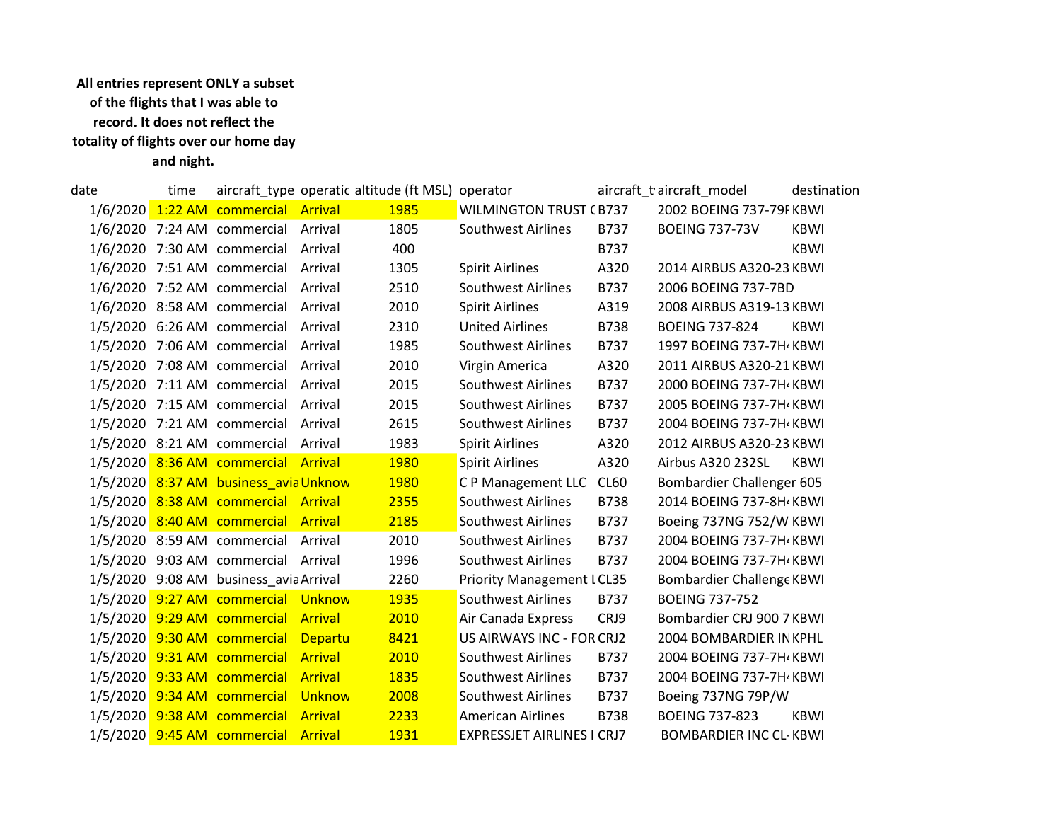**All entries represent ONLY a subset of the flights that I was able to record. It does not reflect the totality of flights over our home day and night.**

| date | time | aircraft_type | operatic | altitude (ft MSL) | operator | aircraft_t | aircraft_model | destination |
|---|---|---|---|---|---|---|---|---|
| 1/6/2020 | 1:22 AM | commercial | Arrival | 1985 | WILMINGTON TRUST ( | B737 | 2002 BOEING 737-79I | KBWI |
| 1/6/2020 | 7:24 AM | commercial | Arrival | 1805 | Southwest Airlines | B737 | BOEING 737-73V | KBWI |
| 1/6/2020 | 7:30 AM | commercial | Arrival | 400 | | B737 | | KBWI |
| 1/6/2020 | 7:51 AM | commercial | Arrival | 1305 | Spirit Airlines | A320 | 2014 AIRBUS A320-23 | KBWI |
| 1/6/2020 | 7:52 AM | commercial | Arrival | 2510 | Southwest Airlines | B737 | 2006 BOEING 737-7BD | |
| 1/6/2020 | 8:58 AM | commercial | Arrival | 2010 | Spirit Airlines | A319 | 2008 AIRBUS A319-13 | KBWI |
| 1/5/2020 | 6:26 AM | commercial | Arrival | 2310 | United Airlines | B738 | BOEING 737-824 | KBWI |
| 1/5/2020 | 7:06 AM | commercial | Arrival | 1985 | Southwest Airlines | B737 | 1997 BOEING 737-7H | KBWI |
| 1/5/2020 | 7:08 AM | commercial | Arrival | 2010 | Virgin America | A320 | 2011 AIRBUS A320-21 | KBWI |
| 1/5/2020 | 7:11 AM | commercial | Arrival | 2015 | Southwest Airlines | B737 | 2000 BOEING 737-7H | KBWI |
| 1/5/2020 | 7:15 AM | commercial | Arrival | 2015 | Southwest Airlines | B737 | 2005 BOEING 737-7H | KBWI |
| 1/5/2020 | 7:21 AM | commercial | Arrival | 2615 | Southwest Airlines | B737 | 2004 BOEING 737-7H | KBWI |
| 1/5/2020 | 8:21 AM | commercial | Arrival | 1983 | Spirit Airlines | A320 | 2012 AIRBUS A320-23 | KBWI |
| 1/5/2020 | 8:36 AM | commercial | Arrival | 1980 | Spirit Airlines | A320 | Airbus A320 232SL | KBWI |
| 1/5/2020 | 8:37 AM | business_avia | Unknow | 1980 | C P Management LLC | CL60 | Bombardier Challenger 605 | |
| 1/5/2020 | 8:38 AM | commercial | Arrival | 2355 | Southwest Airlines | B738 | 2014 BOEING 737-8H | KBWI |
| 1/5/2020 | 8:40 AM | commercial | Arrival | 2185 | Southwest Airlines | B737 | Boeing 737NG 752/W | KBWI |
| 1/5/2020 | 8:59 AM | commercial | Arrival | 2010 | Southwest Airlines | B737 | 2004 BOEING 737-7H | KBWI |
| 1/5/2020 | 9:03 AM | commercial | Arrival | 1996 | Southwest Airlines | B737 | 2004 BOEING 737-7H | KBWI |
| 1/5/2020 | 9:08 AM | business_avia | Arrival | 2260 | Priority Management I | CL35 | Bombardier Challenge | KBWI |
| 1/5/2020 | 9:27 AM | commercial | Unknow | 1935 | Southwest Airlines | B737 | BOEING 737-752 | |
| 1/5/2020 | 9:29 AM | commercial | Arrival | 2010 | Air Canada Express | CRJ9 | Bombardier CRJ 900 7 | KBWI |
| 1/5/2020 | 9:30 AM | commercial | Departu | 8421 | US AIRWAYS INC - FOR | CRJ2 | 2004 BOMBARDIER IN | KPHL |
| 1/5/2020 | 9:31 AM | commercial | Arrival | 2010 | Southwest Airlines | B737 | 2004 BOEING 737-7H | KBWI |
| 1/5/2020 | 9:33 AM | commercial | Arrival | 1835 | Southwest Airlines | B737 | 2004 BOEING 737-7H | KBWI |
| 1/5/2020 | 9:34 AM | commercial | Unknow | 2008 | Southwest Airlines | B737 | Boeing 737NG 79P/W | |
| 1/5/2020 | 9:38 AM | commercial | Arrival | 2233 | American Airlines | B738 | BOEING 737-823 | KBWI |
| 1/5/2020 | 9:45 AM | commercial | Arrival | 1931 | EXPRESSJET AIRLINES I | CRJ7 | BOMBARDIER INC CL- | KBWI |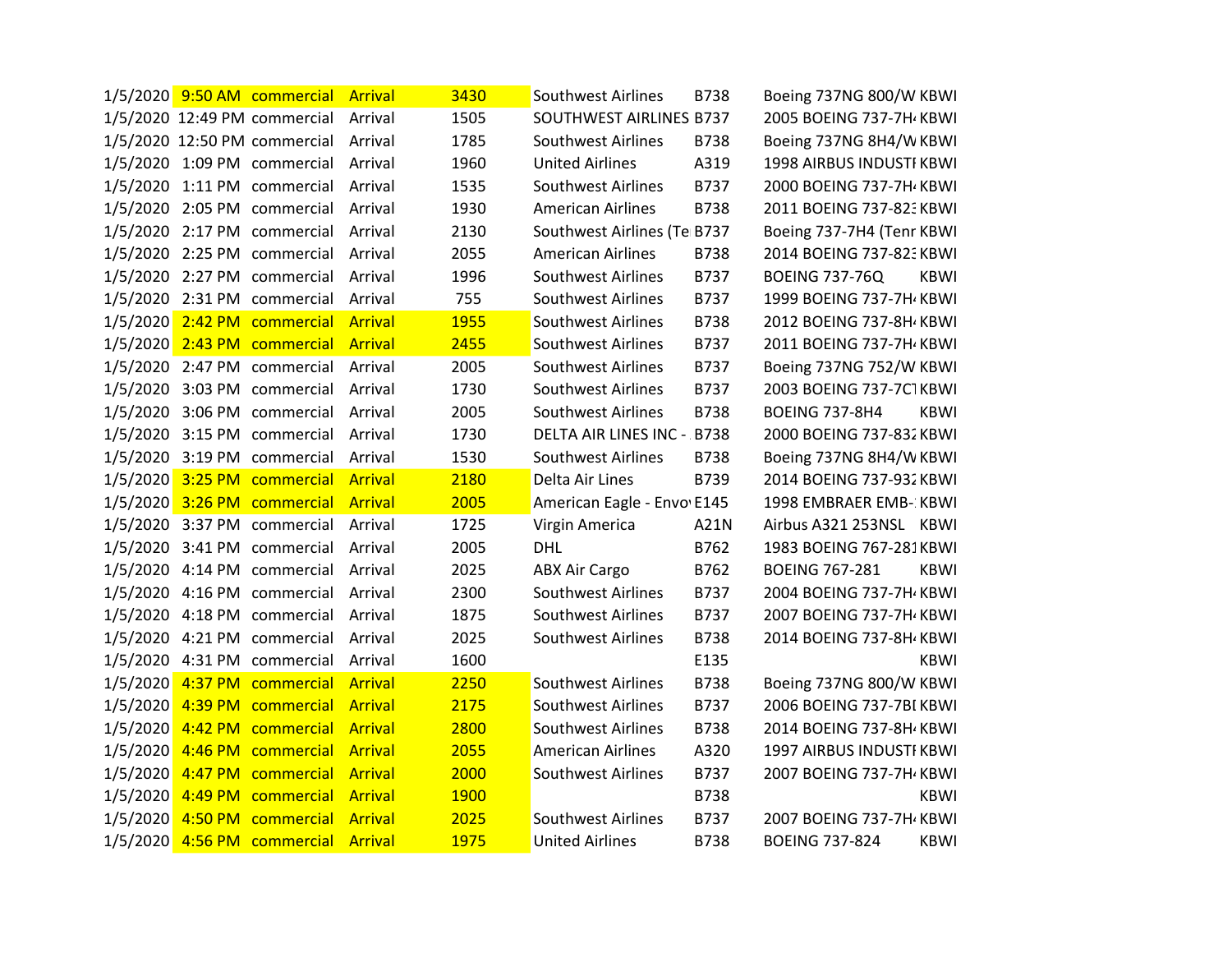| | | | | | | | | |
|---|---|---|---|---|---|---|---|---|
| 1/5/2020 | 9:50 AM | commercial | Arrival | 3430 | Southwest Airlines | B738 | Boeing 737NG 800/W | KBWI |
| 1/5/2020 | 12:49 PM | commercial | Arrival | 1505 | SOUTHWEST AIRLINES | B737 | 2005 BOEING 737-7H4 | KBWI |
| 1/5/2020 | 12:50 PM | commercial | Arrival | 1785 | Southwest Airlines | B738 | Boeing 737NG 8H4/W | KBWI |
| 1/5/2020 | 1:09 PM | commercial | Arrival | 1960 | United Airlines | A319 | 1998 AIRBUS INDUSTI | KBWI |
| 1/5/2020 | 1:11 PM | commercial | Arrival | 1535 | Southwest Airlines | B737 | 2000 BOEING 737-7H4 | KBWI |
| 1/5/2020 | 2:05 PM | commercial | Arrival | 1930 | American Airlines | B738 | 2011 BOEING 737-823 | KBWI |
| 1/5/2020 | 2:17 PM | commercial | Arrival | 2130 | Southwest Airlines (Te | B737 | Boeing 737-7H4 (Tenr | KBWI |
| 1/5/2020 | 2:25 PM | commercial | Arrival | 2055 | American Airlines | B738 | 2014 BOEING 737-823 | KBWI |
| 1/5/2020 | 2:27 PM | commercial | Arrival | 1996 | Southwest Airlines | B737 | BOEING 737-76Q | KBWI |
| 1/5/2020 | 2:31 PM | commercial | Arrival | 755 | Southwest Airlines | B737 | 1999 BOEING 737-7H4 | KBWI |
| 1/5/2020 | 2:42 PM | commercial | Arrival | 1955 | Southwest Airlines | B738 | 2012 BOEING 737-8H4 | KBWI |
| 1/5/2020 | 2:43 PM | commercial | Arrival | 2455 | Southwest Airlines | B737 | 2011 BOEING 737-7H4 | KBWI |
| 1/5/2020 | 2:47 PM | commercial | Arrival | 2005 | Southwest Airlines | B737 | Boeing 737NG 752/W | KBWI |
| 1/5/2020 | 3:03 PM | commercial | Arrival | 1730 | Southwest Airlines | B737 | 2003 BOEING 737-7C1 | KBWI |
| 1/5/2020 | 3:06 PM | commercial | Arrival | 2005 | Southwest Airlines | B738 | BOEING 737-8H4 | KBWI |
| 1/5/2020 | 3:15 PM | commercial | Arrival | 1730 | DELTA AIR LINES INC - | B738 | 2000 BOEING 737-832 | KBWI |
| 1/5/2020 | 3:19 PM | commercial | Arrival | 1530 | Southwest Airlines | B738 | Boeing 737NG 8H4/W | KBWI |
| 1/5/2020 | 3:25 PM | commercial | Arrival | 2180 | Delta Air Lines | B739 | 2014 BOEING 737-932 | KBWI |
| 1/5/2020 | 3:26 PM | commercial | Arrival | 2005 | American Eagle - Envo | E145 | 1998 EMBRAER EMB-1 | KBWI |
| 1/5/2020 | 3:37 PM | commercial | Arrival | 1725 | Virgin America | A21N | Airbus A321 253NSL | KBWI |
| 1/5/2020 | 3:41 PM | commercial | Arrival | 2005 | DHL | B762 | 1983 BOEING 767-281 | KBWI |
| 1/5/2020 | 4:14 PM | commercial | Arrival | 2025 | ABX Air Cargo | B762 | BOEING 767-281 | KBWI |
| 1/5/2020 | 4:16 PM | commercial | Arrival | 2300 | Southwest Airlines | B737 | 2004 BOEING 737-7H4 | KBWI |
| 1/5/2020 | 4:18 PM | commercial | Arrival | 1875 | Southwest Airlines | B737 | 2007 BOEING 737-7H4 | KBWI |
| 1/5/2020 | 4:21 PM | commercial | Arrival | 2025 | Southwest Airlines | B738 | 2014 BOEING 737-8H4 | KBWI |
| 1/5/2020 | 4:31 PM | commercial | Arrival | 1600 | | E135 | | KBWI |
| 1/5/2020 | 4:37 PM | commercial | Arrival | 2250 | Southwest Airlines | B738 | Boeing 737NG 800/W | KBWI |
| 1/5/2020 | 4:39 PM | commercial | Arrival | 2175 | Southwest Airlines | B737 | 2006 BOEING 737-7BI | KBWI |
| 1/5/2020 | 4:42 PM | commercial | Arrival | 2800 | Southwest Airlines | B738 | 2014 BOEING 737-8H4 | KBWI |
| 1/5/2020 | 4:46 PM | commercial | Arrival | 2055 | American Airlines | A320 | 1997 AIRBUS INDUSTI | KBWI |
| 1/5/2020 | 4:47 PM | commercial | Arrival | 2000 | Southwest Airlines | B737 | 2007 BOEING 737-7H4 | KBWI |
| 1/5/2020 | 4:49 PM | commercial | Arrival | 1900 | | B738 | | KBWI |
| 1/5/2020 | 4:50 PM | commercial | Arrival | 2025 | Southwest Airlines | B737 | 2007 BOEING 737-7H4 | KBWI |
| 1/5/2020 | 4:56 PM | commercial | Arrival | 1975 | United Airlines | B738 | BOEING 737-824 | KBWI |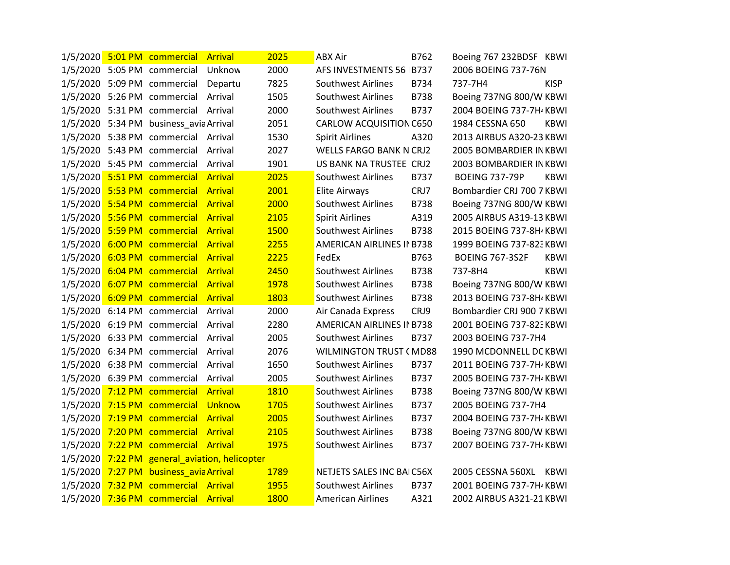| | | | | | | | | |
|---|---|---|---|---|---|---|---|---|
| 1/5/2020 | 5:01 PM | commercial | Arrival | 2025 | ABX Air | B762 | Boeing 767 232BDSF | KBWI |
| 1/5/2020 | 5:05 PM | commercial | Unknow | 2000 | AFS INVESTMENTS 56 I | B737 | 2006 BOEING 737-76N | |
| 1/5/2020 | 5:09 PM | commercial | Departu | 7825 | Southwest Airlines | B734 | 737-7H4 | KISP |
| 1/5/2020 | 5:26 PM | commercial | Arrival | 1505 | Southwest Airlines | B738 | Boeing 737NG 800/W | KBWI |
| 1/5/2020 | 5:31 PM | commercial | Arrival | 2000 | Southwest Airlines | B737 | 2004 BOEING 737-7H4 | KBWI |
| 1/5/2020 | 5:34 PM | business_avia | Arrival | 2051 | CARLOW ACQUISITION | C650 | 1984 CESSNA 650 | KBWI |
| 1/5/2020 | 5:38 PM | commercial | Arrival | 1530 | Spirit Airlines | A320 | 2013 AIRBUS A320-23 | KBWI |
| 1/5/2020 | 5:43 PM | commercial | Arrival | 2027 | WELLS FARGO BANK N | CRJ2 | 2005 BOMBARDIER IN | KBWI |
| 1/5/2020 | 5:45 PM | commercial | Arrival | 1901 | US BANK NA TRUSTEE | CRJ2 | 2003 BOMBARDIER IN | KBWI |
| 1/5/2020 | 5:51 PM | commercial | Arrival | 2025 | Southwest Airlines | B737 | BOEING 737-79P | KBWI |
| 1/5/2020 | 5:53 PM | commercial | Arrival | 2001 | Elite Airways | CRJ7 | Bombardier CRJ 700 7 | KBWI |
| 1/5/2020 | 5:54 PM | commercial | Arrival | 2000 | Southwest Airlines | B738 | Boeing 737NG 800/W | KBWI |
| 1/5/2020 | 5:56 PM | commercial | Arrival | 2105 | Spirit Airlines | A319 | 2005 AIRBUS A319-13 | KBWI |
| 1/5/2020 | 5:59 PM | commercial | Arrival | 1500 | Southwest Airlines | B738 | 2015 BOEING 737-8H4 | KBWI |
| 1/5/2020 | 6:00 PM | commercial | Arrival | 2255 | AMERICAN AIRLINES IN | B738 | 1999 BOEING 737-823 | KBWI |
| 1/5/2020 | 6:03 PM | commercial | Arrival | 2225 | FedEx | B763 | BOEING 767-3S2F | KBWI |
| 1/5/2020 | 6:04 PM | commercial | Arrival | 2450 | Southwest Airlines | B738 | 737-8H4 | KBWI |
| 1/5/2020 | 6:07 PM | commercial | Arrival | 1978 | Southwest Airlines | B738 | Boeing 737NG 800/W | KBWI |
| 1/5/2020 | 6:09 PM | commercial | Arrival | 1803 | Southwest Airlines | B738 | 2013 BOEING 737-8H4 | KBWI |
| 1/5/2020 | 6:14 PM | commercial | Arrival | 2000 | Air Canada Express | CRJ9 | Bombardier CRJ 900 7 | KBWI |
| 1/5/2020 | 6:19 PM | commercial | Arrival | 2280 | AMERICAN AIRLINES IN | B738 | 2001 BOEING 737-823 | KBWI |
| 1/5/2020 | 6:33 PM | commercial | Arrival | 2005 | Southwest Airlines | B737 | 2003 BOEING 737-7H4 | |
| 1/5/2020 | 6:34 PM | commercial | Arrival | 2076 | WILMINGTON TRUST ( | MD88 | 1990 MCDONNELL DC | KBWI |
| 1/5/2020 | 6:38 PM | commercial | Arrival | 1650 | Southwest Airlines | B737 | 2011 BOEING 737-7H4 | KBWI |
| 1/5/2020 | 6:39 PM | commercial | Arrival | 2005 | Southwest Airlines | B737 | 2005 BOEING 737-7H4 | KBWI |
| 1/5/2020 | 7:12 PM | commercial | Arrival | 1810 | Southwest Airlines | B738 | Boeing 737NG 800/W | KBWI |
| 1/5/2020 | 7:15 PM | commercial | Unknow | 1705 | Southwest Airlines | B737 | 2005 BOEING 737-7H4 | |
| 1/5/2020 | 7:19 PM | commercial | Arrival | 2005 | Southwest Airlines | B737 | 2004 BOEING 737-7H4 | KBWI |
| 1/5/2020 | 7:20 PM | commercial | Arrival | 2105 | Southwest Airlines | B738 | Boeing 737NG 800/W | KBWI |
| 1/5/2020 | 7:22 PM | commercial | Arrival | 1975 | Southwest Airlines | B737 | 2007 BOEING 737-7H4 | KBWI |
| 1/5/2020 | 7:22 PM | general_aviation, helicopter | | | | | | |
| 1/5/2020 | 7:27 PM | business_avia | Arrival | 1789 | NETJETS SALES INC BA | C56X | 2005 CESSNA 560XL | KBWI |
| 1/5/2020 | 7:32 PM | commercial | Arrival | 1955 | Southwest Airlines | B737 | 2001 BOEING 737-7H4 | KBWI |
| 1/5/2020 | 7:36 PM | commercial | Arrival | 1800 | American Airlines | A321 | 2002 AIRBUS A321-21 | KBWI |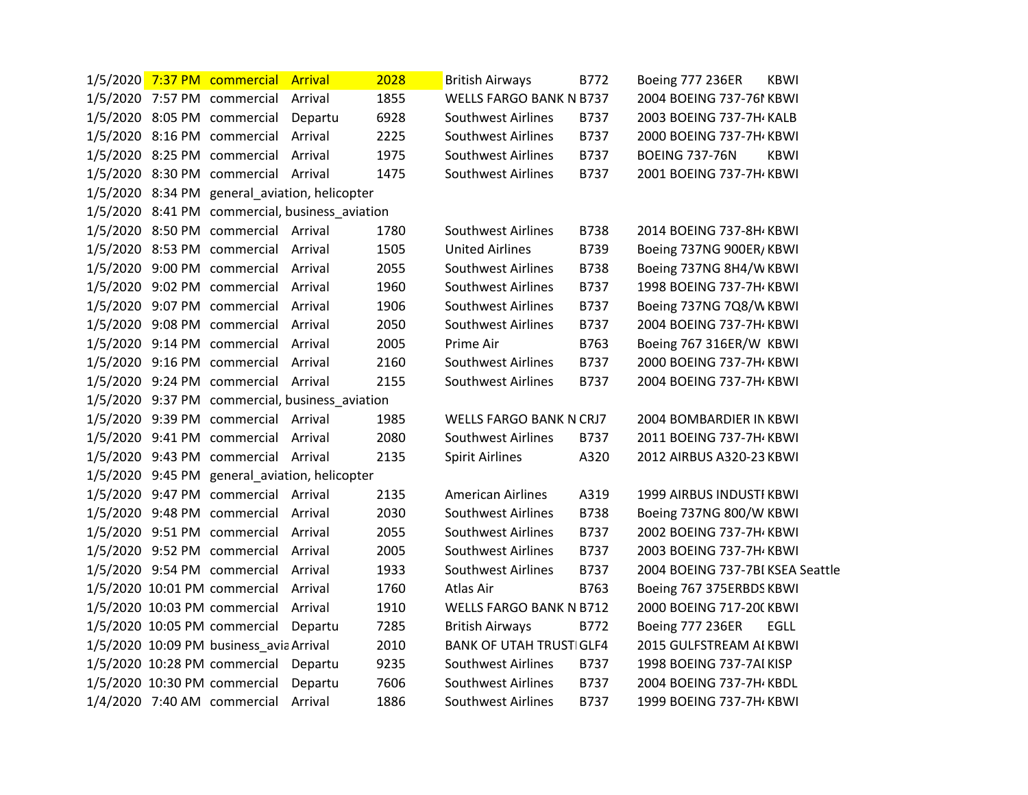| | | | | | | | | |
|---|---|---|---|---|---|---|---|---|
| 1/5/2020 | 7:37 PM | commercial | Arrival | 2028 | British Airways | B772 | Boeing 777 236ER | KBWI |
| 1/5/2020 | 7:57 PM | commercial | Arrival | 1855 | WELLS FARGO BANK N | B737 | 2004 BOEING 737-76N | KBWI |
| 1/5/2020 | 8:05 PM | commercial | Departu | 6928 | Southwest Airlines | B737 | 2003 BOEING 737-7H4 | KALB |
| 1/5/2020 | 8:16 PM | commercial | Arrival | 2225 | Southwest Airlines | B737 | 2000 BOEING 737-7H4 | KBWI |
| 1/5/2020 | 8:25 PM | commercial | Arrival | 1975 | Southwest Airlines | B737 | BOEING 737-76N | KBWI |
| 1/5/2020 | 8:30 PM | commercial | Arrival | 1475 | Southwest Airlines | B737 | 2001 BOEING 737-7H4 | KBWI |
| 1/5/2020 | 8:34 PM | general_aviation, helicopter | | | | | | |
| 1/5/2020 | 8:41 PM | commercial, business_aviation | | | | | | |
| 1/5/2020 | 8:50 PM | commercial | Arrival | 1780 | Southwest Airlines | B738 | 2014 BOEING 737-8H4 | KBWI |
| 1/5/2020 | 8:53 PM | commercial | Arrival | 1505 | United Airlines | B739 | Boeing 737NG 900ER/ | KBWI |
| 1/5/2020 | 9:00 PM | commercial | Arrival | 2055 | Southwest Airlines | B738 | Boeing 737NG 8H4/W | KBWI |
| 1/5/2020 | 9:02 PM | commercial | Arrival | 1960 | Southwest Airlines | B737 | 1998 BOEING 737-7H4 | KBWI |
| 1/5/2020 | 9:07 PM | commercial | Arrival | 1906 | Southwest Airlines | B737 | Boeing 737NG 7Q8/W | KBWI |
| 1/5/2020 | 9:08 PM | commercial | Arrival | 2050 | Southwest Airlines | B737 | 2004 BOEING 737-7H4 | KBWI |
| 1/5/2020 | 9:14 PM | commercial | Arrival | 2005 | Prime Air | B763 | Boeing 767 316ER/W | KBWI |
| 1/5/2020 | 9:16 PM | commercial | Arrival | 2160 | Southwest Airlines | B737 | 2000 BOEING 737-7H4 | KBWI |
| 1/5/2020 | 9:24 PM | commercial | Arrival | 2155 | Southwest Airlines | B737 | 2004 BOEING 737-7H4 | KBWI |
| 1/5/2020 | 9:37 PM | commercial, business_aviation | | | | | | |
| 1/5/2020 | 9:39 PM | commercial | Arrival | 1985 | WELLS FARGO BANK N | CRJ7 | 2004 BOMBARDIER IN | KBWI |
| 1/5/2020 | 9:41 PM | commercial | Arrival | 2080 | Southwest Airlines | B737 | 2011 BOEING 737-7H4 | KBWI |
| 1/5/2020 | 9:43 PM | commercial | Arrival | 2135 | Spirit Airlines | A320 | 2012 AIRBUS A320-23 | KBWI |
| 1/5/2020 | 9:45 PM | general_aviation, helicopter | | | | | | |
| 1/5/2020 | 9:47 PM | commercial | Arrival | 2135 | American Airlines | A319 | 1999 AIRBUS INDUSTI | KBWI |
| 1/5/2020 | 9:48 PM | commercial | Arrival | 2030 | Southwest Airlines | B738 | Boeing 737NG 800/W | KBWI |
| 1/5/2020 | 9:51 PM | commercial | Arrival | 2055 | Southwest Airlines | B737 | 2002 BOEING 737-7H4 | KBWI |
| 1/5/2020 | 9:52 PM | commercial | Arrival | 2005 | Southwest Airlines | B737 | 2003 BOEING 737-7H4 | KBWI |
| 1/5/2020 | 9:54 PM | commercial | Arrival | 1933 | Southwest Airlines | B737 | 2004 BOEING 737-7BI | KSEA Seattle |
| 1/5/2020 | 10:01 PM | commercial | Arrival | 1760 | Atlas Air | B763 | Boeing 767 375ERBDS | KBWI |
| 1/5/2020 | 10:03 PM | commercial | Arrival | 1910 | WELLS FARGO BANK N | B712 | 2000 BOEING 717-20( | KBWI |
| 1/5/2020 | 10:05 PM | commercial | Departu | 7285 | British Airways | B772 | Boeing 777 236ER | EGLL |
| 1/5/2020 | 10:09 PM | business_avia | Arrival | 2010 | BANK OF UTAH TRUSTI | GLF4 | 2015 GULFSTREAM AI | KBWI |
| 1/5/2020 | 10:28 PM | commercial | Departu | 9235 | Southwest Airlines | B737 | 1998 BOEING 737-7AI | KISP |
| 1/5/2020 | 10:30 PM | commercial | Departu | 7606 | Southwest Airlines | B737 | 2004 BOEING 737-7H4 | KBDL |
| 1/4/2020 | 7:40 AM | commercial | Arrival | 1886 | Southwest Airlines | B737 | 1999 BOEING 737-7H4 | KBWI |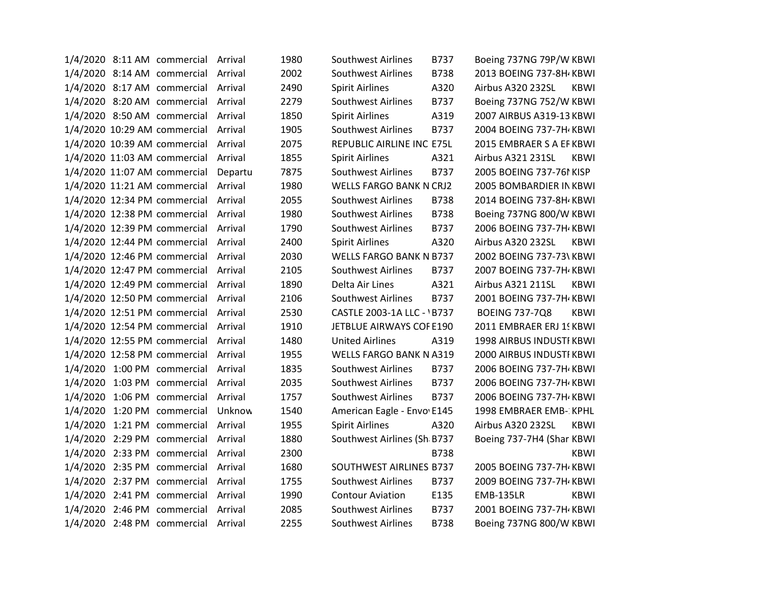| | | | | | | | | |
|---|---|---|---|---|---|---|---|---|
| 1/4/2020 | 8:11 AM | commercial | Arrival | 1980 | Southwest Airlines | B737 | Boeing 737NG 79P/W | KBWI |
| 1/4/2020 | 8:14 AM | commercial | Arrival | 2002 | Southwest Airlines | B738 | 2013 BOEING 737-8H4 | KBWI |
| 1/4/2020 | 8:17 AM | commercial | Arrival | 2490 | Spirit Airlines | A320 | Airbus A320 232SL | KBWI |
| 1/4/2020 | 8:20 AM | commercial | Arrival | 2279 | Southwest Airlines | B737 | Boeing 737NG 752/W | KBWI |
| 1/4/2020 | 8:50 AM | commercial | Arrival | 1850 | Spirit Airlines | A319 | 2007 AIRBUS A319-13 | KBWI |
| 1/4/2020 | 10:29 AM | commercial | Arrival | 1905 | Southwest Airlines | B737 | 2004 BOEING 737-7H4 | KBWI |
| 1/4/2020 | 10:39 AM | commercial | Arrival | 2075 | REPUBLIC AIRLINE INC | E75L | 2015 EMBRAER S A EM | KBWI |
| 1/4/2020 | 11:03 AM | commercial | Arrival | 1855 | Spirit Airlines | A321 | Airbus A321 231SL | KBWI |
| 1/4/2020 | 11:07 AM | commercial | Departu | 7875 | Southwest Airlines | B737 | 2005 BOEING 737-76N | KISP |
| 1/4/2020 | 11:21 AM | commercial | Arrival | 1980 | WELLS FARGO BANK N | CRJ2 | 2005 BOMBARDIER IN | KBWI |
| 1/4/2020 | 12:34 PM | commercial | Arrival | 2055 | Southwest Airlines | B738 | 2014 BOEING 737-8H4 | KBWI |
| 1/4/2020 | 12:38 PM | commercial | Arrival | 1980 | Southwest Airlines | B738 | Boeing 737NG 800/W | KBWI |
| 1/4/2020 | 12:39 PM | commercial | Arrival | 1790 | Southwest Airlines | B737 | 2006 BOEING 737-7H4 | KBWI |
| 1/4/2020 | 12:44 PM | commercial | Arrival | 2400 | Spirit Airlines | A320 | Airbus A320 232SL | KBWI |
| 1/4/2020 | 12:46 PM | commercial | Arrival | 2030 | WELLS FARGO BANK N | B737 | 2002 BOEING 737-73V | KBWI |
| 1/4/2020 | 12:47 PM | commercial | Arrival | 2105 | Southwest Airlines | B737 | 2007 BOEING 737-7H4 | KBWI |
| 1/4/2020 | 12:49 PM | commercial | Arrival | 1890 | Delta Air Lines | A321 | Airbus A321 211SL | KBWI |
| 1/4/2020 | 12:50 PM | commercial | Arrival | 2106 | Southwest Airlines | B737 | 2001 BOEING 737-7H4 | KBWI |
| 1/4/2020 | 12:51 PM | commercial | Arrival | 2530 | CASTLE 2003-1A LLC - | B737 | BOEING 737-7Q8 | KBWI |
| 1/4/2020 | 12:54 PM | commercial | Arrival | 1910 | JETBLUE AIRWAYS COF | E190 | 2011 EMBRAER ERJ 19 | KBWI |
| 1/4/2020 | 12:55 PM | commercial | Arrival | 1480 | United Airlines | A319 | 1998 AIRBUS INDUSTI | KBWI |
| 1/4/2020 | 12:58 PM | commercial | Arrival | 1955 | WELLS FARGO BANK N | A319 | 2000 AIRBUS INDUSTI | KBWI |
| 1/4/2020 | 1:00 PM | commercial | Arrival | 1835 | Southwest Airlines | B737 | 2006 BOEING 737-7H4 | KBWI |
| 1/4/2020 | 1:03 PM | commercial | Arrival | 2035 | Southwest Airlines | B737 | 2006 BOEING 737-7H4 | KBWI |
| 1/4/2020 | 1:06 PM | commercial | Arrival | 1757 | Southwest Airlines | B737 | 2006 BOEING 737-7H4 | KBWI |
| 1/4/2020 | 1:20 PM | commercial | Unknow | 1540 | American Eagle - Envo | E145 | 1998 EMBRAER EMB-1 | KPHL |
| 1/4/2020 | 1:21 PM | commercial | Arrival | 1955 | Spirit Airlines | A320 | Airbus A320 232SL | KBWI |
| 1/4/2020 | 2:29 PM | commercial | Arrival | 1880 | Southwest Airlines (Sh | B737 | Boeing 737-7H4 (Shar | KBWI |
| 1/4/2020 | 2:33 PM | commercial | Arrival | 2300 | | B738 | | KBWI |
| 1/4/2020 | 2:35 PM | commercial | Arrival | 1680 | SOUTHWEST AIRLINES | B737 | 2005 BOEING 737-7H4 | KBWI |
| 1/4/2020 | 2:37 PM | commercial | Arrival | 1755 | Southwest Airlines | B737 | 2009 BOEING 737-7H4 | KBWI |
| 1/4/2020 | 2:41 PM | commercial | Arrival | 1990 | Contour Aviation | E135 | EMB-135LR | KBWI |
| 1/4/2020 | 2:46 PM | commercial | Arrival | 2085 | Southwest Airlines | B737 | 2001 BOEING 737-7H4 | KBWI |
| 1/4/2020 | 2:48 PM | commercial | Arrival | 2255 | Southwest Airlines | B738 | Boeing 737NG 800/W | KBWI |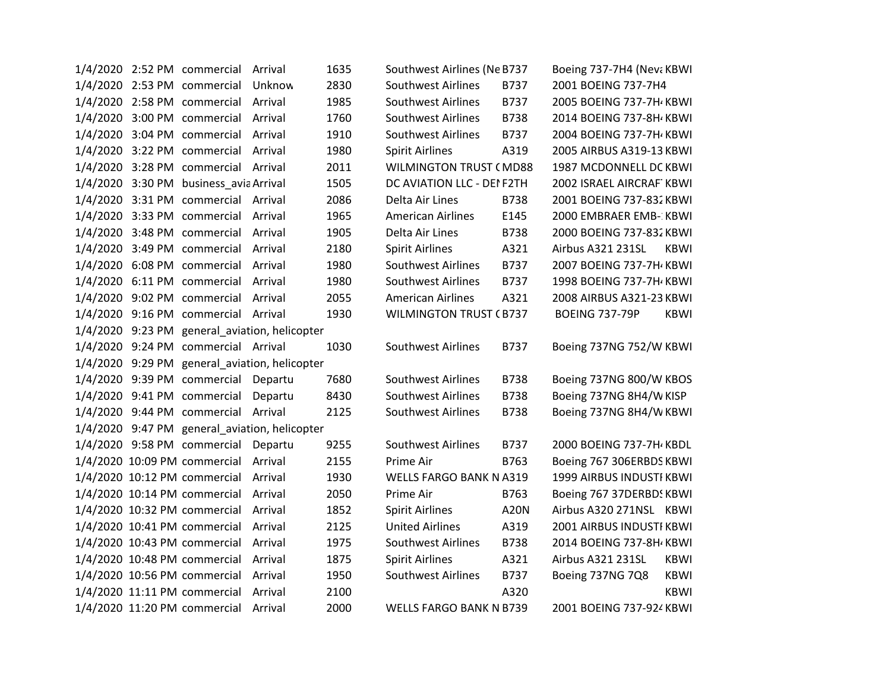| | | | | | | | | |
|---|---|---|---|---|---|---|---|---|
| 1/4/2020 | 2:52 PM | commercial | Arrival | 1635 | Southwest Airlines (Ne | B737 | Boeing 737-7H4 (Neva | KBWI |
| 1/4/2020 | 2:53 PM | commercial | Unknow | 2830 | Southwest Airlines | B737 | 2001 BOEING 737-7H4 | |
| 1/4/2020 | 2:58 PM | commercial | Arrival | 1985 | Southwest Airlines | B737 | 2005 BOEING 737-7H4 | KBWI |
| 1/4/2020 | 3:00 PM | commercial | Arrival | 1760 | Southwest Airlines | B738 | 2014 BOEING 737-8H4 | KBWI |
| 1/4/2020 | 3:04 PM | commercial | Arrival | 1910 | Southwest Airlines | B737 | 2004 BOEING 737-7H4 | KBWI |
| 1/4/2020 | 3:22 PM | commercial | Arrival | 1980 | Spirit Airlines | A319 | 2005 AIRBUS A319-13 | KBWI |
| 1/4/2020 | 3:28 PM | commercial | Arrival | 2011 | WILMINGTON TRUST ( | MD88 | 1987 MCDONNELL DC | KBWI |
| 1/4/2020 | 3:30 PM | business_avia | Arrival | 1505 | DC AVIATION LLC - DEI | F2TH | 2002 ISRAEL AIRCRAF | KBWI |
| 1/4/2020 | 3:31 PM | commercial | Arrival | 2086 | Delta Air Lines | B738 | 2001 BOEING 737-832 | KBWI |
| 1/4/2020 | 3:33 PM | commercial | Arrival | 1965 | American Airlines | E145 | 2000 EMBRAER EMB-1 | KBWI |
| 1/4/2020 | 3:48 PM | commercial | Arrival | 1905 | Delta Air Lines | B738 | 2000 BOEING 737-832 | KBWI |
| 1/4/2020 | 3:49 PM | commercial | Arrival | 2180 | Spirit Airlines | A321 | Airbus A321 231SL | KBWI |
| 1/4/2020 | 6:08 PM | commercial | Arrival | 1980 | Southwest Airlines | B737 | 2007 BOEING 737-7H4 | KBWI |
| 1/4/2020 | 6:11 PM | commercial | Arrival | 1980 | Southwest Airlines | B737 | 1998 BOEING 737-7H4 | KBWI |
| 1/4/2020 | 9:02 PM | commercial | Arrival | 2055 | American Airlines | A321 | 2008 AIRBUS A321-23 | KBWI |
| 1/4/2020 | 9:16 PM | commercial | Arrival | 1930 | WILMINGTON TRUST ( | B737 | BOEING 737-79P | KBWI |
| 1/4/2020 | 9:23 PM | general_aviation, helicopter | | | | | | |
| 1/4/2020 | 9:24 PM | commercial | Arrival | 1030 | Southwest Airlines | B737 | Boeing 737NG 752/W | KBWI |
| 1/4/2020 | 9:29 PM | general_aviation, helicopter | | | | | | |
| 1/4/2020 | 9:39 PM | commercial | Departu | 7680 | Southwest Airlines | B738 | Boeing 737NG 800/W | KBOS |
| 1/4/2020 | 9:41 PM | commercial | Departu | 8430 | Southwest Airlines | B738 | Boeing 737NG 8H4/W | KISP |
| 1/4/2020 | 9:44 PM | commercial | Arrival | 2125 | Southwest Airlines | B738 | Boeing 737NG 8H4/W | KBWI |
| 1/4/2020 | 9:47 PM | general_aviation, helicopter | | | | | | |
| 1/4/2020 | 9:58 PM | commercial | Departu | 9255 | Southwest Airlines | B737 | 2000 BOEING 737-7H4 | KBDL |
| 1/4/2020 | 10:09 PM | commercial | Arrival | 2155 | Prime Air | B763 | Boeing 767 306ERBDS | KBWI |
| 1/4/2020 | 10:12 PM | commercial | Arrival | 1930 | WELLS FARGO BANK N | A319 | 1999 AIRBUS INDUSTI | KBWI |
| 1/4/2020 | 10:14 PM | commercial | Arrival | 2050 | Prime Air | B763 | Boeing 767 37DERBDS | KBWI |
| 1/4/2020 | 10:32 PM | commercial | Arrival | 1852 | Spirit Airlines | A20N | Airbus A320 271NSL | KBWI |
| 1/4/2020 | 10:41 PM | commercial | Arrival | 2125 | United Airlines | A319 | 2001 AIRBUS INDUSTI | KBWI |
| 1/4/2020 | 10:43 PM | commercial | Arrival | 1975 | Southwest Airlines | B738 | 2014 BOEING 737-8H4 | KBWI |
| 1/4/2020 | 10:48 PM | commercial | Arrival | 1875 | Spirit Airlines | A321 | Airbus A321 231SL | KBWI |
| 1/4/2020 | 10:56 PM | commercial | Arrival | 1950 | Southwest Airlines | B737 | Boeing 737NG 7Q8 | KBWI |
| 1/4/2020 | 11:11 PM | commercial | Arrival | 2100 | | A320 | | KBWI |
| 1/4/2020 | 11:20 PM | commercial | Arrival | 2000 | WELLS FARGO BANK N | B739 | 2001 BOEING 737-924 | KBWI |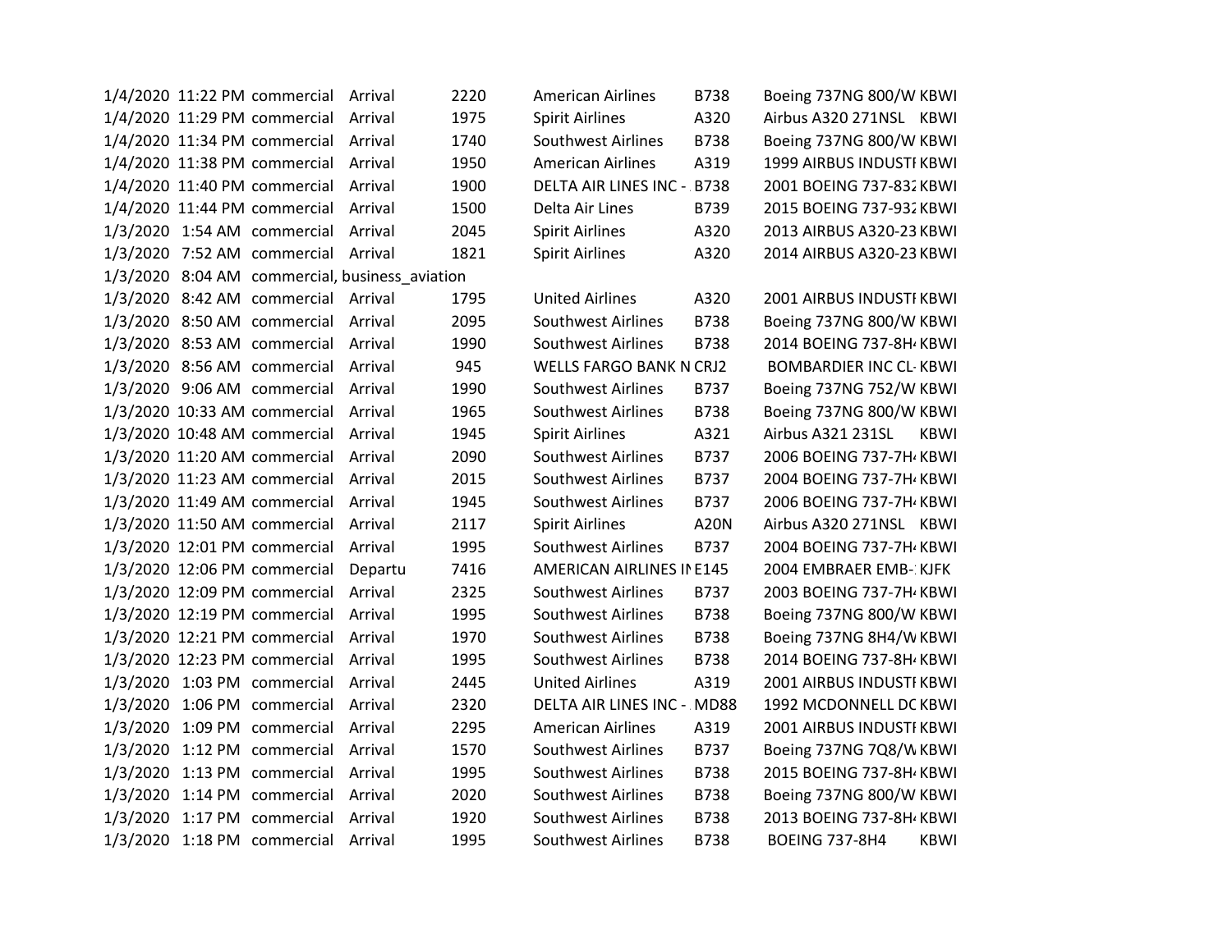| | | | | | | | | |
|---|---|---|---|---|---|---|---|---|
| 1/4/2020 | 11:22 PM | commercial | Arrival | 2220 | American Airlines | B738 | Boeing 737NG 800/W | KBWI |
| 1/4/2020 | 11:29 PM | commercial | Arrival | 1975 | Spirit Airlines | A320 | Airbus A320 271NSL | KBWI |
| 1/4/2020 | 11:34 PM | commercial | Arrival | 1740 | Southwest Airlines | B738 | Boeing 737NG 800/W | KBWI |
| 1/4/2020 | 11:38 PM | commercial | Arrival | 1950 | American Airlines | A319 | 1999 AIRBUS INDUSTI | KBWI |
| 1/4/2020 | 11:40 PM | commercial | Arrival | 1900 | DELTA AIR LINES INC - | B738 | 2001 BOEING 737-832 | KBWI |
| 1/4/2020 | 11:44 PM | commercial | Arrival | 1500 | Delta Air Lines | B739 | 2015 BOEING 737-932 | KBWI |
| 1/3/2020 | 1:54 AM | commercial | Arrival | 2045 | Spirit Airlines | A320 | 2013 AIRBUS A320-23 | KBWI |
| 1/3/2020 | 7:52 AM | commercial | Arrival | 1821 | Spirit Airlines | A320 | 2014 AIRBUS A320-23 | KBWI |
| 1/3/2020 | 8:04 AM | commercial, business_aviation | | | | | | |
| 1/3/2020 | 8:42 AM | commercial | Arrival | 1795 | United Airlines | A320 | 2001 AIRBUS INDUSTI | KBWI |
| 1/3/2020 | 8:50 AM | commercial | Arrival | 2095 | Southwest Airlines | B738 | Boeing 737NG 800/W | KBWI |
| 1/3/2020 | 8:53 AM | commercial | Arrival | 1990 | Southwest Airlines | B738 | 2014 BOEING 737-8H4 | KBWI |
| 1/3/2020 | 8:56 AM | commercial | Arrival | 945 | WELLS FARGO BANK N | CRJ2 | BOMBARDIER INC CL- | KBWI |
| 1/3/2020 | 9:06 AM | commercial | Arrival | 1990 | Southwest Airlines | B737 | Boeing 737NG 752/W | KBWI |
| 1/3/2020 | 10:33 AM | commercial | Arrival | 1965 | Southwest Airlines | B738 | Boeing 737NG 800/W | KBWI |
| 1/3/2020 | 10:48 AM | commercial | Arrival | 1945 | Spirit Airlines | A321 | Airbus A321 231SL | KBWI |
| 1/3/2020 | 11:20 AM | commercial | Arrival | 2090 | Southwest Airlines | B737 | 2006 BOEING 737-7H4 | KBWI |
| 1/3/2020 | 11:23 AM | commercial | Arrival | 2015 | Southwest Airlines | B737 | 2004 BOEING 737-7H4 | KBWI |
| 1/3/2020 | 11:49 AM | commercial | Arrival | 1945 | Southwest Airlines | B737 | 2006 BOEING 737-7H4 | KBWI |
| 1/3/2020 | 11:50 AM | commercial | Arrival | 2117 | Spirit Airlines | A20N | Airbus A320 271NSL | KBWI |
| 1/3/2020 | 12:01 PM | commercial | Arrival | 1995 | Southwest Airlines | B737 | 2004 BOEING 737-7H4 | KBWI |
| 1/3/2020 | 12:06 PM | commercial | Departu | 7416 | AMERICAN AIRLINES IN | E145 | 2004 EMBRAER EMB-1 | KJFK |
| 1/3/2020 | 12:09 PM | commercial | Arrival | 2325 | Southwest Airlines | B737 | 2003 BOEING 737-7H4 | KBWI |
| 1/3/2020 | 12:19 PM | commercial | Arrival | 1995 | Southwest Airlines | B738 | Boeing 737NG 800/W | KBWI |
| 1/3/2020 | 12:21 PM | commercial | Arrival | 1970 | Southwest Airlines | B738 | Boeing 737NG 8H4/W | KBWI |
| 1/3/2020 | 12:23 PM | commercial | Arrival | 1995 | Southwest Airlines | B738 | 2014 BOEING 737-8H4 | KBWI |
| 1/3/2020 | 1:03 PM | commercial | Arrival | 2445 | United Airlines | A319 | 2001 AIRBUS INDUSTI | KBWI |
| 1/3/2020 | 1:06 PM | commercial | Arrival | 2320 | DELTA AIR LINES INC - | MD88 | 1992 MCDONNELL DC | KBWI |
| 1/3/2020 | 1:09 PM | commercial | Arrival | 2295 | American Airlines | A319 | 2001 AIRBUS INDUSTI | KBWI |
| 1/3/2020 | 1:12 PM | commercial | Arrival | 1570 | Southwest Airlines | B737 | Boeing 737NG 7Q8/W | KBWI |
| 1/3/2020 | 1:13 PM | commercial | Arrival | 1995 | Southwest Airlines | B738 | 2015 BOEING 737-8H4 | KBWI |
| 1/3/2020 | 1:14 PM | commercial | Arrival | 2020 | Southwest Airlines | B738 | Boeing 737NG 800/W | KBWI |
| 1/3/2020 | 1:17 PM | commercial | Arrival | 1920 | Southwest Airlines | B738 | 2013 BOEING 737-8H4 | KBWI |
| 1/3/2020 | 1:18 PM | commercial | Arrival | 1995 | Southwest Airlines | B738 | BOEING 737-8H4 | KBWI |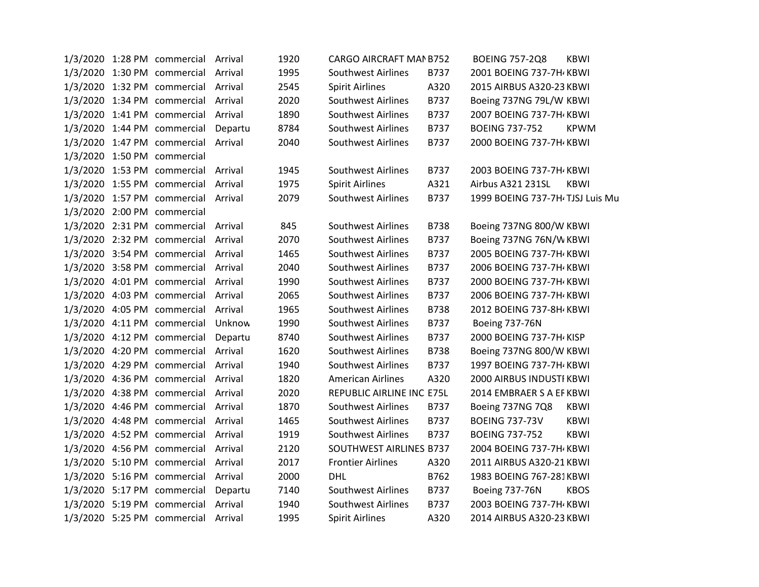| | | | | | | | | |
|---|---|---|---|---|---|---|---|---|
| 1/3/2020 | 1:28 PM | commercial | Arrival | 1920 | CARGO AIRCRAFT MAN | B752 | BOEING 757-2Q8 | KBWI |
| 1/3/2020 | 1:30 PM | commercial | Arrival | 1995 | Southwest Airlines | B737 | 2001 BOEING 737-7H4 | KBWI |
| 1/3/2020 | 1:32 PM | commercial | Arrival | 2545 | Spirit Airlines | A320 | 2015 AIRBUS A320-23 | KBWI |
| 1/3/2020 | 1:34 PM | commercial | Arrival | 2020 | Southwest Airlines | B737 | Boeing 737NG 79L/W | KBWI |
| 1/3/2020 | 1:41 PM | commercial | Arrival | 1890 | Southwest Airlines | B737 | 2007 BOEING 737-7H4 | KBWI |
| 1/3/2020 | 1:44 PM | commercial | Departu | 8784 | Southwest Airlines | B737 | BOEING 737-752 | KPWM |
| 1/3/2020 | 1:47 PM | commercial | Arrival | 2040 | Southwest Airlines | B737 | 2000 BOEING 737-7H4 | KBWI |
| 1/3/2020 | 1:50 PM | commercial | | | | | | |
| 1/3/2020 | 1:53 PM | commercial | Arrival | 1945 | Southwest Airlines | B737 | 2003 BOEING 737-7H4 | KBWI |
| 1/3/2020 | 1:55 PM | commercial | Arrival | 1975 | Spirit Airlines | A321 | Airbus A321 231SL | KBWI |
| 1/3/2020 | 1:57 PM | commercial | Arrival | 2079 | Southwest Airlines | B737 | 1999 BOEING 737-7H4 | TJSJ Luis Mu |
| 1/3/2020 | 2:00 PM | commercial | | | | | | |
| 1/3/2020 | 2:31 PM | commercial | Arrival | 845 | Southwest Airlines | B738 | Boeing 737NG 800/W | KBWI |
| 1/3/2020 | 2:32 PM | commercial | Arrival | 2070 | Southwest Airlines | B737 | Boeing 737NG 76N/W | KBWI |
| 1/3/2020 | 3:54 PM | commercial | Arrival | 1465 | Southwest Airlines | B737 | 2005 BOEING 737-7H4 | KBWI |
| 1/3/2020 | 3:58 PM | commercial | Arrival | 2040 | Southwest Airlines | B737 | 2006 BOEING 737-7H4 | KBWI |
| 1/3/2020 | 4:01 PM | commercial | Arrival | 1990 | Southwest Airlines | B737 | 2000 BOEING 737-7H4 | KBWI |
| 1/3/2020 | 4:03 PM | commercial | Arrival | 2065 | Southwest Airlines | B737 | 2006 BOEING 737-7H4 | KBWI |
| 1/3/2020 | 4:05 PM | commercial | Arrival | 1965 | Southwest Airlines | B738 | 2012 BOEING 737-8H4 | KBWI |
| 1/3/2020 | 4:11 PM | commercial | Unknow | 1990 | Southwest Airlines | B737 | Boeing 737-76N | |
| 1/3/2020 | 4:12 PM | commercial | Departu | 8740 | Southwest Airlines | B737 | 2000 BOEING 737-7H4 | KISP |
| 1/3/2020 | 4:20 PM | commercial | Arrival | 1620 | Southwest Airlines | B738 | Boeing 737NG 800/W | KBWI |
| 1/3/2020 | 4:29 PM | commercial | Arrival | 1940 | Southwest Airlines | B737 | 1997 BOEING 737-7H4 | KBWI |
| 1/3/2020 | 4:36 PM | commercial | Arrival | 1820 | American Airlines | A320 | 2000 AIRBUS INDUSTI | KBWI |
| 1/3/2020 | 4:38 PM | commercial | Arrival | 2020 | REPUBLIC AIRLINE INC | E75L | 2014 EMBRAER S A EF | KBWI |
| 1/3/2020 | 4:46 PM | commercial | Arrival | 1870 | Southwest Airlines | B737 | Boeing 737NG 7Q8 | KBWI |
| 1/3/2020 | 4:48 PM | commercial | Arrival | 1465 | Southwest Airlines | B737 | BOEING 737-73V | KBWI |
| 1/3/2020 | 4:52 PM | commercial | Arrival | 1919 | Southwest Airlines | B737 | BOEING 737-752 | KBWI |
| 1/3/2020 | 4:56 PM | commercial | Arrival | 2120 | SOUTHWEST AIRLINES | B737 | 2004 BOEING 737-7H4 | KBWI |
| 1/3/2020 | 5:10 PM | commercial | Arrival | 2017 | Frontier Airlines | A320 | 2011 AIRBUS A320-21 | KBWI |
| 1/3/2020 | 5:16 PM | commercial | Arrival | 2000 | DHL | B762 | 1983 BOEING 767-281 | KBWI |
| 1/3/2020 | 5:17 PM | commercial | Departu | 7140 | Southwest Airlines | B737 | Boeing 737-76N | KBOS |
| 1/3/2020 | 5:19 PM | commercial | Arrival | 1940 | Southwest Airlines | B737 | 2003 BOEING 737-7H4 | KBWI |
| 1/3/2020 | 5:25 PM | commercial | Arrival | 1995 | Spirit Airlines | A320 | 2014 AIRBUS A320-23 | KBWI |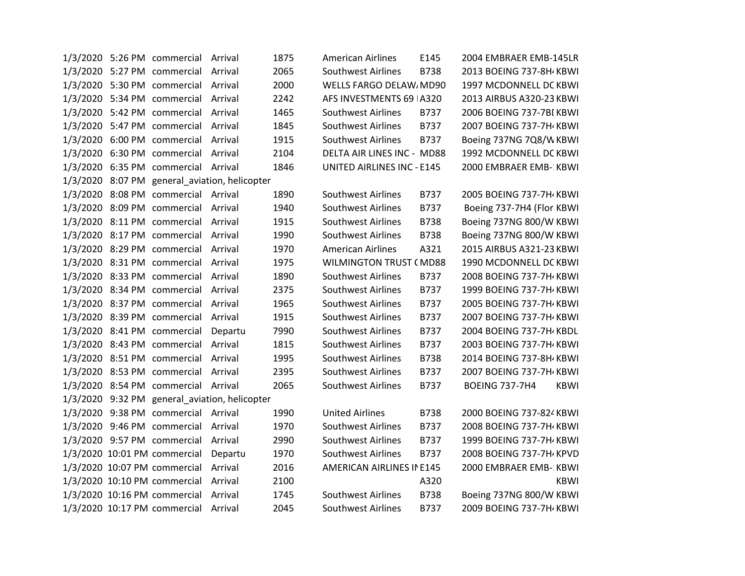| | | | | | | | | |
|---|---|---|---|---|---|---|---|---|
| 1/3/2020 | 5:26 PM | commercial | Arrival | 1875 | American Airlines | E145 | 2004 EMBRAER EMB-145LR | |
| 1/3/2020 | 5:27 PM | commercial | Arrival | 2065 | Southwest Airlines | B738 | 2013 BOEING 737-8H4 | KBWI |
| 1/3/2020 | 5:30 PM | commercial | Arrival | 2000 | WELLS FARGO DELAW | MD90 | 1997 MCDONNELL DC | KBWI |
| 1/3/2020 | 5:34 PM | commercial | Arrival | 2242 | AFS INVESTMENTS 69 I | A320 | 2013 AIRBUS A320-23 | KBWI |
| 1/3/2020 | 5:42 PM | commercial | Arrival | 1465 | Southwest Airlines | B737 | 2006 BOEING 737-7BI | KBWI |
| 1/3/2020 | 5:47 PM | commercial | Arrival | 1845 | Southwest Airlines | B737 | 2007 BOEING 737-7H4 | KBWI |
| 1/3/2020 | 6:00 PM | commercial | Arrival | 1915 | Southwest Airlines | B737 | Boeing 737NG 7Q8/W | KBWI |
| 1/3/2020 | 6:30 PM | commercial | Arrival | 2104 | DELTA AIR LINES INC - | MD88 | 1992 MCDONNELL DC | KBWI |
| 1/3/2020 | 6:35 PM | commercial | Arrival | 1846 | UNITED AIRLINES INC - | E145 | 2000 EMBRAER EMB-1 | KBWI |
| 1/3/2020 | 8:07 PM | general_aviation, helicopter | | | | | | |
| 1/3/2020 | 8:08 PM | commercial | Arrival | 1890 | Southwest Airlines | B737 | 2005 BOEING 737-7H4 | KBWI |
| 1/3/2020 | 8:09 PM | commercial | Arrival | 1940 | Southwest Airlines | B737 | Boeing 737-7H4 (Flor | KBWI |
| 1/3/2020 | 8:11 PM | commercial | Arrival | 1915 | Southwest Airlines | B738 | Boeing 737NG 800/W | KBWI |
| 1/3/2020 | 8:17 PM | commercial | Arrival | 1990 | Southwest Airlines | B738 | Boeing 737NG 800/W | KBWI |
| 1/3/2020 | 8:29 PM | commercial | Arrival | 1970 | American Airlines | A321 | 2015 AIRBUS A321-23 | KBWI |
| 1/3/2020 | 8:31 PM | commercial | Arrival | 1975 | WILMINGTON TRUST ( | MD88 | 1990 MCDONNELL DC | KBWI |
| 1/3/2020 | 8:33 PM | commercial | Arrival | 1890 | Southwest Airlines | B737 | 2008 BOEING 737-7H4 | KBWI |
| 1/3/2020 | 8:34 PM | commercial | Arrival | 2375 | Southwest Airlines | B737 | 1999 BOEING 737-7H4 | KBWI |
| 1/3/2020 | 8:37 PM | commercial | Arrival | 1965 | Southwest Airlines | B737 | 2005 BOEING 737-7H4 | KBWI |
| 1/3/2020 | 8:39 PM | commercial | Arrival | 1915 | Southwest Airlines | B737 | 2007 BOEING 737-7H4 | KBWI |
| 1/3/2020 | 8:41 PM | commercial | Departu | 7990 | Southwest Airlines | B737 | 2004 BOEING 737-7H4 | KBDL |
| 1/3/2020 | 8:43 PM | commercial | Arrival | 1815 | Southwest Airlines | B737 | 2003 BOEING 737-7H4 | KBWI |
| 1/3/2020 | 8:51 PM | commercial | Arrival | 1995 | Southwest Airlines | B738 | 2014 BOEING 737-8H4 | KBWI |
| 1/3/2020 | 8:53 PM | commercial | Arrival | 2395 | Southwest Airlines | B737 | 2007 BOEING 737-7H4 | KBWI |
| 1/3/2020 | 8:54 PM | commercial | Arrival | 2065 | Southwest Airlines | B737 | BOEING 737-7H4 | KBWI |
| 1/3/2020 | 9:32 PM | general_aviation, helicopter | | | | | | |
| 1/3/2020 | 9:38 PM | commercial | Arrival | 1990 | United Airlines | B738 | 2000 BOEING 737-824 | KBWI |
| 1/3/2020 | 9:46 PM | commercial | Arrival | 1970 | Southwest Airlines | B737 | 2008 BOEING 737-7H4 | KBWI |
| 1/3/2020 | 9:57 PM | commercial | Arrival | 2990 | Southwest Airlines | B737 | 1999 BOEING 737-7H4 | KBWI |
| 1/3/2020 | 10:01 PM | commercial | Departu | 1970 | Southwest Airlines | B737 | 2008 BOEING 737-7H4 | KPVD |
| 1/3/2020 | 10:07 PM | commercial | Arrival | 2016 | AMERICAN AIRLINES IN | E145 | 2000 EMBRAER EMB-1 | KBWI |
| 1/3/2020 | 10:10 PM | commercial | Arrival | 2100 | | A320 | | KBWI |
| 1/3/2020 | 10:16 PM | commercial | Arrival | 1745 | Southwest Airlines | B738 | Boeing 737NG 800/W | KBWI |
| 1/3/2020 | 10:17 PM | commercial | Arrival | 2045 | Southwest Airlines | B737 | 2009 BOEING 737-7H4 | KBWI |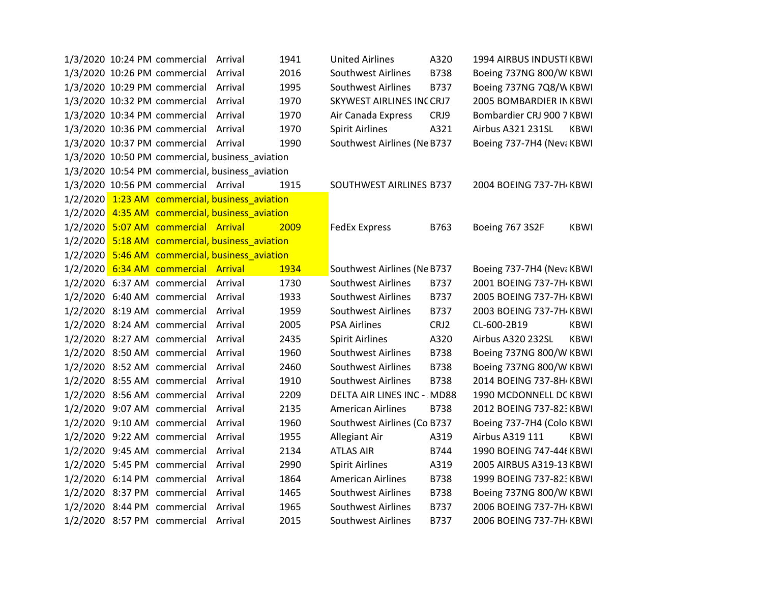| | | | | | | | | |
|---|---|---|---|---|---|---|---|---|
| 1/3/2020 | 10:24 PM | commercial | Arrival | 1941 | United Airlines | A320 | 1994 AIRBUS INDUSTI | KBWI |
| 1/3/2020 | 10:26 PM | commercial | Arrival | 2016 | Southwest Airlines | B738 | Boeing 737NG 800/W | KBWI |
| 1/3/2020 | 10:29 PM | commercial | Arrival | 1995 | Southwest Airlines | B737 | Boeing 737NG 7Q8/W | KBWI |
| 1/3/2020 | 10:32 PM | commercial | Arrival | 1970 | SKYWEST AIRLINES INC | CRJ7 | 2005 BOMBARDIER IN | KBWI |
| 1/3/2020 | 10:34 PM | commercial | Arrival | 1970 | Air Canada Express | CRJ9 | Bombardier CRJ 900 7 | KBWI |
| 1/3/2020 | 10:36 PM | commercial | Arrival | 1970 | Spirit Airlines | A321 | Airbus A321 231SL | KBWI |
| 1/3/2020 | 10:37 PM | commercial | Arrival | 1990 | Southwest Airlines (Ne | B737 | Boeing 737-7H4 (Neva | KBWI |
| 1/3/2020 | 10:50 PM | commercial, business_aviation | | | | | | |
| 1/3/2020 | 10:54 PM | commercial, business_aviation | | | | | | |
| 1/3/2020 | 10:56 PM | commercial | Arrival | 1915 | SOUTHWEST AIRLINES | B737 | 2004 BOEING 737-7H4 | KBWI |
| 1/2/2020 | 1:23 AM | commercial, business_aviation | | | | | | |
| 1/2/2020 | 4:35 AM | commercial, business_aviation | | | | | | |
| 1/2/2020 | 5:07 AM | commercial | Arrival | 2009 | FedEx Express | B763 | Boeing 767 3S2F | KBWI |
| 1/2/2020 | 5:18 AM | commercial, business_aviation | | | | | | |
| 1/2/2020 | 5:46 AM | commercial, business_aviation | | | | | | |
| 1/2/2020 | 6:34 AM | commercial | Arrival | 1934 | Southwest Airlines (Ne | B737 | Boeing 737-7H4 (Neva | KBWI |
| 1/2/2020 | 6:37 AM | commercial | Arrival | 1730 | Southwest Airlines | B737 | 2001 BOEING 737-7H4 | KBWI |
| 1/2/2020 | 6:40 AM | commercial | Arrival | 1933 | Southwest Airlines | B737 | 2005 BOEING 737-7H4 | KBWI |
| 1/2/2020 | 8:19 AM | commercial | Arrival | 1959 | Southwest Airlines | B737 | 2003 BOEING 737-7H4 | KBWI |
| 1/2/2020 | 8:24 AM | commercial | Arrival | 2005 | PSA Airlines | CRJ2 | CL-600-2B19 | KBWI |
| 1/2/2020 | 8:27 AM | commercial | Arrival | 2435 | Spirit Airlines | A320 | Airbus A320 232SL | KBWI |
| 1/2/2020 | 8:50 AM | commercial | Arrival | 1960 | Southwest Airlines | B738 | Boeing 737NG 800/W | KBWI |
| 1/2/2020 | 8:52 AM | commercial | Arrival | 2460 | Southwest Airlines | B738 | Boeing 737NG 800/W | KBWI |
| 1/2/2020 | 8:55 AM | commercial | Arrival | 1910 | Southwest Airlines | B738 | 2014 BOEING 737-8H4 | KBWI |
| 1/2/2020 | 8:56 AM | commercial | Arrival | 2209 | DELTA AIR LINES INC - | MD88 | 1990 MCDONNELL DC | KBWI |
| 1/2/2020 | 9:07 AM | commercial | Arrival | 2135 | American Airlines | B738 | 2012 BOEING 737-823 | KBWI |
| 1/2/2020 | 9:10 AM | commercial | Arrival | 1960 | Southwest Airlines (Co | B737 | Boeing 737-7H4 (Colo | KBWI |
| 1/2/2020 | 9:22 AM | commercial | Arrival | 1955 | Allegiant Air | A319 | Airbus A319 111 | KBWI |
| 1/2/2020 | 9:45 AM | commercial | Arrival | 2134 | ATLAS AIR | B744 | 1990 BOEING 747-446 | KBWI |
| 1/2/2020 | 5:45 PM | commercial | Arrival | 2990 | Spirit Airlines | A319 | 2005 AIRBUS A319-13 | KBWI |
| 1/2/2020 | 6:14 PM | commercial | Arrival | 1864 | American Airlines | B738 | 1999 BOEING 737-823 | KBWI |
| 1/2/2020 | 8:37 PM | commercial | Arrival | 1465 | Southwest Airlines | B738 | Boeing 737NG 800/W | KBWI |
| 1/2/2020 | 8:44 PM | commercial | Arrival | 1965 | Southwest Airlines | B737 | 2006 BOEING 737-7H4 | KBWI |
| 1/2/2020 | 8:57 PM | commercial | Arrival | 2015 | Southwest Airlines | B737 | 2006 BOEING 737-7H4 | KBWI |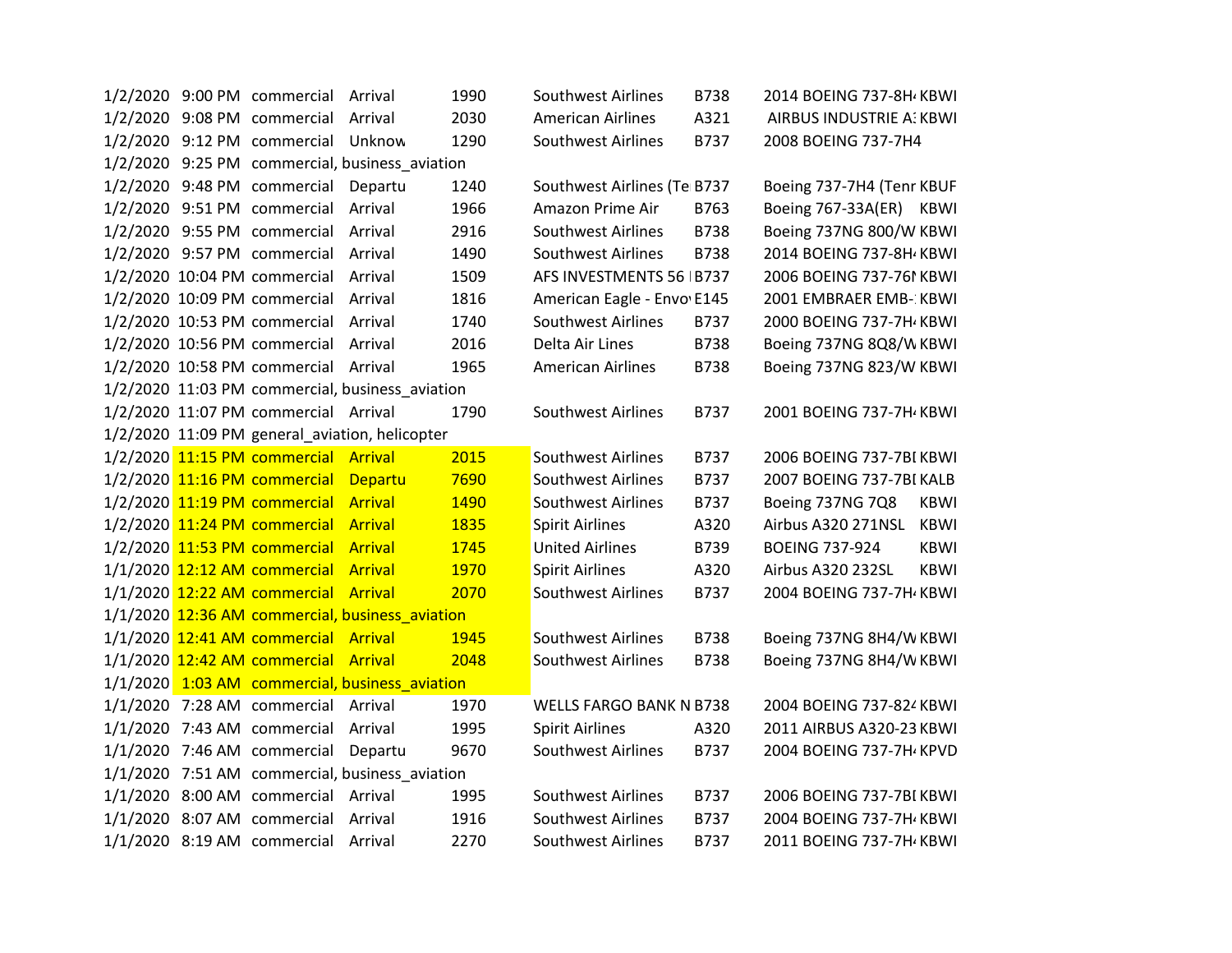| | | | | | | | | |
|---|---|---|---|---|---|---|---|---|
| 1/2/2020 | 9:00 PM | commercial | Arrival | 1990 | Southwest Airlines | B738 | 2014 BOEING 737-8H4 | KBWI |
| 1/2/2020 | 9:08 PM | commercial | Arrival | 2030 | American Airlines | A321 | AIRBUS INDUSTRIE A3 | KBWI |
| 1/2/2020 | 9:12 PM | commercial | Unknow | 1290 | Southwest Airlines | B737 | 2008 BOEING 737-7H4 | |
| 1/2/2020 | 9:25 PM | commercial, business_aviation | | | | | | |
| 1/2/2020 | 9:48 PM | commercial | Departu | 1240 | Southwest Airlines (Te | B737 | Boeing 737-7H4 (Tenr | KBUF |
| 1/2/2020 | 9:51 PM | commercial | Arrival | 1966 | Amazon Prime Air | B763 | Boeing 767-33A(ER) | KBWI |
| 1/2/2020 | 9:55 PM | commercial | Arrival | 2916 | Southwest Airlines | B738 | Boeing 737NG 800/W | KBWI |
| 1/2/2020 | 9:57 PM | commercial | Arrival | 1490 | Southwest Airlines | B738 | 2014 BOEING 737-8H4 | KBWI |
| 1/2/2020 | 10:04 PM | commercial | Arrival | 1509 | AFS INVESTMENTS 56 I | B737 | 2006 BOEING 737-76N | KBWI |
| 1/2/2020 | 10:09 PM | commercial | Arrival | 1816 | American Eagle - Envo | E145 | 2001 EMBRAER EMB-1 | KBWI |
| 1/2/2020 | 10:53 PM | commercial | Arrival | 1740 | Southwest Airlines | B737 | 2000 BOEING 737-7H4 | KBWI |
| 1/2/2020 | 10:56 PM | commercial | Arrival | 2016 | Delta Air Lines | B738 | Boeing 737NG 8Q8/W | KBWI |
| 1/2/2020 | 10:58 PM | commercial | Arrival | 1965 | American Airlines | B738 | Boeing 737NG 823/W | KBWI |
| 1/2/2020 | 11:03 PM | commercial, business_aviation | | | | | | |
| 1/2/2020 | 11:07 PM | commercial | Arrival | 1790 | Southwest Airlines | B737 | 2001 BOEING 737-7H4 | KBWI |
| 1/2/2020 | 11:09 PM | general_aviation, helicopter | | | | | | |
| 1/2/2020 | 11:15 PM | commercial | Arrival | 2015 | Southwest Airlines | B737 | 2006 BOEING 737-7BD | KBWI |
| 1/2/2020 | 11:16 PM | commercial | Departu | 7690 | Southwest Airlines | B737 | 2007 BOEING 737-7BD | KALB |
| 1/2/2020 | 11:19 PM | commercial | Arrival | 1490 | Southwest Airlines | B737 | Boeing 737NG 7Q8 | KBWI |
| 1/2/2020 | 11:24 PM | commercial | Arrival | 1835 | Spirit Airlines | A320 | Airbus A320 271NSL | KBWI |
| 1/2/2020 | 11:53 PM | commercial | Arrival | 1745 | United Airlines | B739 | BOEING 737-924 | KBWI |
| 1/1/2020 | 12:12 AM | commercial | Arrival | 1970 | Spirit Airlines | A320 | Airbus A320 232SL | KBWI |
| 1/1/2020 | 12:22 AM | commercial | Arrival | 2070 | Southwest Airlines | B737 | 2004 BOEING 737-7H4 | KBWI |
| 1/1/2020 | 12:36 AM | commercial, business_aviation | | | | | | |
| 1/1/2020 | 12:41 AM | commercial | Arrival | 1945 | Southwest Airlines | B738 | Boeing 737NG 8H4/W | KBWI |
| 1/1/2020 | 12:42 AM | commercial | Arrival | 2048 | Southwest Airlines | B738 | Boeing 737NG 8H4/W | KBWI |
| 1/1/2020 | 1:03 AM | commercial, business_aviation | | | | | | |
| 1/1/2020 | 7:28 AM | commercial | Arrival | 1970 | WELLS FARGO BANK N | B738 | 2004 BOEING 737-824 | KBWI |
| 1/1/2020 | 7:43 AM | commercial | Arrival | 1995 | Spirit Airlines | A320 | 2011 AIRBUS A320-23 | KBWI |
| 1/1/2020 | 7:46 AM | commercial | Departu | 9670 | Southwest Airlines | B737 | 2004 BOEING 737-7H4 | KPVD |
| 1/1/2020 | 7:51 AM | commercial, business_aviation | | | | | | |
| 1/1/2020 | 8:00 AM | commercial | Arrival | 1995 | Southwest Airlines | B737 | 2006 BOEING 737-7BD | KBWI |
| 1/1/2020 | 8:07 AM | commercial | Arrival | 1916 | Southwest Airlines | B737 | 2004 BOEING 737-7H4 | KBWI |
| 1/1/2020 | 8:19 AM | commercial | Arrival | 2270 | Southwest Airlines | B737 | 2011 BOEING 737-7H4 | KBWI |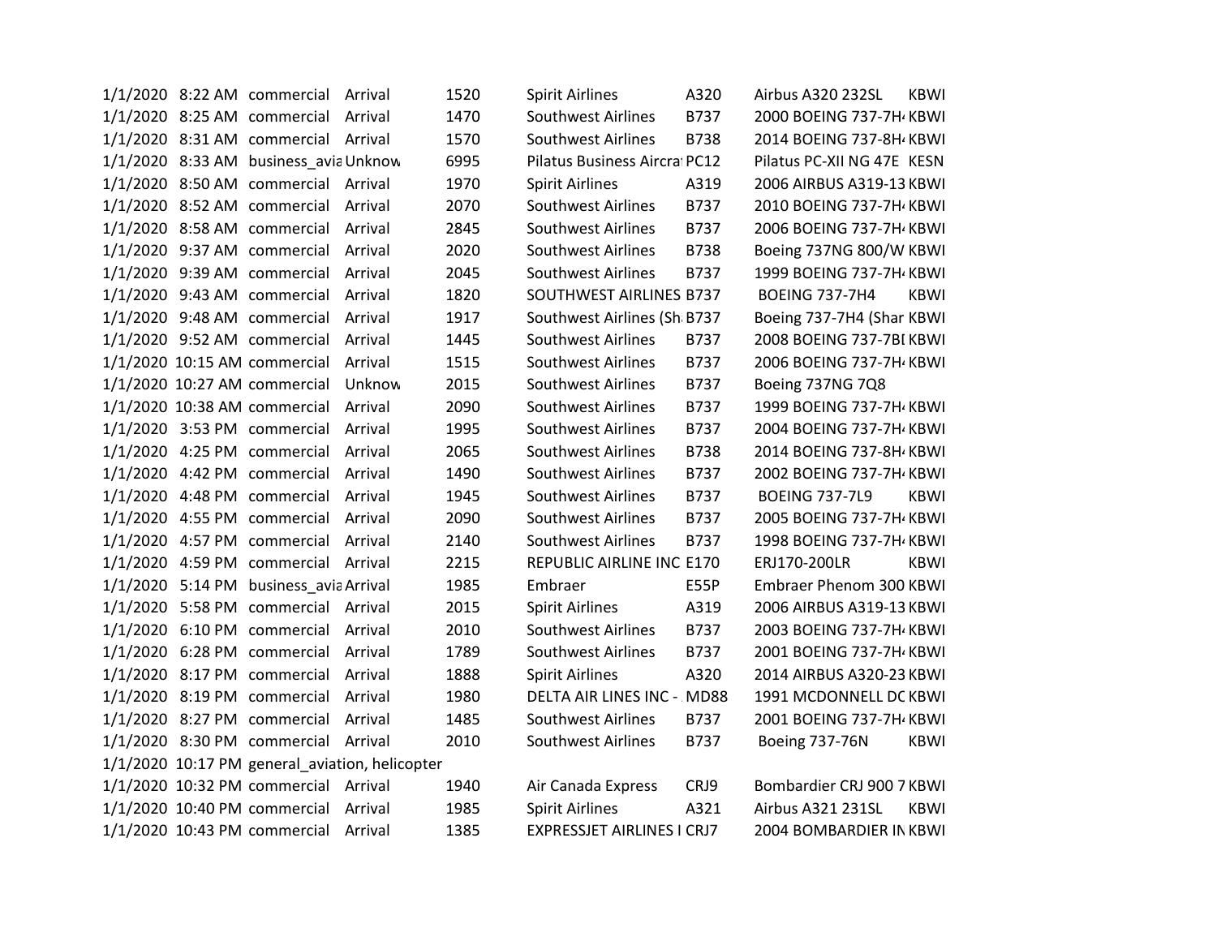| | | | | | | | | |
|---|---|---|---|---|---|---|---|---|
| 1/1/2020 | 8:22 AM | commercial | Arrival | 1520 | Spirit Airlines | A320 | Airbus A320 232SL | KBWI |
| 1/1/2020 | 8:25 AM | commercial | Arrival | 1470 | Southwest Airlines | B737 | 2000 BOEING 737-7H4 | KBWI |
| 1/1/2020 | 8:31 AM | commercial | Arrival | 1570 | Southwest Airlines | B738 | 2014 BOEING 737-8H4 | KBWI |
| 1/1/2020 | 8:33 AM | business_avia | Unknow | 6995 | Pilatus Business Aircra | PC12 | Pilatus PC-XII NG 47E | KESN |
| 1/1/2020 | 8:50 AM | commercial | Arrival | 1970 | Spirit Airlines | A319 | 2006 AIRBUS A319-13 | KBWI |
| 1/1/2020 | 8:52 AM | commercial | Arrival | 2070 | Southwest Airlines | B737 | 2010 BOEING 737-7H4 | KBWI |
| 1/1/2020 | 8:58 AM | commercial | Arrival | 2845 | Southwest Airlines | B737 | 2006 BOEING 737-7H4 | KBWI |
| 1/1/2020 | 9:37 AM | commercial | Arrival | 2020 | Southwest Airlines | B738 | Boeing 737NG 800/W | KBWI |
| 1/1/2020 | 9:39 AM | commercial | Arrival | 2045 | Southwest Airlines | B737 | 1999 BOEING 737-7H4 | KBWI |
| 1/1/2020 | 9:43 AM | commercial | Arrival | 1820 | SOUTHWEST AIRLINES | B737 | BOEING 737-7H4 | KBWI |
| 1/1/2020 | 9:48 AM | commercial | Arrival | 1917 | Southwest Airlines (Sh | B737 | Boeing 737-7H4 (Shar | KBWI |
| 1/1/2020 | 9:52 AM | commercial | Arrival | 1445 | Southwest Airlines | B737 | 2008 BOEING 737-7BI | KBWI |
| 1/1/2020 | 10:15 AM | commercial | Arrival | 1515 | Southwest Airlines | B737 | 2006 BOEING 737-7H4 | KBWI |
| 1/1/2020 | 10:27 AM | commercial | Unknow | 2015 | Southwest Airlines | B737 | Boeing 737NG 7Q8 | |
| 1/1/2020 | 10:38 AM | commercial | Arrival | 2090 | Southwest Airlines | B737 | 1999 BOEING 737-7H4 | KBWI |
| 1/1/2020 | 3:53 PM | commercial | Arrival | 1995 | Southwest Airlines | B737 | 2004 BOEING 737-7H4 | KBWI |
| 1/1/2020 | 4:25 PM | commercial | Arrival | 2065 | Southwest Airlines | B738 | 2014 BOEING 737-8H4 | KBWI |
| 1/1/2020 | 4:42 PM | commercial | Arrival | 1490 | Southwest Airlines | B737 | 2002 BOEING 737-7H4 | KBWI |
| 1/1/2020 | 4:48 PM | commercial | Arrival | 1945 | Southwest Airlines | B737 | BOEING 737-7L9 | KBWI |
| 1/1/2020 | 4:55 PM | commercial | Arrival | 2090 | Southwest Airlines | B737 | 2005 BOEING 737-7H4 | KBWI |
| 1/1/2020 | 4:57 PM | commercial | Arrival | 2140 | Southwest Airlines | B737 | 1998 BOEING 737-7H4 | KBWI |
| 1/1/2020 | 4:59 PM | commercial | Arrival | 2215 | REPUBLIC AIRLINE INC | E170 | ERJ170-200LR | KBWI |
| 1/1/2020 | 5:14 PM | business_avia | Arrival | 1985 | Embraer | E55P | Embraer Phenom 300 | KBWI |
| 1/1/2020 | 5:58 PM | commercial | Arrival | 2015 | Spirit Airlines | A319 | 2006 AIRBUS A319-13 | KBWI |
| 1/1/2020 | 6:10 PM | commercial | Arrival | 2010 | Southwest Airlines | B737 | 2003 BOEING 737-7H4 | KBWI |
| 1/1/2020 | 6:28 PM | commercial | Arrival | 1789 | Southwest Airlines | B737 | 2001 BOEING 737-7H4 | KBWI |
| 1/1/2020 | 8:17 PM | commercial | Arrival | 1888 | Spirit Airlines | A320 | 2014 AIRBUS A320-23 | KBWI |
| 1/1/2020 | 8:19 PM | commercial | Arrival | 1980 | DELTA AIR LINES INC - | MD88 | 1991 MCDONNELL DC | KBWI |
| 1/1/2020 | 8:27 PM | commercial | Arrival | 1485 | Southwest Airlines | B737 | 2001 BOEING 737-7H4 | KBWI |
| 1/1/2020 | 8:30 PM | commercial | Arrival | 2010 | Southwest Airlines | B737 | Boeing 737-76N | KBWI |
| 1/1/2020 | 10:17 PM | general_aviation, helicopter | | | | | | |
| 1/1/2020 | 10:32 PM | commercial | Arrival | 1940 | Air Canada Express | CRJ9 | Bombardier CRJ 900 7 | KBWI |
| 1/1/2020 | 10:40 PM | commercial | Arrival | 1985 | Spirit Airlines | A321 | Airbus A321 231SL | KBWI |
| 1/1/2020 | 10:43 PM | commercial | Arrival | 1385 | EXPRESSJET AIRLINES I | CRJ7 | 2004 BOMBARDIER IN | KBWI |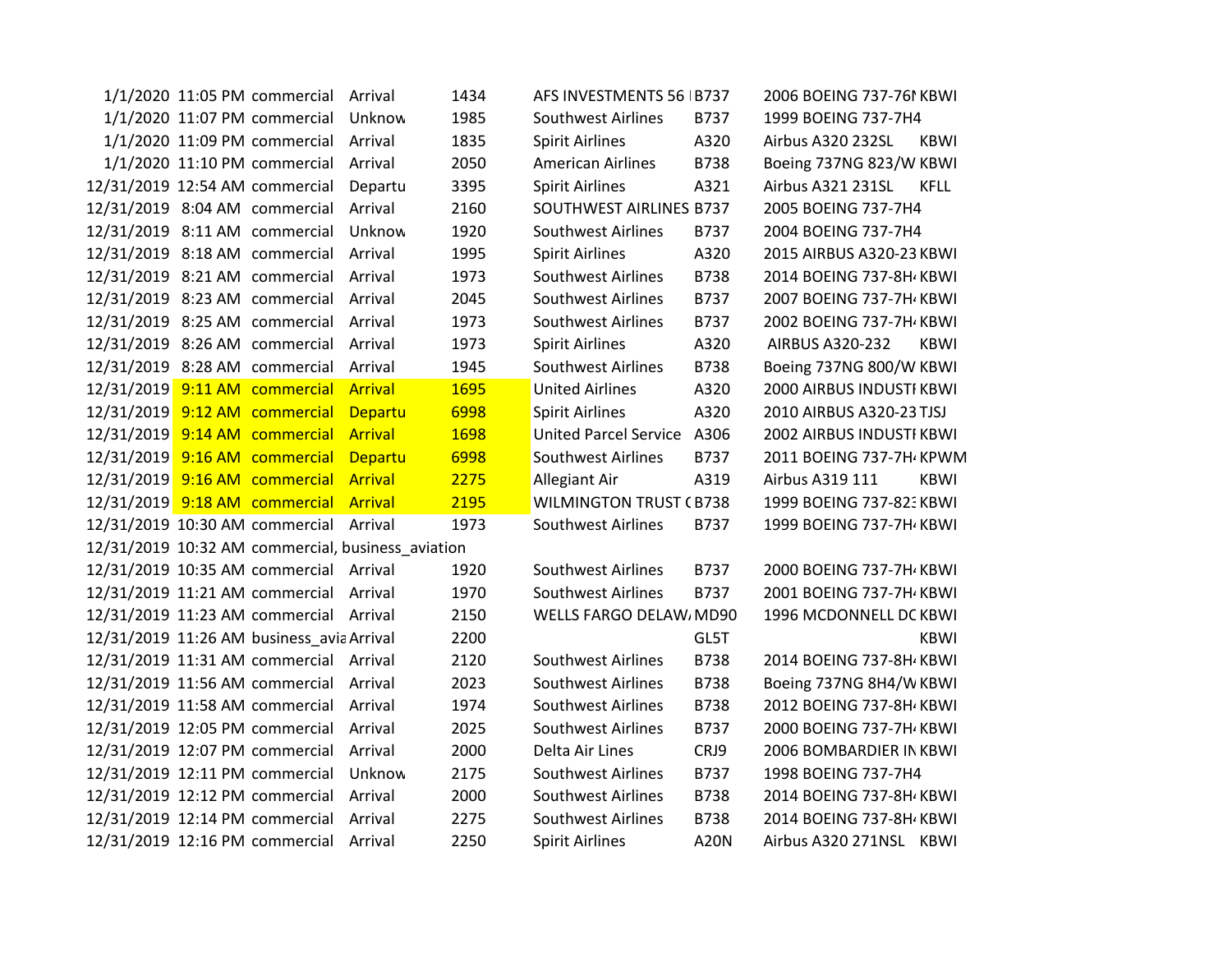| | | | | | | | | |
|---|---|---|---|---|---|---|---|---|
| 1/1/2020 | 11:05 PM | commercial | Arrival | 1434 | AFS INVESTMENTS 56 I | B737 | 2006 BOEING 737-76N | KBWI |
| 1/1/2020 | 11:07 PM | commercial | Unknow | 1985 | Southwest Airlines | B737 | 1999 BOEING 737-7H4 | |
| 1/1/2020 | 11:09 PM | commercial | Arrival | 1835 | Spirit Airlines | A320 | Airbus A320 232SL | KBWI |
| 1/1/2020 | 11:10 PM | commercial | Arrival | 2050 | American Airlines | B738 | Boeing 737NG 823/W | KBWI |
| 12/31/2019 | 12:54 AM | commercial | Departu | 3395 | Spirit Airlines | A321 | Airbus A321 231SL | KFLL |
| 12/31/2019 | 8:04 AM | commercial | Arrival | 2160 | SOUTHWEST AIRLINES | B737 | 2005 BOEING 737-7H4 | |
| 12/31/2019 | 8:11 AM | commercial | Unknow | 1920 | Southwest Airlines | B737 | 2004 BOEING 737-7H4 | |
| 12/31/2019 | 8:18 AM | commercial | Arrival | 1995 | Spirit Airlines | A320 | 2015 AIRBUS A320-23 | KBWI |
| 12/31/2019 | 8:21 AM | commercial | Arrival | 1973 | Southwest Airlines | B738 | 2014 BOEING 737-8H4 | KBWI |
| 12/31/2019 | 8:23 AM | commercial | Arrival | 2045 | Southwest Airlines | B737 | 2007 BOEING 737-7H4 | KBWI |
| 12/31/2019 | 8:25 AM | commercial | Arrival | 1973 | Southwest Airlines | B737 | 2002 BOEING 737-7H4 | KBWI |
| 12/31/2019 | 8:26 AM | commercial | Arrival | 1973 | Spirit Airlines | A320 | AIRBUS A320-232 | KBWI |
| 12/31/2019 | 8:28 AM | commercial | Arrival | 1945 | Southwest Airlines | B738 | Boeing 737NG 800/W | KBWI |
| 12/31/2019 | 9:11 AM | commercial | Arrival | 1695 | United Airlines | A320 | 2000 AIRBUS INDUSTI | KBWI |
| 12/31/2019 | 9:12 AM | commercial | Departu | 6998 | Spirit Airlines | A320 | 2010 AIRBUS A320-23 | TJSJ |
| 12/31/2019 | 9:14 AM | commercial | Arrival | 1698 | United Parcel Service | A306 | 2002 AIRBUS INDUSTI | KBWI |
| 12/31/2019 | 9:16 AM | commercial | Departu | 6998 | Southwest Airlines | B737 | 2011 BOEING 737-7H4 | KPWM |
| 12/31/2019 | 9:16 AM | commercial | Arrival | 2275 | Allegiant Air | A319 | Airbus A319 111 | KBWI |
| 12/31/2019 | 9:18 AM | commercial | Arrival | 2195 | WILMINGTON TRUST ( | B738 | 1999 BOEING 737-823 | KBWI |
| 12/31/2019 | 10:30 AM | commercial | Arrival | 1973 | Southwest Airlines | B737 | 1999 BOEING 737-7H4 | KBWI |
| 12/31/2019 | 10:32 AM | commercial, business_aviation | | | | | | |
| 12/31/2019 | 10:35 AM | commercial | Arrival | 1920 | Southwest Airlines | B737 | 2000 BOEING 737-7H4 | KBWI |
| 12/31/2019 | 11:21 AM | commercial | Arrival | 1970 | Southwest Airlines | B737 | 2001 BOEING 737-7H4 | KBWI |
| 12/31/2019 | 11:23 AM | commercial | Arrival | 2150 | WELLS FARGO DELAW/ | MD90 | 1996 MCDONNELL DC | KBWI |
| 12/31/2019 | 11:26 AM | business_avia | Arrival | 2200 | | GL5T | | KBWI |
| 12/31/2019 | 11:31 AM | commercial | Arrival | 2120 | Southwest Airlines | B738 | 2014 BOEING 737-8H4 | KBWI |
| 12/31/2019 | 11:56 AM | commercial | Arrival | 2023 | Southwest Airlines | B738 | Boeing 737NG 8H4/W | KBWI |
| 12/31/2019 | 11:58 AM | commercial | Arrival | 1974 | Southwest Airlines | B738 | 2012 BOEING 737-8H4 | KBWI |
| 12/31/2019 | 12:05 PM | commercial | Arrival | 2025 | Southwest Airlines | B737 | 2000 BOEING 737-7H4 | KBWI |
| 12/31/2019 | 12:07 PM | commercial | Arrival | 2000 | Delta Air Lines | CRJ9 | 2006 BOMBARDIER IN | KBWI |
| 12/31/2019 | 12:11 PM | commercial | Unknow | 2175 | Southwest Airlines | B737 | 1998 BOEING 737-7H4 | |
| 12/31/2019 | 12:12 PM | commercial | Arrival | 2000 | Southwest Airlines | B738 | 2014 BOEING 737-8H4 | KBWI |
| 12/31/2019 | 12:14 PM | commercial | Arrival | 2275 | Southwest Airlines | B738 | 2014 BOEING 737-8H4 | KBWI |
| 12/31/2019 | 12:16 PM | commercial | Arrival | 2250 | Spirit Airlines | A20N | Airbus A320 271NSL | KBWI |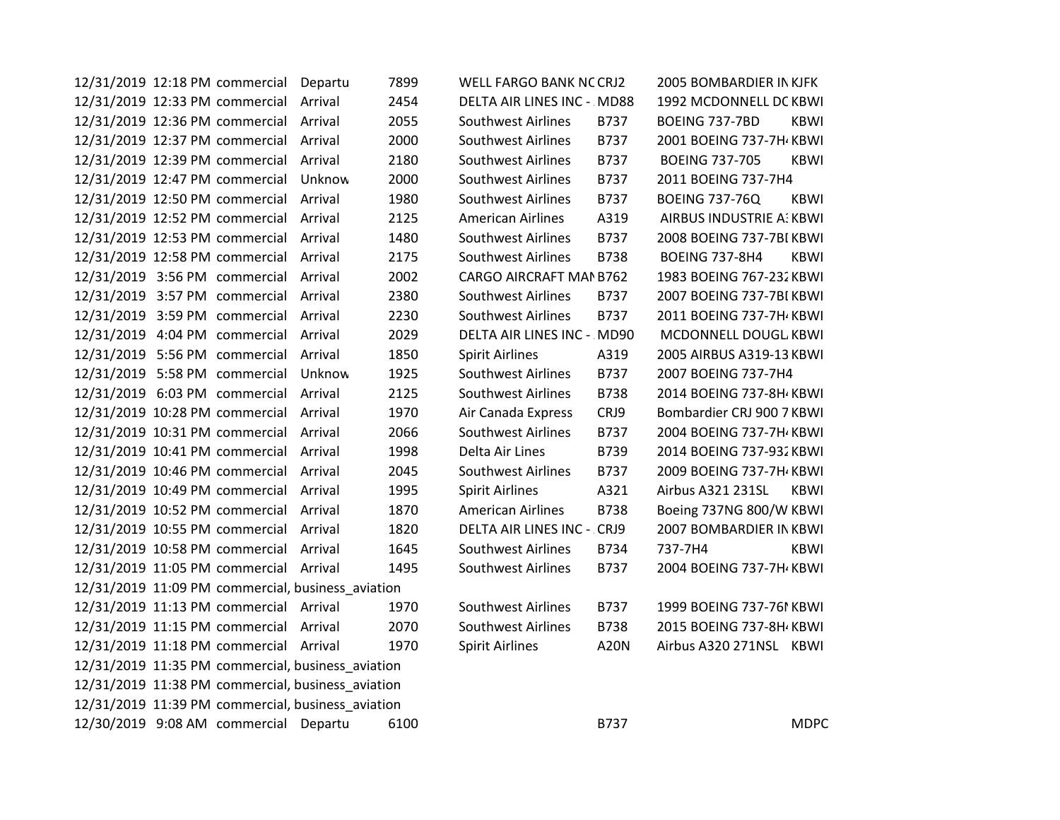| | | | | | | | | |
|---|---|---|---|---|---|---|---|---|
| 12/31/2019 | 12:18 PM | commercial | Departu | 7899 | WELL FARGO BANK NC | CRJ2 | 2005 BOMBARDIER IN | KJFK |
| 12/31/2019 | 12:33 PM | commercial | Arrival | 2454 | DELTA AIR LINES INC - | MD88 | 1992 MCDONNELL DC | KBWI |
| 12/31/2019 | 12:36 PM | commercial | Arrival | 2055 | Southwest Airlines | B737 | BOEING 737-7BD | KBWI |
| 12/31/2019 | 12:37 PM | commercial | Arrival | 2000 | Southwest Airlines | B737 | 2001 BOEING 737-7H4 | KBWI |
| 12/31/2019 | 12:39 PM | commercial | Arrival | 2180 | Southwest Airlines | B737 | BOEING 737-705 | KBWI |
| 12/31/2019 | 12:47 PM | commercial | Unknow | 2000 | Southwest Airlines | B737 | 2011 BOEING 737-7H4 | |
| 12/31/2019 | 12:50 PM | commercial | Arrival | 1980 | Southwest Airlines | B737 | BOEING 737-76Q | KBWI |
| 12/31/2019 | 12:52 PM | commercial | Arrival | 2125 | American Airlines | A319 | AIRBUS INDUSTRIE A3 | KBWI |
| 12/31/2019 | 12:53 PM | commercial | Arrival | 1480 | Southwest Airlines | B737 | 2008 BOEING 737-7BD | KBWI |
| 12/31/2019 | 12:58 PM | commercial | Arrival | 2175 | Southwest Airlines | B738 | BOEING 737-8H4 | KBWI |
| 12/31/2019 | 3:56 PM | commercial | Arrival | 2002 | CARGO AIRCRAFT MAN | B762 | 1983 BOEING 767-232 | KBWI |
| 12/31/2019 | 3:57 PM | commercial | Arrival | 2380 | Southwest Airlines | B737 | 2007 BOEING 737-7BD | KBWI |
| 12/31/2019 | 3:59 PM | commercial | Arrival | 2230 | Southwest Airlines | B737 | 2011 BOEING 737-7H4 | KBWI |
| 12/31/2019 | 4:04 PM | commercial | Arrival | 2029 | DELTA AIR LINES INC - | MD90 | MCDONNELL DOUGL | KBWI |
| 12/31/2019 | 5:56 PM | commercial | Arrival | 1850 | Spirit Airlines | A319 | 2005 AIRBUS A319-13 | KBWI |
| 12/31/2019 | 5:58 PM | commercial | Unknow | 1925 | Southwest Airlines | B737 | 2007 BOEING 737-7H4 | |
| 12/31/2019 | 6:03 PM | commercial | Arrival | 2125 | Southwest Airlines | B738 | 2014 BOEING 737-8H4 | KBWI |
| 12/31/2019 | 10:28 PM | commercial | Arrival | 1970 | Air Canada Express | CRJ9 | Bombardier CRJ 900 7 | KBWI |
| 12/31/2019 | 10:31 PM | commercial | Arrival | 2066 | Southwest Airlines | B737 | 2004 BOEING 737-7H4 | KBWI |
| 12/31/2019 | 10:41 PM | commercial | Arrival | 1998 | Delta Air Lines | B739 | 2014 BOEING 737-932 | KBWI |
| 12/31/2019 | 10:46 PM | commercial | Arrival | 2045 | Southwest Airlines | B737 | 2009 BOEING 737-7H4 | KBWI |
| 12/31/2019 | 10:49 PM | commercial | Arrival | 1995 | Spirit Airlines | A321 | Airbus A321 231SL | KBWI |
| 12/31/2019 | 10:52 PM | commercial | Arrival | 1870 | American Airlines | B738 | Boeing 737NG 800/W | KBWI |
| 12/31/2019 | 10:55 PM | commercial | Arrival | 1820 | DELTA AIR LINES INC - | CRJ9 | 2007 BOMBARDIER IN | KBWI |
| 12/31/2019 | 10:58 PM | commercial | Arrival | 1645 | Southwest Airlines | B734 | 737-7H4 | KBWI |
| 12/31/2019 | 11:05 PM | commercial | Arrival | 1495 | Southwest Airlines | B737 | 2004 BOEING 737-7H4 | KBWI |
| 12/31/2019 | 11:09 PM | commercial, business_aviation | | | | | | |
| 12/31/2019 | 11:13 PM | commercial | Arrival | 1970 | Southwest Airlines | B737 | 1999 BOEING 737-76N | KBWI |
| 12/31/2019 | 11:15 PM | commercial | Arrival | 2070 | Southwest Airlines | B738 | 2015 BOEING 737-8H4 | KBWI |
| 12/31/2019 | 11:18 PM | commercial | Arrival | 1970 | Spirit Airlines | A20N | Airbus A320 271NSL | KBWI |
| 12/31/2019 | 11:35 PM | commercial, business_aviation | | | | | | |
| 12/31/2019 | 11:38 PM | commercial, business_aviation | | | | | | |
| 12/31/2019 | 11:39 PM | commercial, business_aviation | | | | | | |
| 12/30/2019 | 9:08 AM | commercial | Departu | 6100 | | B737 | | MDPC |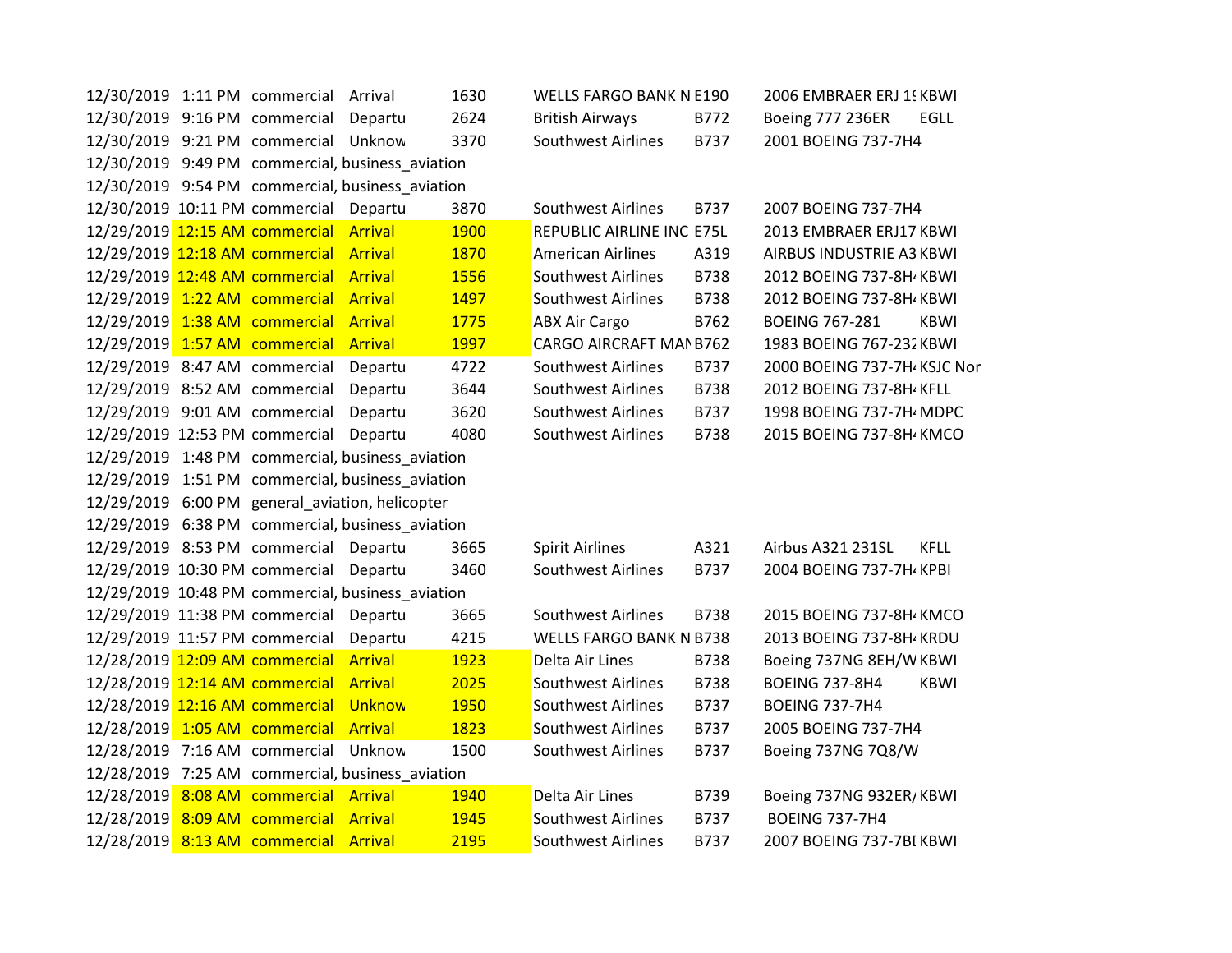| | | | | | | | | |
|---|---|---|---|---|---|---|---|---|
| 12/30/2019 | 1:11 PM | commercial | Arrival | 1630 | WELLS FARGO BANK N | E190 | 2006 EMBRAER ERJ 19 | KBWI |
| 12/30/2019 | 9:16 PM | commercial | Departu | 2624 | British Airways | B772 | Boeing 777 236ER | EGLL |
| 12/30/2019 | 9:21 PM | commercial | Unknow | 3370 | Southwest Airlines | B737 | 2001 BOEING 737-7H4 | |
| 12/30/2019 | 9:49 PM | commercial, business_aviation | | | | | | |
| 12/30/2019 | 9:54 PM | commercial, business_aviation | | | | | | |
| 12/30/2019 | 10:11 PM | commercial | Departu | 3870 | Southwest Airlines | B737 | 2007 BOEING 737-7H4 | |
| 12/29/2019 | 12:15 AM | commercial | Arrival | 1900 | REPUBLIC AIRLINE INC | E75L | 2013 EMBRAER ERJ17 | KBWI |
| 12/29/2019 | 12:18 AM | commercial | Arrival | 1870 | American Airlines | A319 | AIRBUS INDUSTRIE A3 | KBWI |
| 12/29/2019 | 12:48 AM | commercial | Arrival | 1556 | Southwest Airlines | B738 | 2012 BOEING 737-8H4 | KBWI |
| 12/29/2019 | 1:22 AM | commercial | Arrival | 1497 | Southwest Airlines | B738 | 2012 BOEING 737-8H4 | KBWI |
| 12/29/2019 | 1:38 AM | commercial | Arrival | 1775 | ABX Air Cargo | B762 | BOEING 767-281 | KBWI |
| 12/29/2019 | 1:57 AM | commercial | Arrival | 1997 | CARGO AIRCRAFT MAN | B762 | 1983 BOEING 767-232 | KBWI |
| 12/29/2019 | 8:47 AM | commercial | Departu | 4722 | Southwest Airlines | B737 | 2000 BOEING 737-7H4 | KSJC Nor |
| 12/29/2019 | 8:52 AM | commercial | Departu | 3644 | Southwest Airlines | B738 | 2012 BOEING 737-8H4 | KFLL |
| 12/29/2019 | 9:01 AM | commercial | Departu | 3620 | Southwest Airlines | B737 | 1998 BOEING 737-7H4 | MDPC |
| 12/29/2019 | 12:53 PM | commercial | Departu | 4080 | Southwest Airlines | B738 | 2015 BOEING 737-8H4 | KMCO |
| 12/29/2019 | 1:48 PM | commercial, business_aviation | | | | | | |
| 12/29/2019 | 1:51 PM | commercial, business_aviation | | | | | | |
| 12/29/2019 | 6:00 PM | general_aviation, helicopter | | | | | | |
| 12/29/2019 | 6:38 PM | commercial, business_aviation | | | | | | |
| 12/29/2019 | 8:53 PM | commercial | Departu | 3665 | Spirit Airlines | A321 | Airbus A321 231SL | KFLL |
| 12/29/2019 | 10:30 PM | commercial | Departu | 3460 | Southwest Airlines | B737 | 2004 BOEING 737-7H4 | KPBI |
| 12/29/2019 | 10:48 PM | commercial, business_aviation | | | | | | |
| 12/29/2019 | 11:38 PM | commercial | Departu | 3665 | Southwest Airlines | B738 | 2015 BOEING 737-8H4 | KMCO |
| 12/29/2019 | 11:57 PM | commercial | Departu | 4215 | WELLS FARGO BANK N | B738 | 2013 BOEING 737-8H4 | KRDU |
| 12/28/2019 | 12:09 AM | commercial | Arrival | 1923 | Delta Air Lines | B738 | Boeing 737NG 8EH/W | KBWI |
| 12/28/2019 | 12:14 AM | commercial | Arrival | 2025 | Southwest Airlines | B738 | BOEING 737-8H4 | KBWI |
| 12/28/2019 | 12:16 AM | commercial | Unknow | 1950 | Southwest Airlines | B737 | BOEING 737-7H4 | |
| 12/28/2019 | 1:05 AM | commercial | Arrival | 1823 | Southwest Airlines | B737 | 2005 BOEING 737-7H4 | |
| 12/28/2019 | 7:16 AM | commercial | Unknow | 1500 | Southwest Airlines | B737 | Boeing 737NG 7Q8/W | |
| 12/28/2019 | 7:25 AM | commercial, business_aviation | | | | | | |
| 12/28/2019 | 8:08 AM | commercial | Arrival | 1940 | Delta Air Lines | B739 | Boeing 737NG 932ER/ | KBWI |
| 12/28/2019 | 8:09 AM | commercial | Arrival | 1945 | Southwest Airlines | B737 | BOEING 737-7H4 | |
| 12/28/2019 | 8:13 AM | commercial | Arrival | 2195 | Southwest Airlines | B737 | 2007 BOEING 737-7BI | KBWI |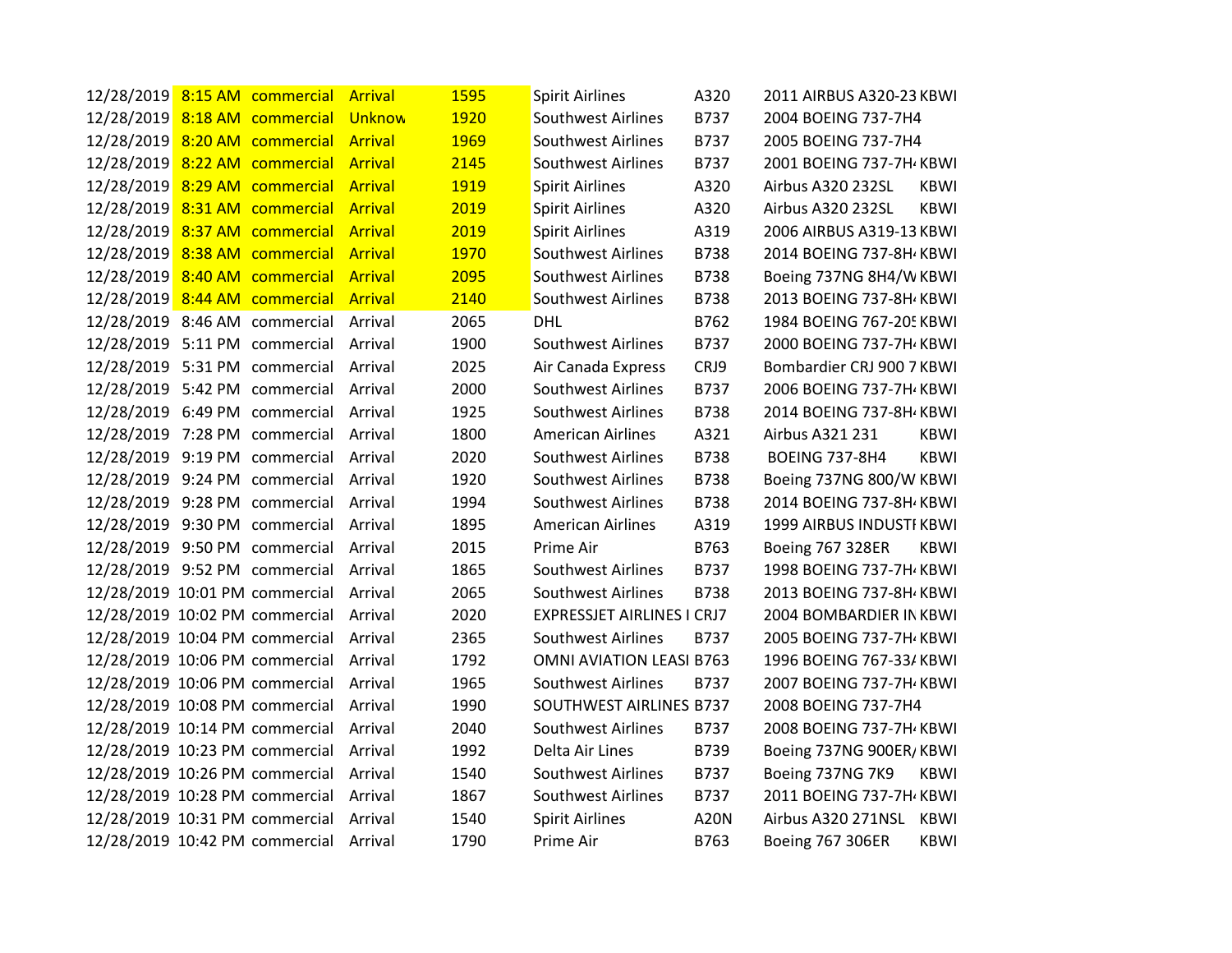| | | | | | | | | |
|---|---|---|---|---|---|---|---|---|
| 12/28/2019 | 8:15 AM | commercial | Arrival | 1595 | Spirit Airlines | A320 | 2011 AIRBUS A320-23 | KBWI |
| 12/28/2019 | 8:18 AM | commercial | Unknow | 1920 | Southwest Airlines | B737 | 2004 BOEING 737-7H4 | |
| 12/28/2019 | 8:20 AM | commercial | Arrival | 1969 | Southwest Airlines | B737 | 2005 BOEING 737-7H4 | |
| 12/28/2019 | 8:22 AM | commercial | Arrival | 2145 | Southwest Airlines | B737 | 2001 BOEING 737-7H4 | KBWI |
| 12/28/2019 | 8:29 AM | commercial | Arrival | 1919 | Spirit Airlines | A320 | Airbus A320 232SL | KBWI |
| 12/28/2019 | 8:31 AM | commercial | Arrival | 2019 | Spirit Airlines | A320 | Airbus A320 232SL | KBWI |
| 12/28/2019 | 8:37 AM | commercial | Arrival | 2019 | Spirit Airlines | A319 | 2006 AIRBUS A319-13 | KBWI |
| 12/28/2019 | 8:38 AM | commercial | Arrival | 1970 | Southwest Airlines | B738 | 2014 BOEING 737-8H4 | KBWI |
| 12/28/2019 | 8:40 AM | commercial | Arrival | 2095 | Southwest Airlines | B738 | Boeing 737NG 8H4/W | KBWI |
| 12/28/2019 | 8:44 AM | commercial | Arrival | 2140 | Southwest Airlines | B738 | 2013 BOEING 737-8H4 | KBWI |
| 12/28/2019 | 8:46 AM | commercial | Arrival | 2065 | DHL | B762 | 1984 BOEING 767-205 | KBWI |
| 12/28/2019 | 5:11 PM | commercial | Arrival | 1900 | Southwest Airlines | B737 | 2000 BOEING 737-7H4 | KBWI |
| 12/28/2019 | 5:31 PM | commercial | Arrival | 2025 | Air Canada Express | CRJ9 | Bombardier CRJ 900 7 | KBWI |
| 12/28/2019 | 5:42 PM | commercial | Arrival | 2000 | Southwest Airlines | B737 | 2006 BOEING 737-7H4 | KBWI |
| 12/28/2019 | 6:49 PM | commercial | Arrival | 1925 | Southwest Airlines | B738 | 2014 BOEING 737-8H4 | KBWI |
| 12/28/2019 | 7:28 PM | commercial | Arrival | 1800 | American Airlines | A321 | Airbus A321 231 | KBWI |
| 12/28/2019 | 9:19 PM | commercial | Arrival | 2020 | Southwest Airlines | B738 | BOEING 737-8H4 | KBWI |
| 12/28/2019 | 9:24 PM | commercial | Arrival | 1920 | Southwest Airlines | B738 | Boeing 737NG 800/W | KBWI |
| 12/28/2019 | 9:28 PM | commercial | Arrival | 1994 | Southwest Airlines | B738 | 2014 BOEING 737-8H4 | KBWI |
| 12/28/2019 | 9:30 PM | commercial | Arrival | 1895 | American Airlines | A319 | 1999 AIRBUS INDUSTI | KBWI |
| 12/28/2019 | 9:50 PM | commercial | Arrival | 2015 | Prime Air | B763 | Boeing 767 328ER | KBWI |
| 12/28/2019 | 9:52 PM | commercial | Arrival | 1865 | Southwest Airlines | B737 | 1998 BOEING 737-7H4 | KBWI |
| 12/28/2019 | 10:01 PM | commercial | Arrival | 2065 | Southwest Airlines | B738 | 2013 BOEING 737-8H4 | KBWI |
| 12/28/2019 | 10:02 PM | commercial | Arrival | 2020 | EXPRESSJET AIRLINES I | CRJ7 | 2004 BOMBARDIER IN | KBWI |
| 12/28/2019 | 10:04 PM | commercial | Arrival | 2365 | Southwest Airlines | B737 | 2005 BOEING 737-7H4 | KBWI |
| 12/28/2019 | 10:06 PM | commercial | Arrival | 1792 | OMNI AVIATION LEASI | B763 | 1996 BOEING 767-33A | KBWI |
| 12/28/2019 | 10:06 PM | commercial | Arrival | 1965 | Southwest Airlines | B737 | 2007 BOEING 737-7H4 | KBWI |
| 12/28/2019 | 10:08 PM | commercial | Arrival | 1990 | SOUTHWEST AIRLINES | B737 | 2008 BOEING 737-7H4 | |
| 12/28/2019 | 10:14 PM | commercial | Arrival | 2040 | Southwest Airlines | B737 | 2008 BOEING 737-7H4 | KBWI |
| 12/28/2019 | 10:23 PM | commercial | Arrival | 1992 | Delta Air Lines | B739 | Boeing 737NG 900ER/ | KBWI |
| 12/28/2019 | 10:26 PM | commercial | Arrival | 1540 | Southwest Airlines | B737 | Boeing 737NG 7K9 | KBWI |
| 12/28/2019 | 10:28 PM | commercial | Arrival | 1867 | Southwest Airlines | B737 | 2011 BOEING 737-7H4 | KBWI |
| 12/28/2019 | 10:31 PM | commercial | Arrival | 1540 | Spirit Airlines | A20N | Airbus A320 271NSL | KBWI |
| 12/28/2019 | 10:42 PM | commercial | Arrival | 1790 | Prime Air | B763 | Boeing 767 306ER | KBWI |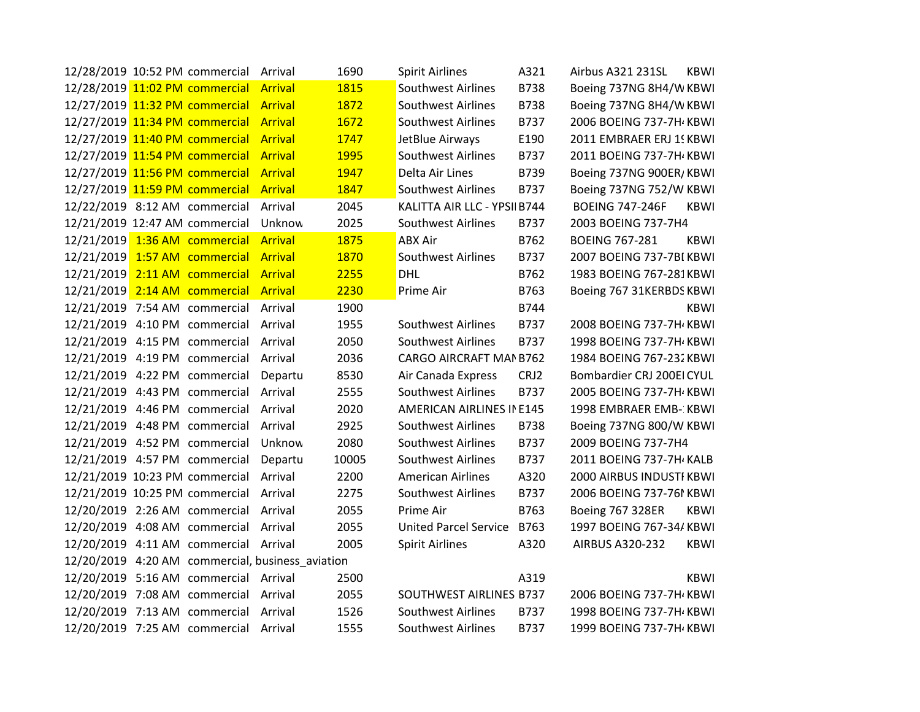| | | | | | | | | |
|---|---|---|---|---|---|---|---|---|
| 12/28/2019 | 10:52 PM | commercial | Arrival | 1690 | Spirit Airlines | A321 | Airbus A321 231SL | KBWI |
| 12/28/2019 | 11:02 PM | commercial | Arrival | 1815 | Southwest Airlines | B738 | Boeing 737NG 8H4/W | KBWI |
| 12/27/2019 | 11:32 PM | commercial | Arrival | 1872 | Southwest Airlines | B738 | Boeing 737NG 8H4/W | KBWI |
| 12/27/2019 | 11:34 PM | commercial | Arrival | 1672 | Southwest Airlines | B737 | 2006 BOEING 737-7H4 | KBWI |
| 12/27/2019 | 11:40 PM | commercial | Arrival | 1747 | JetBlue Airways | E190 | 2011 EMBRAER ERJ 19 | KBWI |
| 12/27/2019 | 11:54 PM | commercial | Arrival | 1995 | Southwest Airlines | B737 | 2011 BOEING 737-7H4 | KBWI |
| 12/27/2019 | 11:56 PM | commercial | Arrival | 1947 | Delta Air Lines | B739 | Boeing 737NG 900ER/ | KBWI |
| 12/27/2019 | 11:59 PM | commercial | Arrival | 1847 | Southwest Airlines | B737 | Boeing 737NG 752/W | KBWI |
| 12/22/2019 | 8:12 AM | commercial | Arrival | 2045 | KALITTA AIR LLC - YPSI | B744 | BOEING 747-246F | KBWI |
| 12/21/2019 | 12:47 AM | commercial | Unknow | 2025 | Southwest Airlines | B737 | 2003 BOEING 737-7H4 | |
| 12/21/2019 | 1:36 AM | commercial | Arrival | 1875 | ABX Air | B762 | BOEING 767-281 | KBWI |
| 12/21/2019 | 1:57 AM | commercial | Arrival | 1870 | Southwest Airlines | B737 | 2007 BOEING 737-7BD | KBWI |
| 12/21/2019 | 2:11 AM | commercial | Arrival | 2255 | DHL | B762 | 1983 BOEING 767-281 | KBWI |
| 12/21/2019 | 2:14 AM | commercial | Arrival | 2230 | Prime Air | B763 | Boeing 767 31KERBDS | KBWI |
| 12/21/2019 | 7:54 AM | commercial | Arrival | 1900 | | B744 | | KBWI |
| 12/21/2019 | 4:10 PM | commercial | Arrival | 1955 | Southwest Airlines | B737 | 2008 BOEING 737-7H4 | KBWI |
| 12/21/2019 | 4:15 PM | commercial | Arrival | 2050 | Southwest Airlines | B737 | 1998 BOEING 737-7H4 | KBWI |
| 12/21/2019 | 4:19 PM | commercial | Arrival | 2036 | CARGO AIRCRAFT MAN | B762 | 1984 BOEING 767-232 | KBWI |
| 12/21/2019 | 4:22 PM | commercial | Departu | 8530 | Air Canada Express | CRJ2 | Bombardier CRJ 200EI | CYUL |
| 12/21/2019 | 4:43 PM | commercial | Arrival | 2555 | Southwest Airlines | B737 | 2005 BOEING 737-7H4 | KBWI |
| 12/21/2019 | 4:46 PM | commercial | Arrival | 2020 | AMERICAN AIRLINES IN | E145 | 1998 EMBRAER EMB-1 | KBWI |
| 12/21/2019 | 4:48 PM | commercial | Arrival | 2925 | Southwest Airlines | B738 | Boeing 737NG 800/W | KBWI |
| 12/21/2019 | 4:52 PM | commercial | Unknow | 2080 | Southwest Airlines | B737 | 2009 BOEING 737-7H4 | |
| 12/21/2019 | 4:57 PM | commercial | Departu | 10005 | Southwest Airlines | B737 | 2011 BOEING 737-7H4 | KALB |
| 12/21/2019 | 10:23 PM | commercial | Arrival | 2200 | American Airlines | A320 | 2000 AIRBUS INDUSTI | KBWI |
| 12/21/2019 | 10:25 PM | commercial | Arrival | 2275 | Southwest Airlines | B737 | 2006 BOEING 737-76N | KBWI |
| 12/20/2019 | 2:26 AM | commercial | Arrival | 2055 | Prime Air | B763 | Boeing 767 328ER | KBWI |
| 12/20/2019 | 4:08 AM | commercial | Arrival | 2055 | United Parcel Service | B763 | 1997 BOEING 767-34A | KBWI |
| 12/20/2019 | 4:11 AM | commercial | Arrival | 2005 | Spirit Airlines | A320 | AIRBUS A320-232 | KBWI |
| 12/20/2019 | 4:20 AM | commercial, business_aviation | | | | | | |
| 12/20/2019 | 5:16 AM | commercial | Arrival | 2500 | | A319 | | KBWI |
| 12/20/2019 | 7:08 AM | commercial | Arrival | 2055 | SOUTHWEST AIRLINES | B737 | 2006 BOEING 737-7H4 | KBWI |
| 12/20/2019 | 7:13 AM | commercial | Arrival | 1526 | Southwest Airlines | B737 | 1998 BOEING 737-7H4 | KBWI |
| 12/20/2019 | 7:25 AM | commercial | Arrival | 1555 | Southwest Airlines | B737 | 1999 BOEING 737-7H4 | KBWI |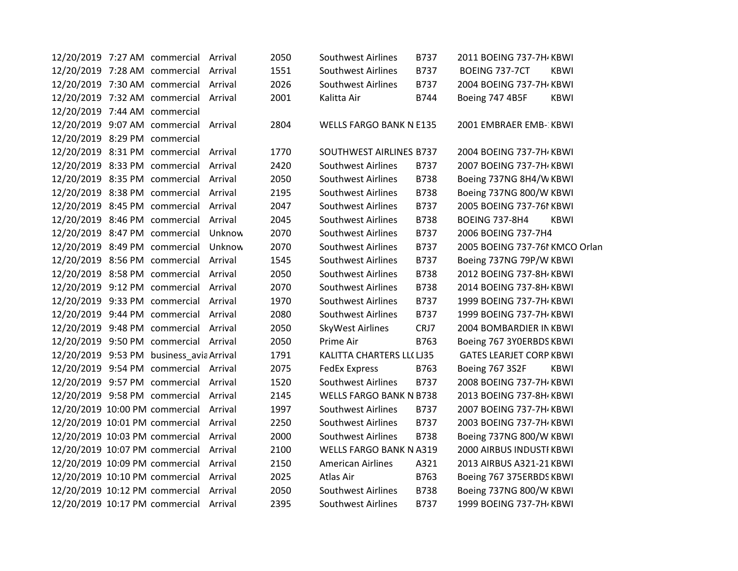| | | | | | | | | |
|---|---|---|---|---|---|---|---|---|
| 12/20/2019 | 7:27 AM | commercial | Arrival | 2050 | Southwest Airlines | B737 | 2011 BOEING 737-7H4 | KBWI |
| 12/20/2019 | 7:28 AM | commercial | Arrival | 1551 | Southwest Airlines | B737 | BOEING 737-7CT | KBWI |
| 12/20/2019 | 7:30 AM | commercial | Arrival | 2026 | Southwest Airlines | B737 | 2004 BOEING 737-7H4 | KBWI |
| 12/20/2019 | 7:32 AM | commercial | Arrival | 2001 | Kalitta Air | B744 | Boeing 747 4B5F | KBWI |
| 12/20/2019 | 7:44 AM | commercial | | | | | | |
| 12/20/2019 | 9:07 AM | commercial | Arrival | 2804 | WELLS FARGO BANK N | E135 | 2001 EMBRAER EMB-1 | KBWI |
| 12/20/2019 | 8:29 PM | commercial | | | | | | |
| 12/20/2019 | 8:31 PM | commercial | Arrival | 1770 | SOUTHWEST AIRLINES | B737 | 2004 BOEING 737-7H4 | KBWI |
| 12/20/2019 | 8:33 PM | commercial | Arrival | 2420 | Southwest Airlines | B737 | 2007 BOEING 737-7H4 | KBWI |
| 12/20/2019 | 8:35 PM | commercial | Arrival | 2050 | Southwest Airlines | B738 | Boeing 737NG 8H4/W | KBWI |
| 12/20/2019 | 8:38 PM | commercial | Arrival | 2195 | Southwest Airlines | B738 | Boeing 737NG 800/W | KBWI |
| 12/20/2019 | 8:45 PM | commercial | Arrival | 2047 | Southwest Airlines | B737 | 2005 BOEING 737-76N | KBWI |
| 12/20/2019 | 8:46 PM | commercial | Arrival | 2045 | Southwest Airlines | B738 | BOEING 737-8H4 | KBWI |
| 12/20/2019 | 8:47 PM | commercial | Unknow | 2070 | Southwest Airlines | B737 | 2006 BOEING 737-7H4 | |
| 12/20/2019 | 8:49 PM | commercial | Unknow | 2070 | Southwest Airlines | B737 | 2005 BOEING 737-76N | KMCO Orlan |
| 12/20/2019 | 8:56 PM | commercial | Arrival | 1545 | Southwest Airlines | B737 | Boeing 737NG 79P/W | KBWI |
| 12/20/2019 | 8:58 PM | commercial | Arrival | 2050 | Southwest Airlines | B738 | 2012 BOEING 737-8H4 | KBWI |
| 12/20/2019 | 9:12 PM | commercial | Arrival | 2070 | Southwest Airlines | B738 | 2014 BOEING 737-8H4 | KBWI |
| 12/20/2019 | 9:33 PM | commercial | Arrival | 1970 | Southwest Airlines | B737 | 1999 BOEING 737-7H4 | KBWI |
| 12/20/2019 | 9:44 PM | commercial | Arrival | 2080 | Southwest Airlines | B737 | 1999 BOEING 737-7H4 | KBWI |
| 12/20/2019 | 9:48 PM | commercial | Arrival | 2050 | SkyWest Airlines | CRJ7 | 2004 BOMBARDIER IN | KBWI |
| 12/20/2019 | 9:50 PM | commercial | Arrival | 2050 | Prime Air | B763 | Boeing 767 3Y0ERBDS | KBWI |
| 12/20/2019 | 9:53 PM | business_avia | Arrival | 1791 | KALITTA CHARTERS LL( | LJ35 | GATES LEARJET CORP | KBWI |
| 12/20/2019 | 9:54 PM | commercial | Arrival | 2075 | FedEx Express | B763 | Boeing 767 3S2F | KBWI |
| 12/20/2019 | 9:57 PM | commercial | Arrival | 1520 | Southwest Airlines | B737 | 2008 BOEING 737-7H4 | KBWI |
| 12/20/2019 | 9:58 PM | commercial | Arrival | 2145 | WELLS FARGO BANK N | B738 | 2013 BOEING 737-8H4 | KBWI |
| 12/20/2019 | 10:00 PM | commercial | Arrival | 1997 | Southwest Airlines | B737 | 2007 BOEING 737-7H4 | KBWI |
| 12/20/2019 | 10:01 PM | commercial | Arrival | 2250 | Southwest Airlines | B737 | 2003 BOEING 737-7H4 | KBWI |
| 12/20/2019 | 10:03 PM | commercial | Arrival | 2000 | Southwest Airlines | B738 | Boeing 737NG 800/W | KBWI |
| 12/20/2019 | 10:07 PM | commercial | Arrival | 2100 | WELLS FARGO BANK N | A319 | 2000 AIRBUS INDUSTI | KBWI |
| 12/20/2019 | 10:09 PM | commercial | Arrival | 2150 | American Airlines | A321 | 2013 AIRBUS A321-21 | KBWI |
| 12/20/2019 | 10:10 PM | commercial | Arrival | 2025 | Atlas Air | B763 | Boeing 767 375ERBDS | KBWI |
| 12/20/2019 | 10:12 PM | commercial | Arrival | 2050 | Southwest Airlines | B738 | Boeing 737NG 800/W | KBWI |
| 12/20/2019 | 10:17 PM | commercial | Arrival | 2395 | Southwest Airlines | B737 | 1999 BOEING 737-7H4 | KBWI |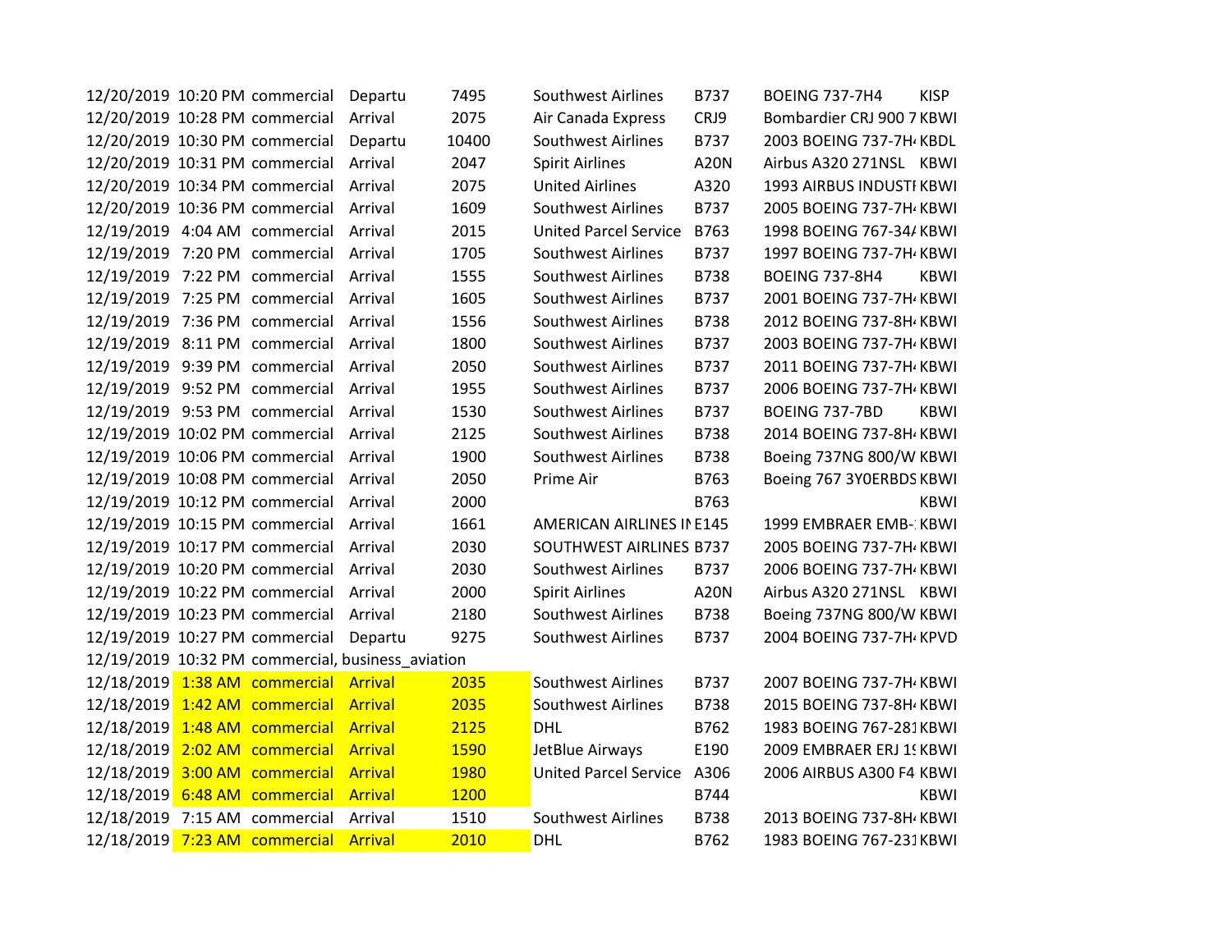| | | | | | | | | | |
|---|---|---|---|---|---|---|---|---|---|
| 12/20/2019 | 10:20 PM | commercial | Departu | 7495 | Southwest Airlines | B737 | BOEING 737-7H4 | KISP |
| 12/20/2019 | 10:28 PM | commercial | Arrival | 2075 | Air Canada Express | CRJ9 | Bombardier CRJ 900 7 | KBWI |
| 12/20/2019 | 10:30 PM | commercial | Departu | 10400 | Southwest Airlines | B737 | 2003 BOEING 737-7H4 | KBDL |
| 12/20/2019 | 10:31 PM | commercial | Arrival | 2047 | Spirit Airlines | A20N | Airbus A320 271NSL | KBWI |
| 12/20/2019 | 10:34 PM | commercial | Arrival | 2075 | United Airlines | A320 | 1993 AIRBUS INDUSTI | KBWI |
| 12/20/2019 | 10:36 PM | commercial | Arrival | 1609 | Southwest Airlines | B737 | 2005 BOEING 737-7H4 | KBWI |
| 12/19/2019 | 4:04 AM | commercial | Arrival | 2015 | United Parcel Service | B763 | 1998 BOEING 767-34 | KBWI |
| 12/19/2019 | 7:20 PM | commercial | Arrival | 1705 | Southwest Airlines | B737 | 1997 BOEING 737-7H4 | KBWI |
| 12/19/2019 | 7:22 PM | commercial | Arrival | 1555 | Southwest Airlines | B738 | BOEING 737-8H4 | KBWI |
| 12/19/2019 | 7:25 PM | commercial | Arrival | 1605 | Southwest Airlines | B737 | 2001 BOEING 737-7H4 | KBWI |
| 12/19/2019 | 7:36 PM | commercial | Arrival | 1556 | Southwest Airlines | B738 | 2012 BOEING 737-8H4 | KBWI |
| 12/19/2019 | 8:11 PM | commercial | Arrival | 1800 | Southwest Airlines | B737 | 2003 BOEING 737-7H4 | KBWI |
| 12/19/2019 | 9:39 PM | commercial | Arrival | 2050 | Southwest Airlines | B737 | 2011 BOEING 737-7H4 | KBWI |
| 12/19/2019 | 9:52 PM | commercial | Arrival | 1955 | Southwest Airlines | B737 | 2006 BOEING 737-7H4 | KBWI |
| 12/19/2019 | 9:53 PM | commercial | Arrival | 1530 | Southwest Airlines | B737 | BOEING 737-7BD | KBWI |
| 12/19/2019 | 10:02 PM | commercial | Arrival | 2125 | Southwest Airlines | B738 | 2014 BOEING 737-8H4 | KBWI |
| 12/19/2019 | 10:06 PM | commercial | Arrival | 1900 | Southwest Airlines | B738 | Boeing 737NG 800/W | KBWI |
| 12/19/2019 | 10:08 PM | commercial | Arrival | 2050 | Prime Air | B763 | Boeing 767 3Y0ERBDS | KBWI |
| 12/19/2019 | 10:12 PM | commercial | Arrival | 2000 | | B763 | | KBWI |
| 12/19/2019 | 10:15 PM | commercial | Arrival | 1661 | AMERICAN AIRLINES IN | E145 | 1999 EMBRAER EMB- | KBWI |
| 12/19/2019 | 10:17 PM | commercial | Arrival | 2030 | SOUTHWEST AIRLINES | B737 | 2005 BOEING 737-7H4 | KBWI |
| 12/19/2019 | 10:20 PM | commercial | Arrival | 2030 | Southwest Airlines | B737 | 2006 BOEING 737-7H4 | KBWI |
| 12/19/2019 | 10:22 PM | commercial | Arrival | 2000 | Spirit Airlines | A20N | Airbus A320 271NSL | KBWI |
| 12/19/2019 | 10:23 PM | commercial | Arrival | 2180 | Southwest Airlines | B738 | Boeing 737NG 800/W | KBWI |
| 12/19/2019 | 10:27 PM | commercial | Departu | 9275 | Southwest Airlines | B737 | 2004 BOEING 737-7H4 | KPVD |
| 12/19/2019 | 10:32 PM | commercial, business_aviation | | | | | | |
| 12/18/2019 | 1:38 AM | commercial | Arrival | 2035 | Southwest Airlines | B737 | 2007 BOEING 737-7H4 | KBWI |
| 12/18/2019 | 1:42 AM | commercial | Arrival | 2035 | Southwest Airlines | B738 | 2015 BOEING 737-8H4 | KBWI |
| 12/18/2019 | 1:48 AM | commercial | Arrival | 2125 | DHL | B762 | 1983 BOEING 767-281 | KBWI |
| 12/18/2019 | 2:02 AM | commercial | Arrival | 1590 | JetBlue Airways | E190 | 2009 EMBRAER ERJ 19 | KBWI |
| 12/18/2019 | 3:00 AM | commercial | Arrival | 1980 | United Parcel Service | A306 | 2006 AIRBUS A300 F4 | KBWI |
| 12/18/2019 | 6:48 AM | commercial | Arrival | 1200 | | B744 | | KBWI |
| 12/18/2019 | 7:15 AM | commercial | Arrival | 1510 | Southwest Airlines | B738 | 2013 BOEING 737-8H4 | KBWI |
| 12/18/2019 | 7:23 AM | commercial | Arrival | 2010 | DHL | B762 | 1983 BOEING 767-231 | KBWI |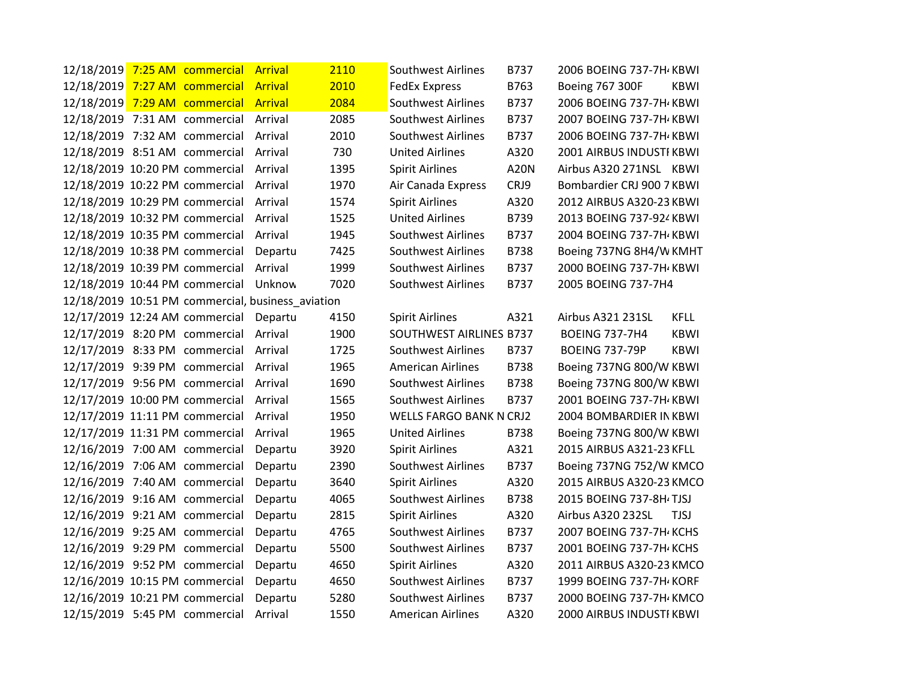| | | | | | | | | |
|---|---|---|---|---|---|---|---|---|
| 12/18/2019 | 7:25 AM | commercial | Arrival | 2110 | Southwest Airlines | B737 | 2006 BOEING 737-7H4 | KBWI |
| 12/18/2019 | 7:27 AM | commercial | Arrival | 2010 | FedEx Express | B763 | Boeing 767 300F | KBWI |
| 12/18/2019 | 7:29 AM | commercial | Arrival | 2084 | Southwest Airlines | B737 | 2006 BOEING 737-7H4 | KBWI |
| 12/18/2019 | 7:31 AM | commercial | Arrival | 2085 | Southwest Airlines | B737 | 2007 BOEING 737-7H4 | KBWI |
| 12/18/2019 | 7:32 AM | commercial | Arrival | 2010 | Southwest Airlines | B737 | 2006 BOEING 737-7H4 | KBWI |
| 12/18/2019 | 8:51 AM | commercial | Arrival | 730 | United Airlines | A320 | 2001 AIRBUS INDUSTI | KBWI |
| 12/18/2019 | 10:20 PM | commercial | Arrival | 1395 | Spirit Airlines | A20N | Airbus A320 271NSL | KBWI |
| 12/18/2019 | 10:22 PM | commercial | Arrival | 1970 | Air Canada Express | CRJ9 | Bombardier CRJ 900 7 | KBWI |
| 12/18/2019 | 10:29 PM | commercial | Arrival | 1574 | Spirit Airlines | A320 | 2012 AIRBUS A320-23 | KBWI |
| 12/18/2019 | 10:32 PM | commercial | Arrival | 1525 | United Airlines | B739 | 2013 BOEING 737-924 | KBWI |
| 12/18/2019 | 10:35 PM | commercial | Arrival | 1945 | Southwest Airlines | B737 | 2004 BOEING 737-7H4 | KBWI |
| 12/18/2019 | 10:38 PM | commercial | Departu | 7425 | Southwest Airlines | B738 | Boeing 737NG 8H4/W | KMHT |
| 12/18/2019 | 10:39 PM | commercial | Arrival | 1999 | Southwest Airlines | B737 | 2000 BOEING 737-7H4 | KBWI |
| 12/18/2019 | 10:44 PM | commercial | Unknow | 7020 | Southwest Airlines | B737 | 2005 BOEING 737-7H4 | |
| 12/18/2019 | 10:51 PM | commercial, business_aviation | | | | | | |
| 12/17/2019 | 12:24 AM | commercial | Departu | 4150 | Spirit Airlines | A321 | Airbus A321 231SL | KFLL |
| 12/17/2019 | 8:20 PM | commercial | Arrival | 1900 | SOUTHWEST AIRLINES | B737 | BOEING 737-7H4 | KBWI |
| 12/17/2019 | 8:33 PM | commercial | Arrival | 1725 | Southwest Airlines | B737 | BOEING 737-79P | KBWI |
| 12/17/2019 | 9:39 PM | commercial | Arrival | 1965 | American Airlines | B738 | Boeing 737NG 800/W | KBWI |
| 12/17/2019 | 9:56 PM | commercial | Arrival | 1690 | Southwest Airlines | B738 | Boeing 737NG 800/W | KBWI |
| 12/17/2019 | 10:00 PM | commercial | Arrival | 1565 | Southwest Airlines | B737 | 2001 BOEING 737-7H4 | KBWI |
| 12/17/2019 | 11:11 PM | commercial | Arrival | 1950 | WELLS FARGO BANK N | CRJ2 | 2004 BOMBARDIER IN | KBWI |
| 12/17/2019 | 11:31 PM | commercial | Arrival | 1965 | United Airlines | B738 | Boeing 737NG 800/W | KBWI |
| 12/16/2019 | 7:00 AM | commercial | Departu | 3920 | Spirit Airlines | A321 | 2015 AIRBUS A321-23 | KFLL |
| 12/16/2019 | 7:06 AM | commercial | Departu | 2390 | Southwest Airlines | B737 | Boeing 737NG 752/W | KMCO |
| 12/16/2019 | 7:40 AM | commercial | Departu | 3640 | Spirit Airlines | A320 | 2015 AIRBUS A320-23 | KMCO |
| 12/16/2019 | 9:16 AM | commercial | Departu | 4065 | Southwest Airlines | B738 | 2015 BOEING 737-8H4 | TJSJ |
| 12/16/2019 | 9:21 AM | commercial | Departu | 2815 | Spirit Airlines | A320 | Airbus A320 232SL | TJSJ |
| 12/16/2019 | 9:25 AM | commercial | Departu | 4765 | Southwest Airlines | B737 | 2007 BOEING 737-7H4 | KCHS |
| 12/16/2019 | 9:29 PM | commercial | Departu | 5500 | Southwest Airlines | B737 | 2001 BOEING 737-7H4 | KCHS |
| 12/16/2019 | 9:52 PM | commercial | Departu | 4650 | Spirit Airlines | A320 | 2011 AIRBUS A320-23 | KMCO |
| 12/16/2019 | 10:15 PM | commercial | Departu | 4650 | Southwest Airlines | B737 | 1999 BOEING 737-7H4 | KORF |
| 12/16/2019 | 10:21 PM | commercial | Departu | 5280 | Southwest Airlines | B737 | 2000 BOEING 737-7H4 | KMCO |
| 12/15/2019 | 5:45 PM | commercial | Arrival | 1550 | American Airlines | A320 | 2000 AIRBUS INDUSTI | KBWI |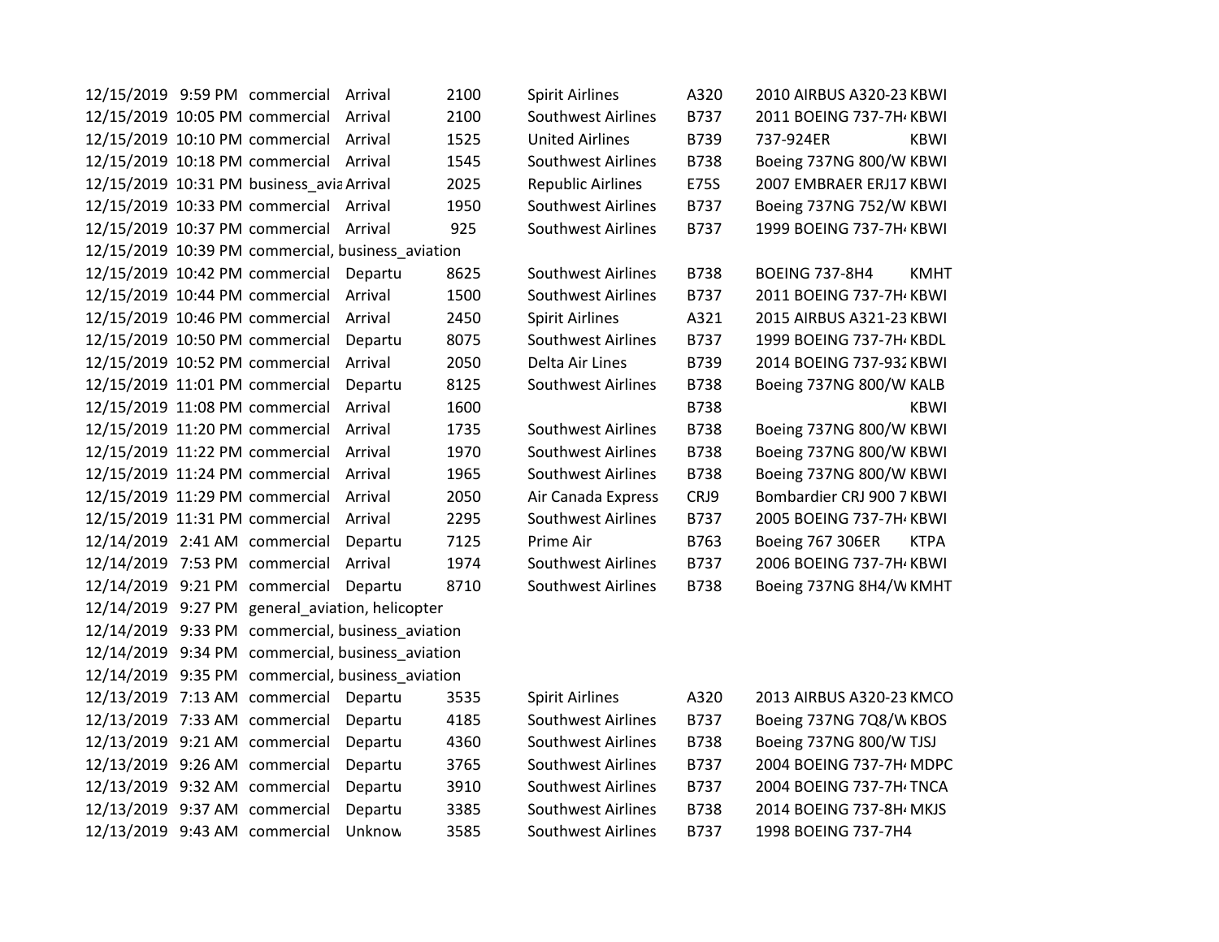| | | | | | | | | |
|---|---|---|---|---|---|---|---|---|
| 12/15/2019 | 9:59 PM | commercial | Arrival | 2100 | Spirit Airlines | A320 | 2010 AIRBUS A320-23 | KBWI |
| 12/15/2019 | 10:05 PM | commercial | Arrival | 2100 | Southwest Airlines | B737 | 2011 BOEING 737-7H4 | KBWI |
| 12/15/2019 | 10:10 PM | commercial | Arrival | 1525 | United Airlines | B739 | 737-924ER | KBWI |
| 12/15/2019 | 10:18 PM | commercial | Arrival | 1545 | Southwest Airlines | B738 | Boeing 737NG 800/W | KBWI |
| 12/15/2019 | 10:31 PM | business_avia | Arrival | 2025 | Republic Airlines | E75S | 2007 EMBRAER ERJ17 | KBWI |
| 12/15/2019 | 10:33 PM | commercial | Arrival | 1950 | Southwest Airlines | B737 | Boeing 737NG 752/W | KBWI |
| 12/15/2019 | 10:37 PM | commercial | Arrival | 925 | Southwest Airlines | B737 | 1999 BOEING 737-7H4 | KBWI |
| 12/15/2019 | 10:39 PM | commercial, business_aviation | | | | | | |
| 12/15/2019 | 10:42 PM | commercial | Departu | 8625 | Southwest Airlines | B738 | BOEING 737-8H4 | KMHT |
| 12/15/2019 | 10:44 PM | commercial | Arrival | 1500 | Southwest Airlines | B737 | 2011 BOEING 737-7H4 | KBWI |
| 12/15/2019 | 10:46 PM | commercial | Arrival | 2450 | Spirit Airlines | A321 | 2015 AIRBUS A321-23 | KBWI |
| 12/15/2019 | 10:50 PM | commercial | Departu | 8075 | Southwest Airlines | B737 | 1999 BOEING 737-7H4 | KBDL |
| 12/15/2019 | 10:52 PM | commercial | Arrival | 2050 | Delta Air Lines | B739 | 2014 BOEING 737-932 | KBWI |
| 12/15/2019 | 11:01 PM | commercial | Departu | 8125 | Southwest Airlines | B738 | Boeing 737NG 800/W | KALB |
| 12/15/2019 | 11:08 PM | commercial | Arrival | 1600 | | B738 | | KBWI |
| 12/15/2019 | 11:20 PM | commercial | Arrival | 1735 | Southwest Airlines | B738 | Boeing 737NG 800/W | KBWI |
| 12/15/2019 | 11:22 PM | commercial | Arrival | 1970 | Southwest Airlines | B738 | Boeing 737NG 800/W | KBWI |
| 12/15/2019 | 11:24 PM | commercial | Arrival | 1965 | Southwest Airlines | B738 | Boeing 737NG 800/W | KBWI |
| 12/15/2019 | 11:29 PM | commercial | Arrival | 2050 | Air Canada Express | CRJ9 | Bombardier CRJ 900 7 | KBWI |
| 12/15/2019 | 11:31 PM | commercial | Arrival | 2295 | Southwest Airlines | B737 | 2005 BOEING 737-7H4 | KBWI |
| 12/14/2019 | 2:41 AM | commercial | Departu | 7125 | Prime Air | B763 | Boeing 767 306ER | KTPA |
| 12/14/2019 | 7:53 PM | commercial | Arrival | 1974 | Southwest Airlines | B737 | 2006 BOEING 737-7H4 | KBWI |
| 12/14/2019 | 9:21 PM | commercial | Departu | 8710 | Southwest Airlines | B738 | Boeing 737NG 8H4/W | KMHT |
| 12/14/2019 | 9:27 PM | general_aviation, helicopter | | | | | | |
| 12/14/2019 | 9:33 PM | commercial, business_aviation | | | | | | |
| 12/14/2019 | 9:34 PM | commercial, business_aviation | | | | | | |
| 12/14/2019 | 9:35 PM | commercial, business_aviation | | | | | | |
| 12/13/2019 | 7:13 AM | commercial | Departu | 3535 | Spirit Airlines | A320 | 2013 AIRBUS A320-23 | KMCO |
| 12/13/2019 | 7:33 AM | commercial | Departu | 4185 | Southwest Airlines | B737 | Boeing 737NG 7Q8/W | KBOS |
| 12/13/2019 | 9:21 AM | commercial | Departu | 4360 | Southwest Airlines | B738 | Boeing 737NG 800/W | TJSJ |
| 12/13/2019 | 9:26 AM | commercial | Departu | 3765 | Southwest Airlines | B737 | 2004 BOEING 737-7H4 | MDPC |
| 12/13/2019 | 9:32 AM | commercial | Departu | 3910 | Southwest Airlines | B737 | 2004 BOEING 737-7H4 | TNCA |
| 12/13/2019 | 9:37 AM | commercial | Departu | 3385 | Southwest Airlines | B738 | 2014 BOEING 737-8H4 | MKJS |
| 12/13/2019 | 9:43 AM | commercial | Unknow | 3585 | Southwest Airlines | B737 | 1998 BOEING 737-7H4 | |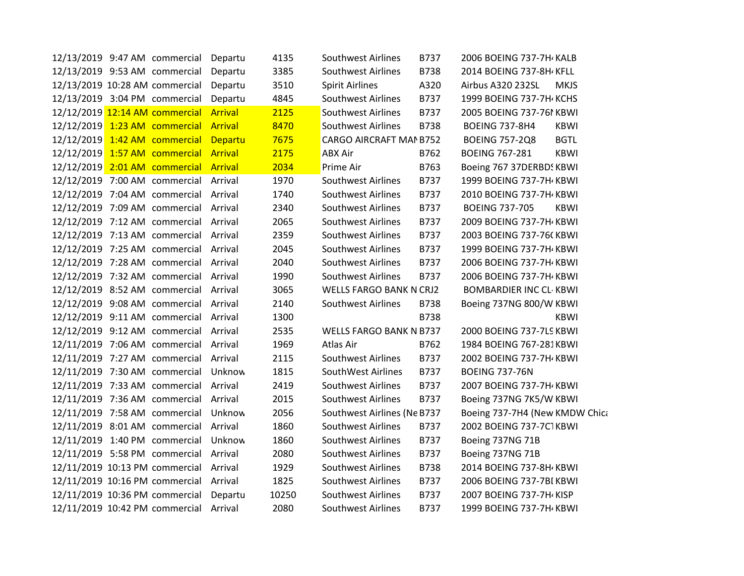| | | | | | | | | |
|---|---|---|---|---|---|---|---|---|
| 12/13/2019 | 9:47 AM | commercial | Departu | 4135 | Southwest Airlines | B737 | 2006 BOEING 737-7H4 | KALB |
| 12/13/2019 | 9:53 AM | commercial | Departu | 3385 | Southwest Airlines | B738 | 2014 BOEING 737-8H4 | KFLL |
| 12/13/2019 | 10:28 AM | commercial | Departu | 3510 | Spirit Airlines | A320 | Airbus A320 232SL | MKJS |
| 12/13/2019 | 3:04 PM | commercial | Departu | 4845 | Southwest Airlines | B737 | 1999 BOEING 737-7H4 | KCHS |
| 12/12/2019 | 12:14 AM | commercial | Arrival | 2125 | Southwest Airlines | B737 | 2005 BOEING 737-76N | KBWI |
| 12/12/2019 | 1:23 AM | commercial | Arrival | 8470 | Southwest Airlines | B738 | BOEING 737-8H4 | KBWI |
| 12/12/2019 | 1:42 AM | commercial | Departu | 7675 | CARGO AIRCRAFT MAN | B752 | BOEING 757-2Q8 | BGTL |
| 12/12/2019 | 1:57 AM | commercial | Arrival | 2175 | ABX Air | B762 | BOEING 767-281 | KBWI |
| 12/12/2019 | 2:01 AM | commercial | Arrival | 2034 | Prime Air | B763 | Boeing 767 37DERBDS | KBWI |
| 12/12/2019 | 7:00 AM | commercial | Arrival | 1970 | Southwest Airlines | B737 | 1999 BOEING 737-7H4 | KBWI |
| 12/12/2019 | 7:04 AM | commercial | Arrival | 1740 | Southwest Airlines | B737 | 2010 BOEING 737-7H4 | KBWI |
| 12/12/2019 | 7:09 AM | commercial | Arrival | 2340 | Southwest Airlines | B737 | BOEING 737-705 | KBWI |
| 12/12/2019 | 7:12 AM | commercial | Arrival | 2065 | Southwest Airlines | B737 | 2009 BOEING 737-7H4 | KBWI |
| 12/12/2019 | 7:13 AM | commercial | Arrival | 2359 | Southwest Airlines | B737 | 2003 BOEING 737-76( | KBWI |
| 12/12/2019 | 7:25 AM | commercial | Arrival | 2045 | Southwest Airlines | B737 | 1999 BOEING 737-7H4 | KBWI |
| 12/12/2019 | 7:28 AM | commercial | Arrival | 2040 | Southwest Airlines | B737 | 2006 BOEING 737-7H4 | KBWI |
| 12/12/2019 | 7:32 AM | commercial | Arrival | 1990 | Southwest Airlines | B737 | 2006 BOEING 737-7H4 | KBWI |
| 12/12/2019 | 8:52 AM | commercial | Arrival | 3065 | WELLS FARGO BANK N | CRJ2 | BOMBARDIER INC CL- | KBWI |
| 12/12/2019 | 9:08 AM | commercial | Arrival | 2140 | Southwest Airlines | B738 | Boeing 737NG 800/W | KBWI |
| 12/12/2019 | 9:11 AM | commercial | Arrival | 1300 | | B738 | | KBWI |
| 12/12/2019 | 9:12 AM | commercial | Arrival | 2535 | WELLS FARGO BANK N | B737 | 2000 BOEING 737-7L9 | KBWI |
| 12/11/2019 | 7:06 AM | commercial | Arrival | 1969 | Atlas Air | B762 | 1984 BOEING 767-281 | KBWI |
| 12/11/2019 | 7:27 AM | commercial | Arrival | 2115 | Southwest Airlines | B737 | 2002 BOEING 737-7H4 | KBWI |
| 12/11/2019 | 7:30 AM | commercial | Unknow | 1815 | SouthWest Airlines | B737 | BOEING 737-76N | |
| 12/11/2019 | 7:33 AM | commercial | Arrival | 2419 | Southwest Airlines | B737 | 2007 BOEING 737-7H4 | KBWI |
| 12/11/2019 | 7:36 AM | commercial | Arrival | 2015 | Southwest Airlines | B737 | Boeing 737NG 7K5/W | KBWI |
| 12/11/2019 | 7:58 AM | commercial | Unknow | 2056 | Southwest Airlines (Ne | B737 | Boeing 737-7H4 (New | KMDW Chica |
| 12/11/2019 | 8:01 AM | commercial | Arrival | 1860 | Southwest Airlines | B737 | 2002 BOEING 737-7C1 | KBWI |
| 12/11/2019 | 1:40 PM | commercial | Unknow | 1860 | Southwest Airlines | B737 | Boeing 737NG 71B | |
| 12/11/2019 | 5:58 PM | commercial | Arrival | 2080 | Southwest Airlines | B737 | Boeing 737NG 71B | |
| 12/11/2019 | 10:13 PM | commercial | Arrival | 1929 | Southwest Airlines | B738 | 2014 BOEING 737-8H4 | KBWI |
| 12/11/2019 | 10:16 PM | commercial | Arrival | 1825 | Southwest Airlines | B737 | 2006 BOEING 737-7BI | KBWI |
| 12/11/2019 | 10:36 PM | commercial | Departu | 10250 | Southwest Airlines | B737 | 2007 BOEING 737-7H4 | KISP |
| 12/11/2019 | 10:42 PM | commercial | Arrival | 2080 | Southwest Airlines | B737 | 1999 BOEING 737-7H4 | KBWI |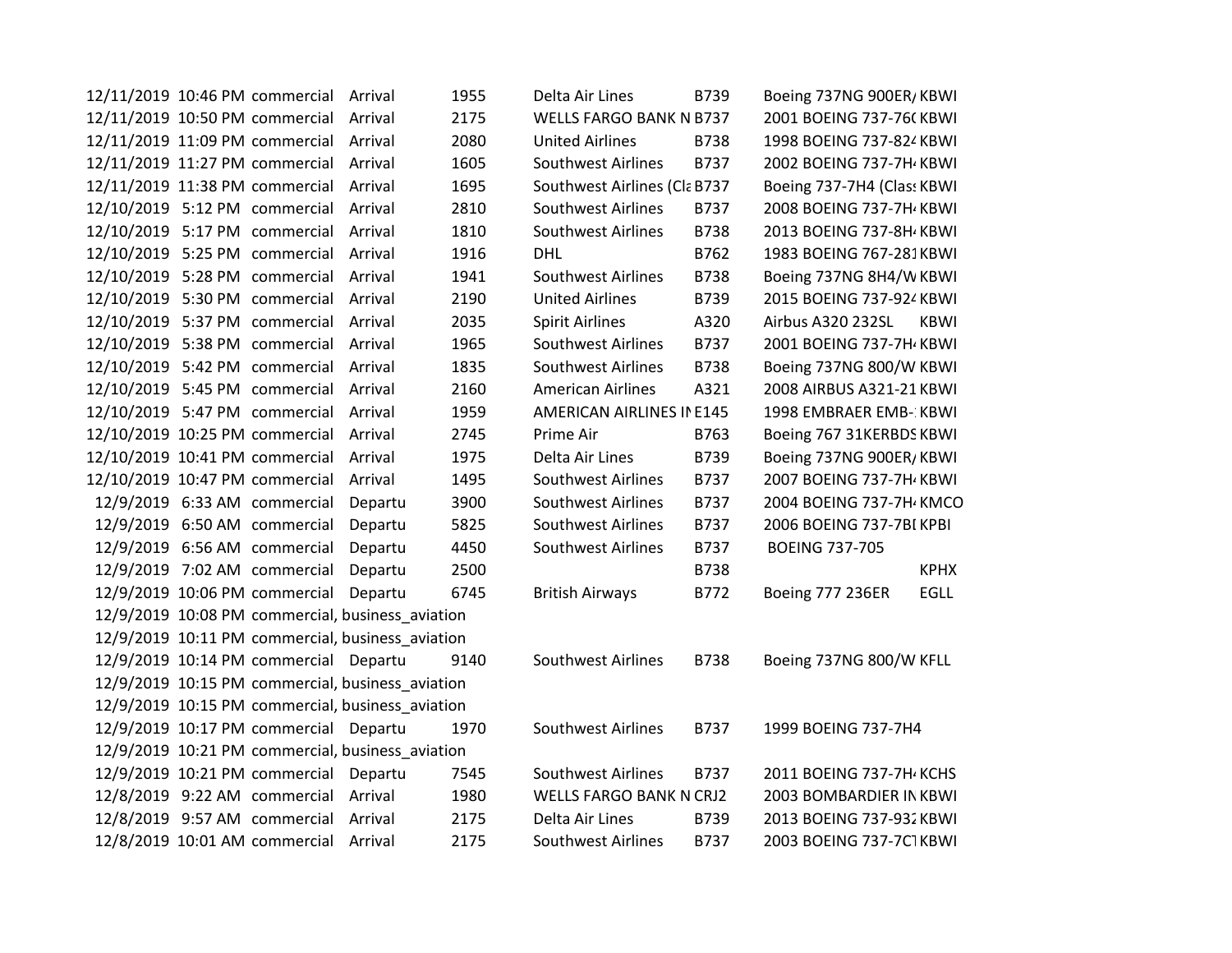| | | | | | | | | |
|---|---|---|---|---|---|---|---|---|
| 12/11/2019 | 10:46 PM | commercial | Arrival | 1955 | Delta Air Lines | B739 | Boeing 737NG 900ER/ | KBWI |
| 12/11/2019 | 10:50 PM | commercial | Arrival | 2175 | WELLS FARGO BANK N | B737 | 2001 BOEING 737-76( | KBWI |
| 12/11/2019 | 11:09 PM | commercial | Arrival | 2080 | United Airlines | B738 | 1998 BOEING 737-824 | KBWI |
| 12/11/2019 | 11:27 PM | commercial | Arrival | 1605 | Southwest Airlines | B737 | 2002 BOEING 737-7H4 | KBWI |
| 12/11/2019 | 11:38 PM | commercial | Arrival | 1695 | Southwest Airlines (Cla | B737 | Boeing 737-7H4 (Class | KBWI |
| 12/10/2019 | 5:12 PM | commercial | Arrival | 2810 | Southwest Airlines | B737 | 2008 BOEING 737-7H4 | KBWI |
| 12/10/2019 | 5:17 PM | commercial | Arrival | 1810 | Southwest Airlines | B738 | 2013 BOEING 737-8H4 | KBWI |
| 12/10/2019 | 5:25 PM | commercial | Arrival | 1916 | DHL | B762 | 1983 BOEING 767-281 | KBWI |
| 12/10/2019 | 5:28 PM | commercial | Arrival | 1941 | Southwest Airlines | B738 | Boeing 737NG 8H4/W | KBWI |
| 12/10/2019 | 5:30 PM | commercial | Arrival | 2190 | United Airlines | B739 | 2015 BOEING 737-924 | KBWI |
| 12/10/2019 | 5:37 PM | commercial | Arrival | 2035 | Spirit Airlines | A320 | Airbus A320 232SL | KBWI |
| 12/10/2019 | 5:38 PM | commercial | Arrival | 1965 | Southwest Airlines | B737 | 2001 BOEING 737-7H4 | KBWI |
| 12/10/2019 | 5:42 PM | commercial | Arrival | 1835 | Southwest Airlines | B738 | Boeing 737NG 800/W | KBWI |
| 12/10/2019 | 5:45 PM | commercial | Arrival | 2160 | American Airlines | A321 | 2008 AIRBUS A321-21 | KBWI |
| 12/10/2019 | 5:47 PM | commercial | Arrival | 1959 | AMERICAN AIRLINES IN | E145 | 1998 EMBRAER EMB-1 | KBWI |
| 12/10/2019 | 10:25 PM | commercial | Arrival | 2745 | Prime Air | B763 | Boeing 767 31KERBDS | KBWI |
| 12/10/2019 | 10:41 PM | commercial | Arrival | 1975 | Delta Air Lines | B739 | Boeing 737NG 900ER/ | KBWI |
| 12/10/2019 | 10:47 PM | commercial | Arrival | 1495 | Southwest Airlines | B737 | 2007 BOEING 737-7H4 | KBWI |
| 12/9/2019 | 6:33 AM | commercial | Departu | 3900 | Southwest Airlines | B737 | 2004 BOEING 737-7H4 | KMCO |
| 12/9/2019 | 6:50 AM | commercial | Departu | 5825 | Southwest Airlines | B737 | 2006 BOEING 737-7BI | KPBI |
| 12/9/2019 | 6:56 AM | commercial | Departu | 4450 | Southwest Airlines | B737 | BOEING 737-705 | |
| 12/9/2019 | 7:02 AM | commercial | Departu | 2500 | | B738 | | KPHX |
| 12/9/2019 | 10:06 PM | commercial | Departu | 6745 | British Airways | B772 | Boeing 777 236ER | EGLL |
| 12/9/2019 | 10:08 PM | commercial, business_aviation | | | | | | |
| 12/9/2019 | 10:11 PM | commercial, business_aviation | | | | | | |
| 12/9/2019 | 10:14 PM | commercial | Departu | 9140 | Southwest Airlines | B738 | Boeing 737NG 800/W | KFLL |
| 12/9/2019 | 10:15 PM | commercial, business_aviation | | | | | | |
| 12/9/2019 | 10:15 PM | commercial, business_aviation | | | | | | |
| 12/9/2019 | 10:17 PM | commercial | Departu | 1970 | Southwest Airlines | B737 | 1999 BOEING 737-7H4 | |
| 12/9/2019 | 10:21 PM | commercial, business_aviation | | | | | | |
| 12/9/2019 | 10:21 PM | commercial | Departu | 7545 | Southwest Airlines | B737 | 2011 BOEING 737-7H4 | KCHS |
| 12/8/2019 | 9:22 AM | commercial | Arrival | 1980 | WELLS FARGO BANK N | CRJ2 | 2003 BOMBARDIER IN | KBWI |
| 12/8/2019 | 9:57 AM | commercial | Arrival | 2175 | Delta Air Lines | B739 | 2013 BOEING 737-932 | KBWI |
| 12/8/2019 | 10:01 AM | commercial | Arrival | 2175 | Southwest Airlines | B737 | 2003 BOEING 737-7CT | KBWI |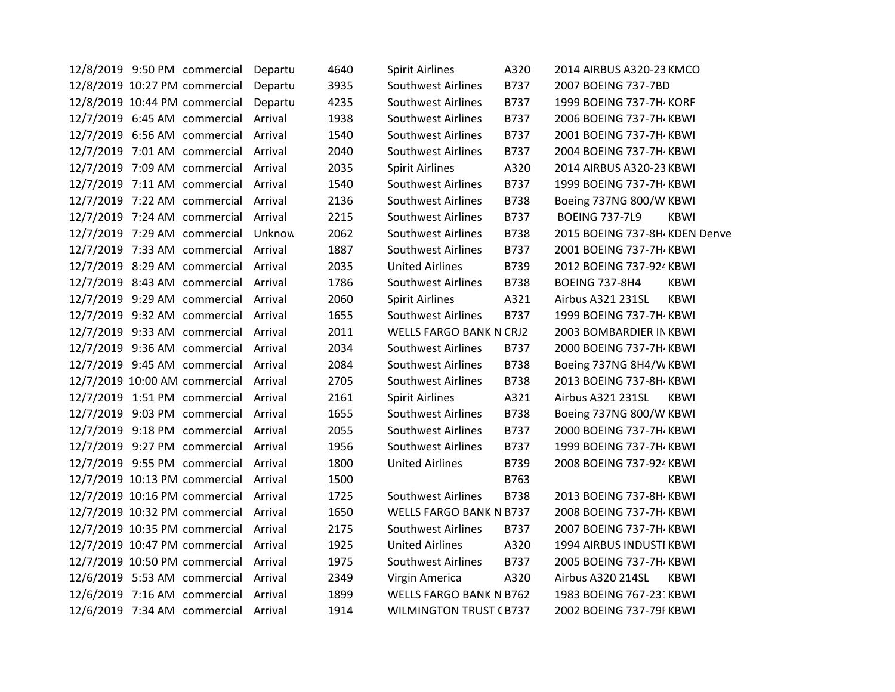| | | | | | | | | |
|---|---|---|---|---|---|---|---|---|
| 12/8/2019 | 9:50 PM | commercial | Departu | 4640 | Spirit Airlines | A320 | 2014 AIRBUS A320-23 | KMCO |
| 12/8/2019 | 10:27 PM | commercial | Departu | 3935 | Southwest Airlines | B737 | 2007 BOEING 737-7BD | |
| 12/8/2019 | 10:44 PM | commercial | Departu | 4235 | Southwest Airlines | B737 | 1999 BOEING 737-7H4 | KORF |
| 12/7/2019 | 6:45 AM | commercial | Arrival | 1938 | Southwest Airlines | B737 | 2006 BOEING 737-7H4 | KBWI |
| 12/7/2019 | 6:56 AM | commercial | Arrival | 1540 | Southwest Airlines | B737 | 2001 BOEING 737-7H4 | KBWI |
| 12/7/2019 | 7:01 AM | commercial | Arrival | 2040 | Southwest Airlines | B737 | 2004 BOEING 737-7H4 | KBWI |
| 12/7/2019 | 7:09 AM | commercial | Arrival | 2035 | Spirit Airlines | A320 | 2014 AIRBUS A320-23 | KBWI |
| 12/7/2019 | 7:11 AM | commercial | Arrival | 1540 | Southwest Airlines | B737 | 1999 BOEING 737-7H4 | KBWI |
| 12/7/2019 | 7:22 AM | commercial | Arrival | 2136 | Southwest Airlines | B738 | Boeing 737NG 800/W | KBWI |
| 12/7/2019 | 7:24 AM | commercial | Arrival | 2215 | Southwest Airlines | B737 | BOEING 737-7L9 | KBWI |
| 12/7/2019 | 7:29 AM | commercial | Unknow | 2062 | Southwest Airlines | B738 | 2015 BOEING 737-8H4 | KDEN Denve |
| 12/7/2019 | 7:33 AM | commercial | Arrival | 1887 | Southwest Airlines | B737 | 2001 BOEING 737-7H4 | KBWI |
| 12/7/2019 | 8:29 AM | commercial | Arrival | 2035 | United Airlines | B739 | 2012 BOEING 737-924 | KBWI |
| 12/7/2019 | 8:43 AM | commercial | Arrival | 1786 | Southwest Airlines | B738 | BOEING 737-8H4 | KBWI |
| 12/7/2019 | 9:29 AM | commercial | Arrival | 2060 | Spirit Airlines | A321 | Airbus A321 231SL | KBWI |
| 12/7/2019 | 9:32 AM | commercial | Arrival | 1655 | Southwest Airlines | B737 | 1999 BOEING 737-7H4 | KBWI |
| 12/7/2019 | 9:33 AM | commercial | Arrival | 2011 | WELLS FARGO BANK N | CRJ2 | 2003 BOMBARDIER IN | KBWI |
| 12/7/2019 | 9:36 AM | commercial | Arrival | 2034 | Southwest Airlines | B737 | 2000 BOEING 737-7H4 | KBWI |
| 12/7/2019 | 9:45 AM | commercial | Arrival | 2084 | Southwest Airlines | B738 | Boeing 737NG 8H4/W | KBWI |
| 12/7/2019 | 10:00 AM | commercial | Arrival | 2705 | Southwest Airlines | B738 | 2013 BOEING 737-8H4 | KBWI |
| 12/7/2019 | 1:51 PM | commercial | Arrival | 2161 | Spirit Airlines | A321 | Airbus A321 231SL | KBWI |
| 12/7/2019 | 9:03 PM | commercial | Arrival | 1655 | Southwest Airlines | B738 | Boeing 737NG 800/W | KBWI |
| 12/7/2019 | 9:18 PM | commercial | Arrival | 2055 | Southwest Airlines | B737 | 2000 BOEING 737-7H4 | KBWI |
| 12/7/2019 | 9:27 PM | commercial | Arrival | 1956 | Southwest Airlines | B737 | 1999 BOEING 737-7H4 | KBWI |
| 12/7/2019 | 9:55 PM | commercial | Arrival | 1800 | United Airlines | B739 | 2008 BOEING 737-924 | KBWI |
| 12/7/2019 | 10:13 PM | commercial | Arrival | 1500 | | B763 | | KBWI |
| 12/7/2019 | 10:16 PM | commercial | Arrival | 1725 | Southwest Airlines | B738 | 2013 BOEING 737-8H4 | KBWI |
| 12/7/2019 | 10:32 PM | commercial | Arrival | 1650 | WELLS FARGO BANK N | B737 | 2008 BOEING 737-7H4 | KBWI |
| 12/7/2019 | 10:35 PM | commercial | Arrival | 2175 | Southwest Airlines | B737 | 2007 BOEING 737-7H4 | KBWI |
| 12/7/2019 | 10:47 PM | commercial | Arrival | 1925 | United Airlines | A320 | 1994 AIRBUS INDUSTI | KBWI |
| 12/7/2019 | 10:50 PM | commercial | Arrival | 1975 | Southwest Airlines | B737 | 2005 BOEING 737-7H4 | KBWI |
| 12/6/2019 | 5:53 AM | commercial | Arrival | 2349 | Virgin America | A320 | Airbus A320 214SL | KBWI |
| 12/6/2019 | 7:16 AM | commercial | Arrival | 1899 | WELLS FARGO BANK N | B762 | 1983 BOEING 767-231 | KBWI |
| 12/6/2019 | 7:34 AM | commercial | Arrival | 1914 | WILMINGTON TRUST ( | B737 | 2002 BOEING 737-79I | KBWI |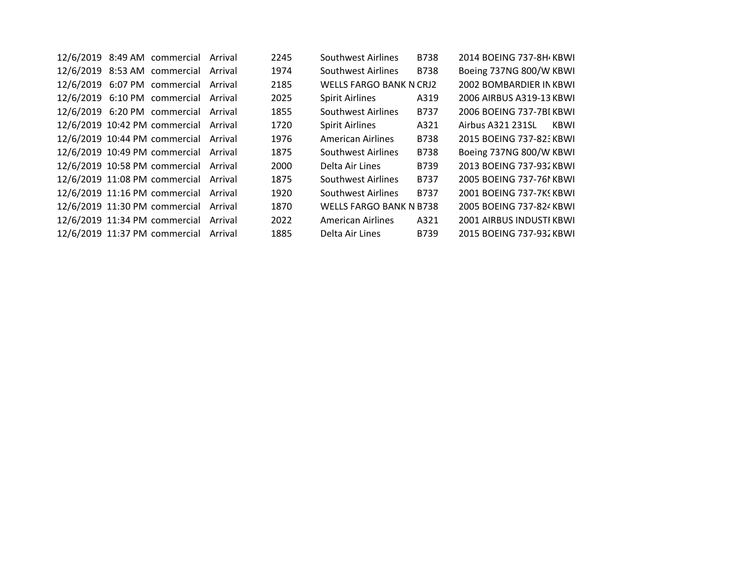| | | | | | | | | |
|---|---|---|---|---|---|---|---|---|
| 12/6/2019 | 8:49 AM | commercial | Arrival | 2245 | Southwest Airlines | B738 | 2014 BOEING 737-8H4 | KBWI |
| 12/6/2019 | 8:53 AM | commercial | Arrival | 1974 | Southwest Airlines | B738 | Boeing 737NG 800/W | KBWI |
| 12/6/2019 | 6:07 PM | commercial | Arrival | 2185 | WELLS FARGO BANK N | CRJ2 | 2002 BOMBARDIER IN | KBWI |
| 12/6/2019 | 6:10 PM | commercial | Arrival | 2025 | Spirit Airlines | A319 | 2006 AIRBUS A319-13 | KBWI |
| 12/6/2019 | 6:20 PM | commercial | Arrival | 1855 | Southwest Airlines | B737 | 2006 BOEING 737-7BI | KBWI |
| 12/6/2019 | 10:42 PM | commercial | Arrival | 1720 | Spirit Airlines | A321 | Airbus A321 231SL | KBWI |
| 12/6/2019 | 10:44 PM | commercial | Arrival | 1976 | American Airlines | B738 | 2015 BOEING 737-823 | KBWI |
| 12/6/2019 | 10:49 PM | commercial | Arrival | 1875 | Southwest Airlines | B738 | Boeing 737NG 800/W | KBWI |
| 12/6/2019 | 10:58 PM | commercial | Arrival | 2000 | Delta Air Lines | B739 | 2013 BOEING 737-932 | KBWI |
| 12/6/2019 | 11:08 PM | commercial | Arrival | 1875 | Southwest Airlines | B737 | 2005 BOEING 737-76N | KBWI |
| 12/6/2019 | 11:16 PM | commercial | Arrival | 1920 | Southwest Airlines | B737 | 2001 BOEING 737-7K9 | KBWI |
| 12/6/2019 | 11:30 PM | commercial | Arrival | 1870 | WELLS FARGO BANK N | B738 | 2005 BOEING 737-824 | KBWI |
| 12/6/2019 | 11:34 PM | commercial | Arrival | 2022 | American Airlines | A321 | 2001 AIRBUS INDUSTI | KBWI |
| 12/6/2019 | 11:37 PM | commercial | Arrival | 1885 | Delta Air Lines | B739 | 2015 BOEING 737-932 | KBWI |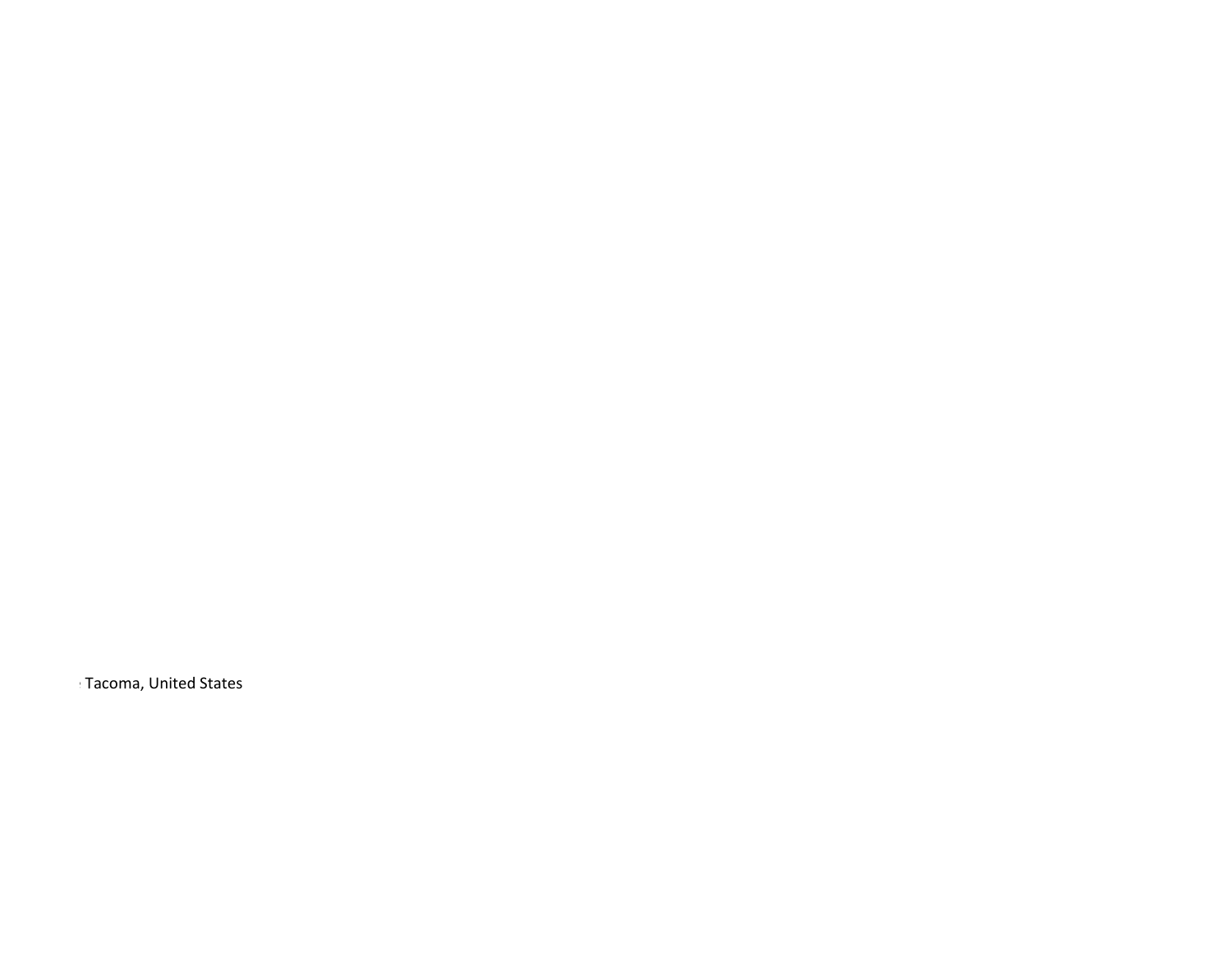Tacoma, United States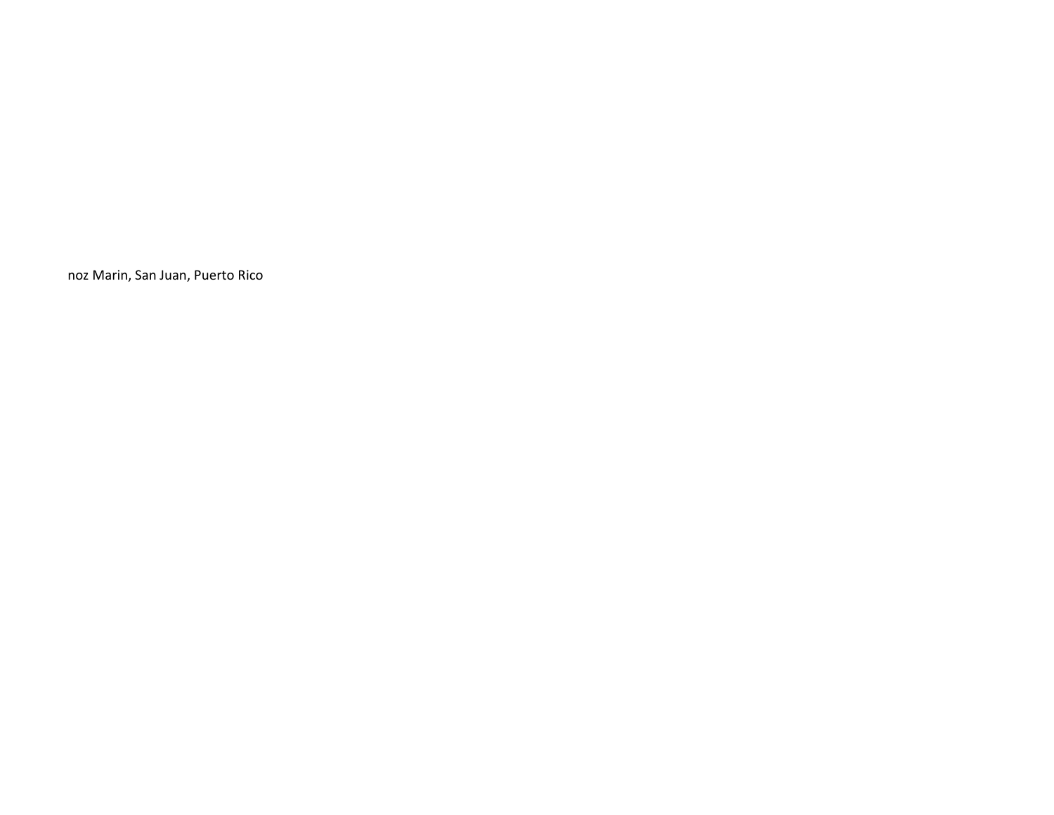noz Marin, San Juan, Puerto Rico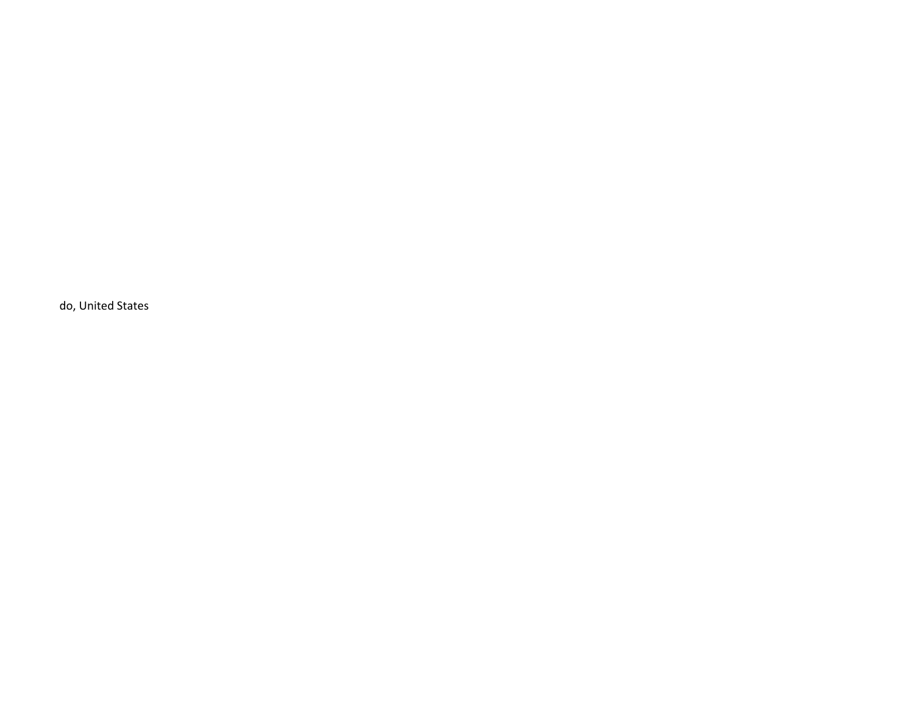do, United States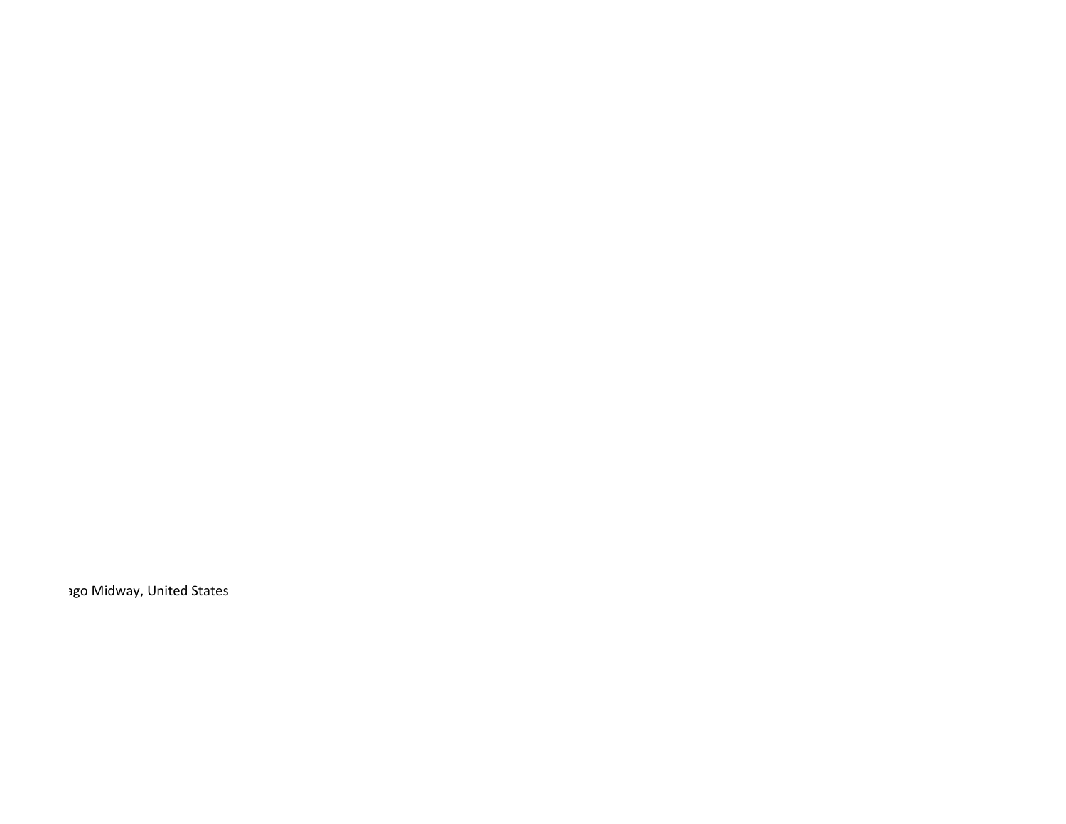ago Midway, United States